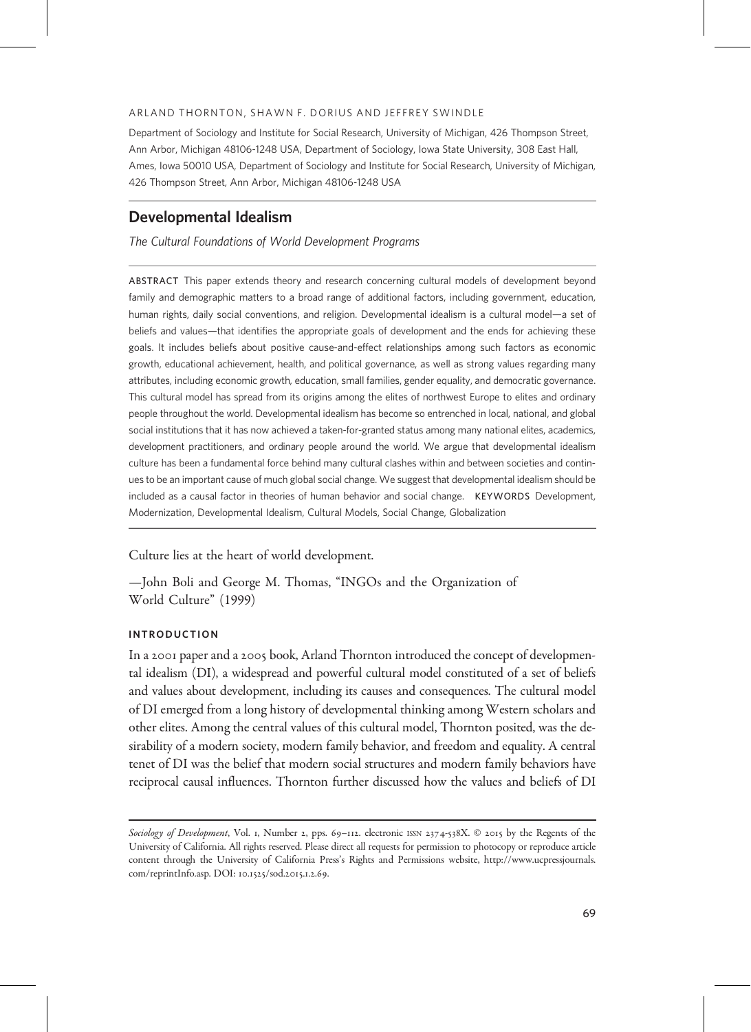ARLAND THORNTON, SHAWN F. DORIUS AND JEFFREY SWINDLE

Department of Sociology and Institute for Social Research, University of Michigan, 426 Thompson Street, Ann Arbor, Michigan 48106-1248 USA, Department of Sociology, Iowa State University, 308 East Hall, Ames, Iowa 50010 USA, Department of Sociology and Institute for Social Research, University of Michigan, 426 Thompson Street, Ann Arbor, Michigan 48106-1248 USA

# Developmental Idealism

*The Cultural Foundations of World Development Programs*

ABSTRACT This paper extends theory and research concerning cultural models of development beyond family and demographic matters to a broad range of additional factors, including government, education, human rights, daily social conventions, and religion. Developmental idealism is a cultural model—a set of beliefs and values—that identifies the appropriate goals of development and the ends for achieving these goals. It includes beliefs about positive cause-and-effect relationships among such factors as economic growth, educational achievement, health, and political governance, as well as strong values regarding many attributes, including economic growth, education, small families, gender equality, and democratic governance. This cultural model has spread from its origins among the elites of northwest Europe to elites and ordinary people throughout the world. Developmental idealism has become so entrenched in local, national, and global social institutions that it has now achieved a taken-for-granted status among many national elites, academics, development practitioners, and ordinary people around the world. We argue that developmental idealism culture has been a fundamental force behind many cultural clashes within and between societies and continues to be an important cause of much global social change. We suggest that developmental idealism should be included as a causal factor in theories of human behavior and social change. KEYWORDS Development, Modernization, Developmental Idealism, Cultural Models, Social Change, Globalization

Culture lies at the heart of world development.

—John Boli and George M. Thomas, "INGOs and the Organization of World Culture" (1999)

## INTRODUCTION

In a 2001 paper and a 2005 book, Arland Thornton introduced the concept of developmental idealism (DI), a widespread and powerful cultural model constituted of a set of beliefs and values about development, including its causes and consequences. The cultural model of DI emerged from a long history of developmental thinking among Western scholars and other elites. Among the central values of this cultural model, Thornton posited, was the desirability of a modern society, modern family behavior, and freedom and equality. A central tenet of DI was the belief that modern social structures and modern family behaviors have reciprocal causal influences. Thornton further discussed how the values and beliefs of DI

*Sociology of Development*, Vol. 1, Number 2, pps. 69–112. electronic ISSN 2374-538X. © 2015 by the Regents of the University of California. All rights reserved. Please direct all requests for permission to photocopy or reproduce article content through the University of California Press's Rights and Permissions website, http://www.ucpressjournals.com/reprintInfo.asp. DOI: 10.1525/sod.2015.1.2.69.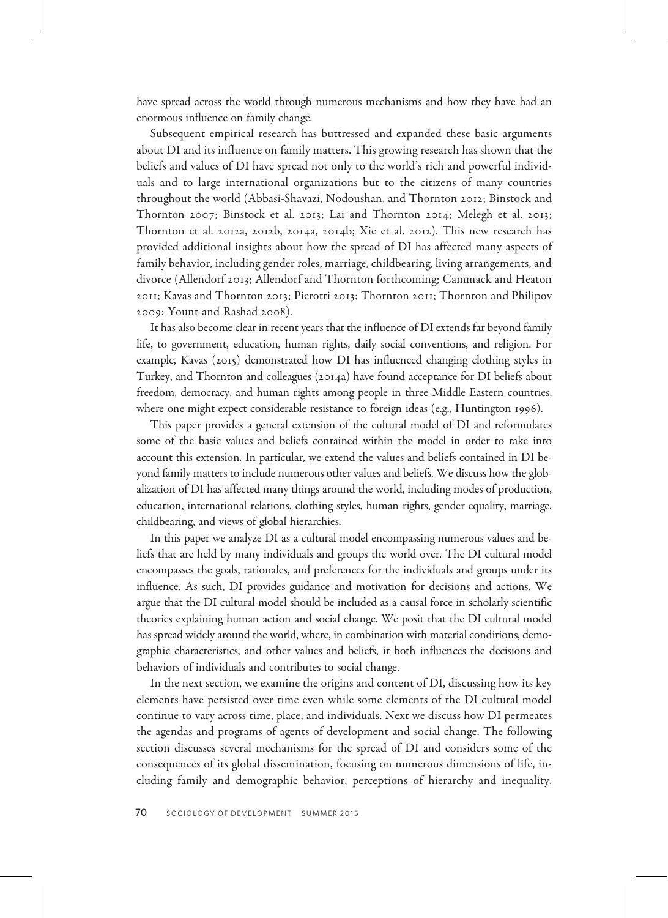have spread across the world through numerous mechanisms and how they have had an enormous influence on family change.

Subsequent empirical research has buttressed and expanded these basic arguments about DI and its influence on family matters. This growing research has shown that the beliefs and values of DI have spread not only to the world's rich and powerful individuals and to large international organizations but to the citizens of many countries throughout the world (Abbasi-Shavazi, Nodoushan, and Thornton 2012; Binstock and Thornton 2007; Binstock et al. 2013; Lai and Thornton 2014; Melegh et al. 2013; Thornton et al. 2012a, 2012b, 2014a, 2014b; Xie et al. 2012). This new research has provided additional insights about how the spread of DI has affected many aspects of family behavior, including gender roles, marriage, childbearing, living arrangements, and divorce (Allendorf 2013; Allendorf and Thornton forthcoming; Cammack and Heaton 2011; Kavas and Thornton 2013; Pierotti 2013; Thornton 2011; Thornton and Philipov 2009; Yount and Rashad 2008).

It has also become clear in recent years that the influence of DI extends far beyond family life, to government, education, human rights, daily social conventions, and religion. For example, Kavas (2015) demonstrated how DI has influenced changing clothing styles in Turkey, and Thornton and colleagues (2014a) have found acceptance for DI beliefs about freedom, democracy, and human rights among people in three Middle Eastern countries, where one might expect considerable resistance to foreign ideas (e.g., Huntington 1996).

This paper provides a general extension of the cultural model of DI and reformulates some of the basic values and beliefs contained within the model in order to take into account this extension. In particular, we extend the values and beliefs contained in DI beyond family matters to include numerous other values and beliefs. We discuss how the globalization of DI has affected many things around the world, including modes of production, education, international relations, clothing styles, human rights, gender equality, marriage, childbearing, and views of global hierarchies.

In this paper we analyze DI as a cultural model encompassing numerous values and beliefs that are held by many individuals and groups the world over. The DI cultural model encompasses the goals, rationales, and preferences for the individuals and groups under its influence. As such, DI provides guidance and motivation for decisions and actions. We argue that the DI cultural model should be included as a causal force in scholarly scientific theories explaining human action and social change. We posit that the DI cultural model has spread widely around the world, where, in combination with material conditions, demographic characteristics, and other values and beliefs, it both influences the decisions and behaviors of individuals and contributes to social change.

In the next section, we examine the origins and content of DI, discussing how its key elements have persisted over time even while some elements of the DI cultural model continue to vary across time, place, and individuals. Next we discuss how DI permeates the agendas and programs of agents of development and social change. The following section discusses several mechanisms for the spread of DI and considers some of the consequences of its global dissemination, focusing on numerous dimensions of life, including family and demographic behavior, perceptions of hierarchy and inequality,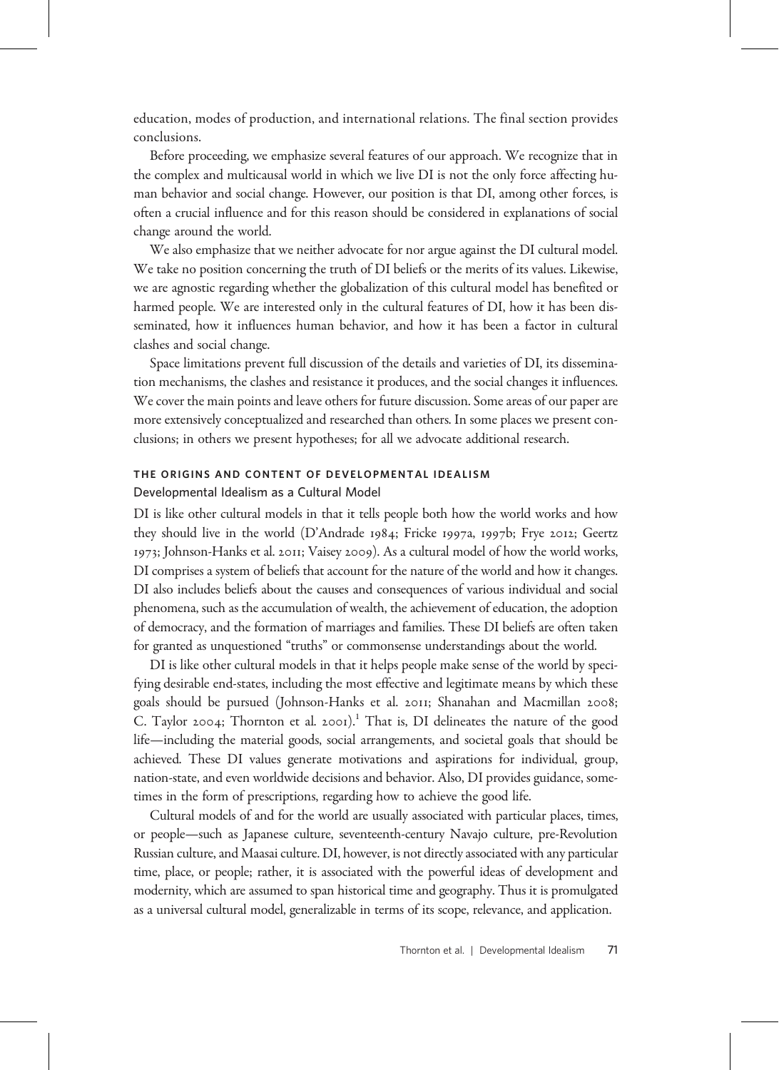education, modes of production, and international relations. The final section provides conclusions.

Before proceeding, we emphasize several features of our approach. We recognize that in the complex and multicausal world in which we live DI is not the only force affecting human behavior and social change. However, our position is that DI, among other forces, is often a crucial influence and for this reason should be considered in explanations of social change around the world.

We also emphasize that we neither advocate for nor argue against the DI cultural model. We take no position concerning the truth of DI beliefs or the merits of its values. Likewise, we are agnostic regarding whether the globalization of this cultural model has benefited or harmed people. We are interested only in the cultural features of DI, how it has been disseminated, how it influences human behavior, and how it has been a factor in cultural clashes and social change.

Space limitations prevent full discussion of the details and varieties of DI, its dissemination mechanisms, the clashes and resistance it produces, and the social changes it influences. We cover the main points and leave others for future discussion. Some areas of our paper are more extensively conceptualized and researched than others. In some places we present conclusions; in others we present hypotheses; for all we advocate additional research.

## THE ORIGINS AND CONTENT OF DEVELOPMENTAL IDEALISM

### Developmental Idealism as a Cultural Model

DI is like other cultural models in that it tells people both how the world works and how they should live in the world (D'Andrade 1984; Fricke 1997a, 1997b; Frye 2012; Geertz 1973; Johnson-Hanks et al. 2011; Vaisey 2009). As a cultural model of how the world works, DI comprises a system of beliefs that account for the nature of the world and how it changes. DI also includes beliefs about the causes and consequences of various individual and social phenomena, such as the accumulation of wealth, the achievement of education, the adoption of democracy, and the formation of marriages and families. These DI beliefs are often taken for granted as unquestioned "truths" or commonsense understandings about the world.

DI is like other cultural models in that it helps people make sense of the world by specifying desirable end-states, including the most effective and legitimate means by which these goals should be pursued (Johnson-Hanks et al. 2011; Shanahan and Macmillan 2008; C. Taylor 2004; Thornton et al. 2001).[1] That is, DI delineates the nature of the good life—including the material goods, social arrangements, and societal goals that should be achieved. These DI values generate motivations and aspirations for individual, group, nation-state, and even worldwide decisions and behavior. Also, DI provides guidance, sometimes in the form of prescriptions, regarding how to achieve the good life.

Cultural models of and for the world are usually associated with particular places, times, or people—such as Japanese culture, seventeenth-century Navajo culture, pre-Revolution Russian culture, and Maasai culture. DI, however, is not directly associated with any particular time, place, or people; rather, it is associated with the powerful ideas of development and modernity, which are assumed to span historical time and geography. Thus it is promulgated as a universal cultural model, generalizable in terms of its scope, relevance, and application.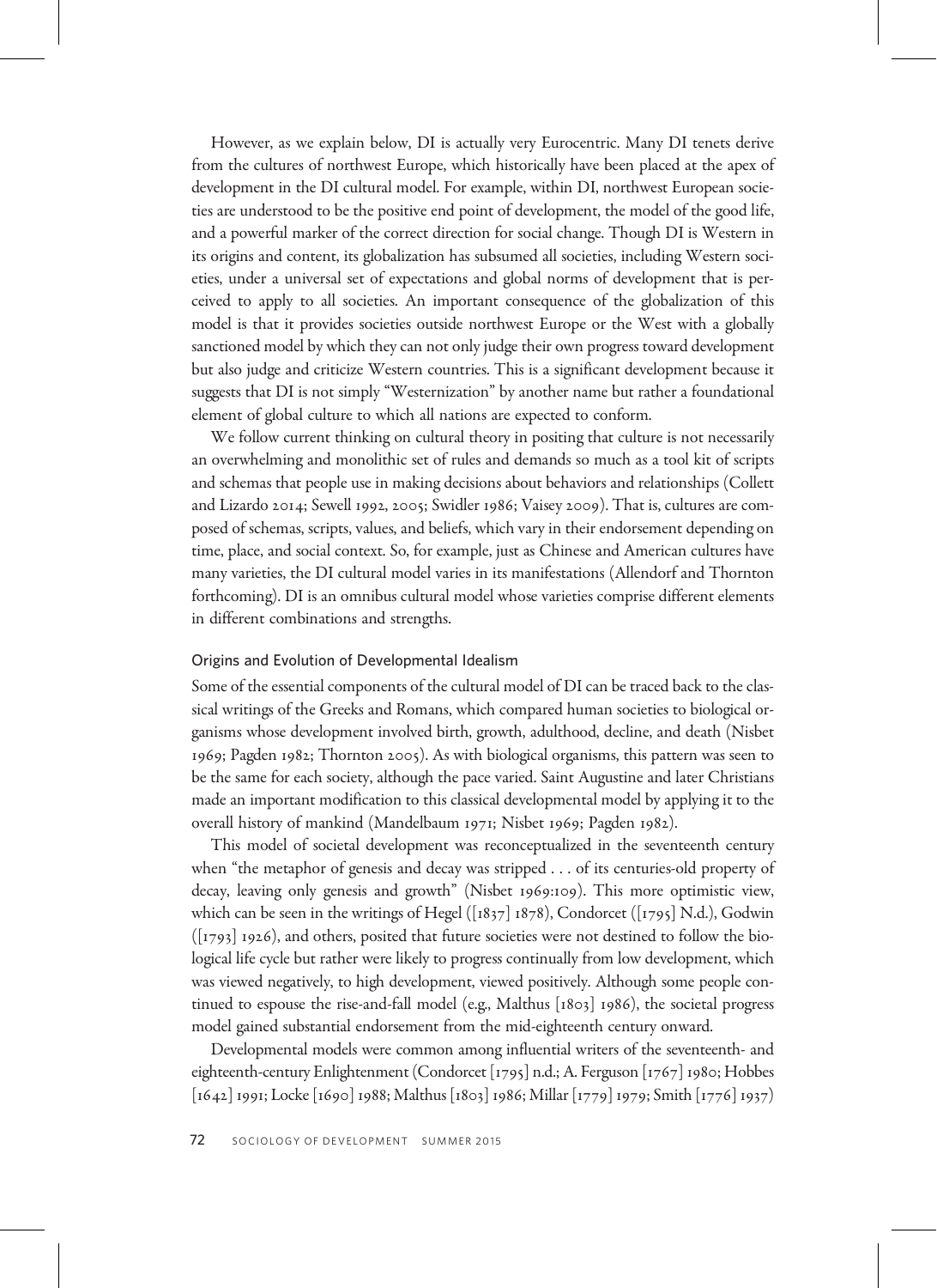However, as we explain below, DI is actually very Eurocentric. Many DI tenets derive from the cultures of northwest Europe, which historically have been placed at the apex of development in the DI cultural model. For example, within DI, northwest European societies are understood to be the positive end point of development, the model of the good life, and a powerful marker of the correct direction for social change. Though DI is Western in its origins and content, its globalization has subsumed all societies, including Western societies, under a universal set of expectations and global norms of development that is perceived to apply to all societies. An important consequence of the globalization of this model is that it provides societies outside northwest Europe or the West with a globally sanctioned model by which they can not only judge their own progress toward development but also judge and criticize Western countries. This is a significant development because it suggests that DI is not simply "Westernization" by another name but rather a foundational element of global culture to which all nations are expected to conform.

We follow current thinking on cultural theory in positing that culture is not necessarily an overwhelming and monolithic set of rules and demands so much as a tool kit of scripts and schemas that people use in making decisions about behaviors and relationships (Collett and Lizardo 2014; Sewell 1992, 2005; Swidler 1986; Vaisey 2009). That is, cultures are composed of schemas, scripts, values, and beliefs, which vary in their endorsement depending on time, place, and social context. So, for example, just as Chinese and American cultures have many varieties, the DI cultural model varies in its manifestations (Allendorf and Thornton forthcoming). DI is an omnibus cultural model whose varieties comprise different elements in different combinations and strengths.

## Origins and Evolution of Developmental Idealism

Some of the essential components of the cultural model of DI can be traced back to the classical writings of the Greeks and Romans, which compared human societies to biological organisms whose development involved birth, growth, adulthood, decline, and death (Nisbet 1969; Pagden 1982; Thornton 2005). As with biological organisms, this pattern was seen to be the same for each society, although the pace varied. Saint Augustine and later Christians made an important modification to this classical developmental model by applying it to the overall history of mankind (Mandelbaum 1971; Nisbet 1969; Pagden 1982).

This model of societal development was reconceptualized in the seventeenth century when "the metaphor of genesis and decay was stripped . . . of its centuries-old property of decay, leaving only genesis and growth" (Nisbet 1969:109). This more optimistic view, which can be seen in the writings of Hegel ([1837] 1878), Condorcet ([1795] N.d.), Godwin ([1793] 1926), and others, posited that future societies were not destined to follow the biological life cycle but rather were likely to progress continually from low development, which was viewed negatively, to high development, viewed positively. Although some people continued to espouse the rise-and-fall model (e.g., Malthus [1803] 1986), the societal progress model gained substantial endorsement from the mid-eighteenth century onward.

Developmental models were common among influential writers of the seventeenth- and eighteenth-century Enlightenment (Condorcet [1795] n.d.; A. Ferguson [1767] 1980; Hobbes [1642] 1991; Locke [1690] 1988; Malthus [1803] 1986; Millar [1779] 1979; Smith [1776] 1937)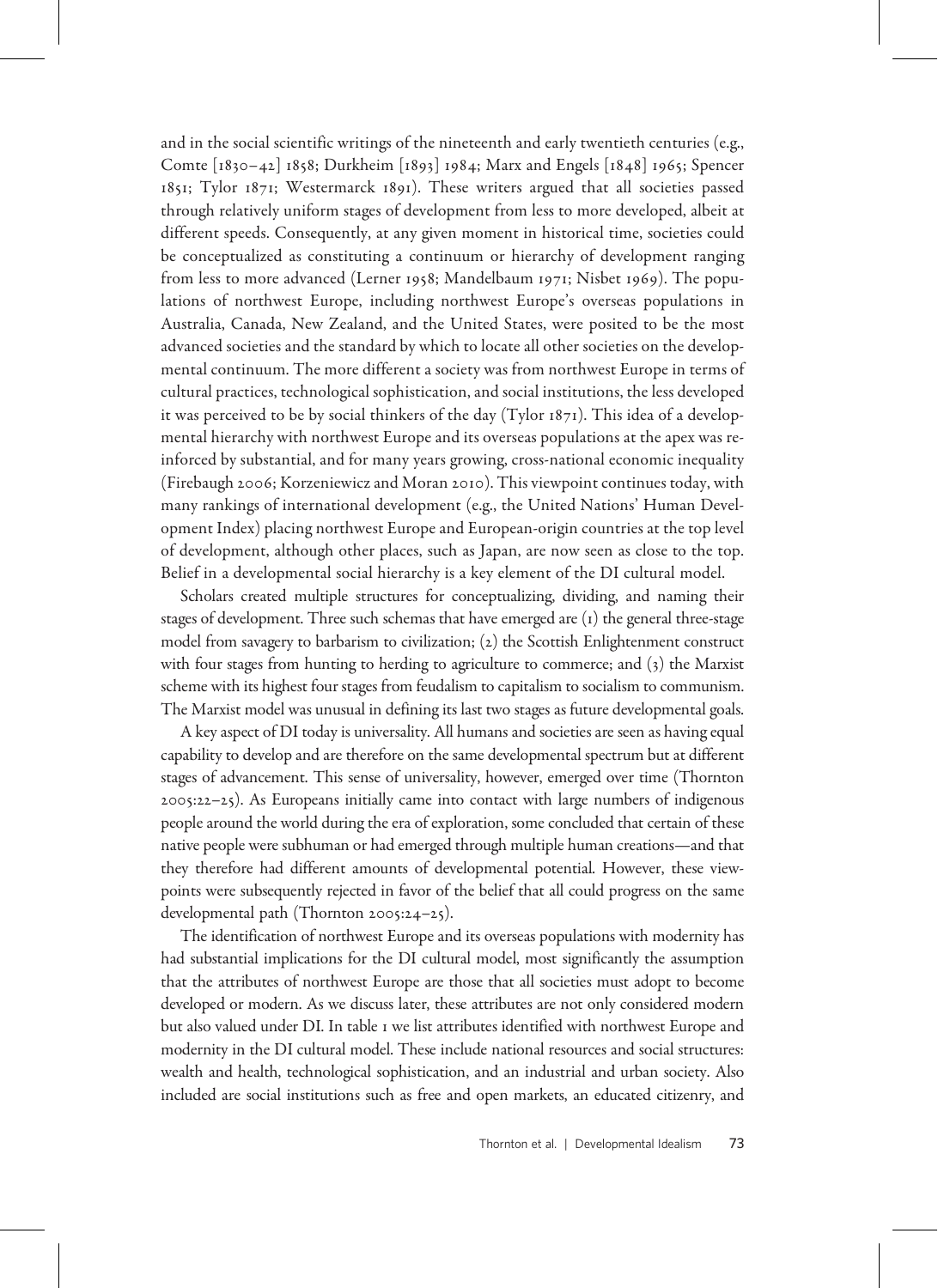and in the social scientific writings of the nineteenth and early twentieth centuries (e.g., Comte [1830–42] 1858; Durkheim [1893] 1984; Marx and Engels [1848] 1965; Spencer 1851; Tylor 1871; Westermarck 1891). These writers argued that all societies passed through relatively uniform stages of development from less to more developed, albeit at different speeds. Consequently, at any given moment in historical time, societies could be conceptualized as constituting a continuum or hierarchy of development ranging from less to more advanced (Lerner 1958; Mandelbaum 1971; Nisbet 1969). The populations of northwest Europe, including northwest Europe's overseas populations in Australia, Canada, New Zealand, and the United States, were posited to be the most advanced societies and the standard by which to locate all other societies on the developmental continuum. The more different a society was from northwest Europe in terms of cultural practices, technological sophistication, and social institutions, the less developed it was perceived to be by social thinkers of the day (Tylor 1871). This idea of a developmental hierarchy with northwest Europe and its overseas populations at the apex was reinforced by substantial, and for many years growing, cross-national economic inequality (Firebaugh 2006; Korzeniewicz and Moran 2010). This viewpoint continues today, with many rankings of international development (e.g., the United Nations' Human Development Index) placing northwest Europe and European-origin countries at the top level of development, although other places, such as Japan, are now seen as close to the top. Belief in a developmental social hierarchy is a key element of the DI cultural model.

Scholars created multiple structures for conceptualizing, dividing, and naming their stages of development. Three such schemas that have emerged are (1) the general three-stage model from savagery to barbarism to civilization; (2) the Scottish Enlightenment construct with four stages from hunting to herding to agriculture to commerce; and (3) the Marxist scheme with its highest four stages from feudalism to capitalism to socialism to communism. The Marxist model was unusual in defining its last two stages as future developmental goals.

A key aspect of DI today is universality. All humans and societies are seen as having equal capability to develop and are therefore on the same developmental spectrum but at different stages of advancement. This sense of universality, however, emerged over time (Thornton 2005:22–25). As Europeans initially came into contact with large numbers of indigenous people around the world during the era of exploration, some concluded that certain of these native people were subhuman or had emerged through multiple human creations—and that they therefore had different amounts of developmental potential. However, these viewpoints were subsequently rejected in favor of the belief that all could progress on the same developmental path (Thornton 2005:24–25).

The identification of northwest Europe and its overseas populations with modernity has had substantial implications for the DI cultural model, most significantly the assumption that the attributes of northwest Europe are those that all societies must adopt to become developed or modern. As we discuss later, these attributes are not only considered modern but also valued under DI. In table 1 we list attributes identified with northwest Europe and modernity in the DI cultural model. These include national resources and social structures: wealth and health, technological sophistication, and an industrial and urban society. Also included are social institutions such as free and open markets, an educated citizenry, and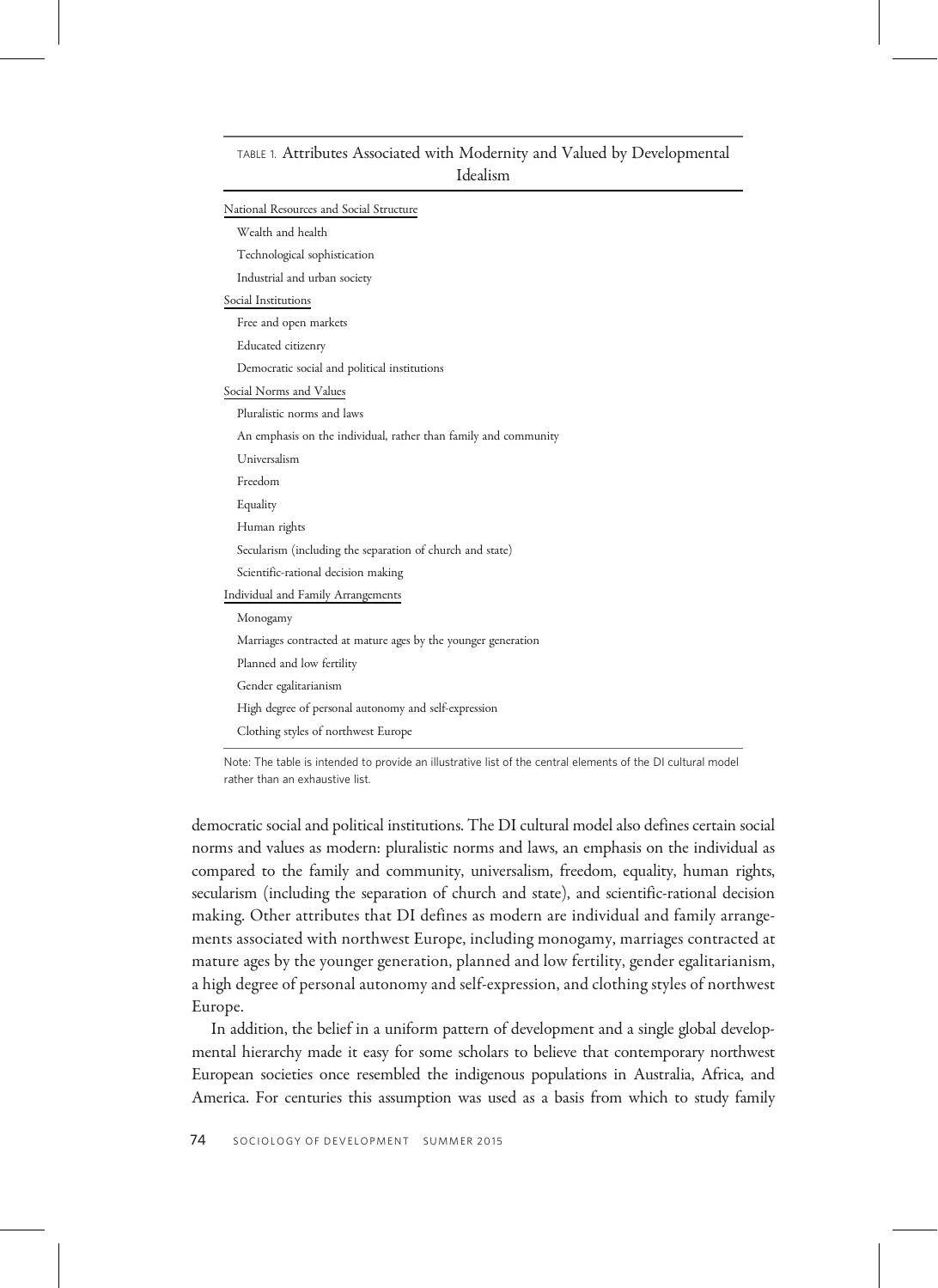TABLE 1. Attributes Associated with Modernity and Valued by Developmental Idealism

| National Resources and Social Structure |
|---|
| Wealth and health |
| Technological sophistication |
| Industrial and urban society |
| **Social Institutions** |
| Free and open markets |
| Educated citizenry |
| Democratic social and political institutions |
| **Social Norms and Values** |
| Pluralistic norms and laws |
| An emphasis on the individual, rather than family and community |
| Universalism |
| Freedom |
| Equality |
| Human rights |
| Secularism (including the separation of church and state) |
| Scientific-rational decision making |
| **Individual and Family Arrangements** |
| Monogamy |
| Marriages contracted at mature ages by the younger generation |
| Planned and low fertility |
| Gender egalitarianism |
| High degree of personal autonomy and self-expression |
| Clothing styles of northwest Europe |

Note: The table is intended to provide an illustrative list of the central elements of the DI cultural model rather than an exhaustive list.

democratic social and political institutions. The DI cultural model also defines certain social norms and values as modern: pluralistic norms and laws, an emphasis on the individual as compared to the family and community, universalism, freedom, equality, human rights, secularism (including the separation of church and state), and scientific-rational decision making. Other attributes that DI defines as modern are individual and family arrangements associated with northwest Europe, including monogamy, marriages contracted at mature ages by the younger generation, planned and low fertility, gender egalitarianism, a high degree of personal autonomy and self-expression, and clothing styles of northwest Europe.

In addition, the belief in a uniform pattern of development and a single global developmental hierarchy made it easy for some scholars to believe that contemporary northwest European societies once resembled the indigenous populations in Australia, Africa, and America. For centuries this assumption was used as a basis from which to study family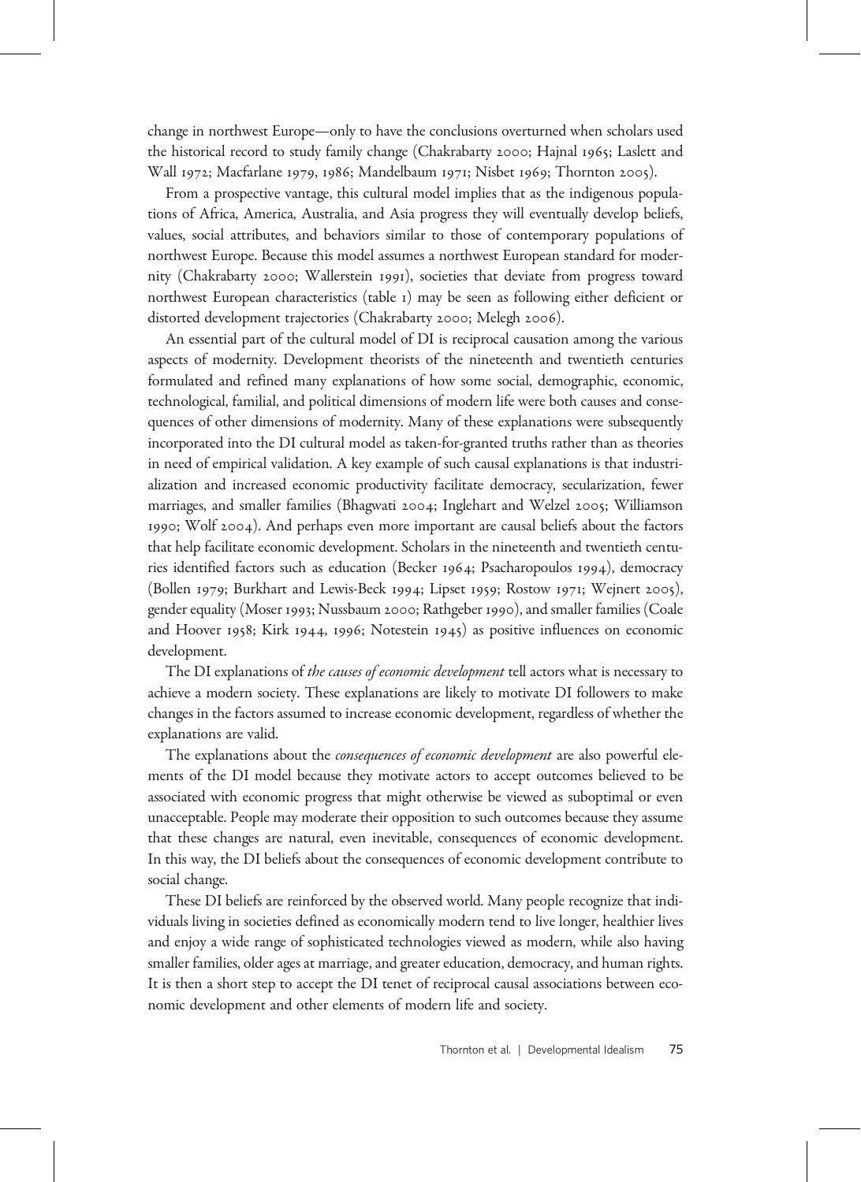change in northwest Europe—only to have the conclusions overturned when scholars used the historical record to study family change (Chakrabarty 2000; Hajnal 1965; Laslett and Wall 1972; Macfarlane 1979, 1986; Mandelbaum 1971; Nisbet 1969; Thornton 2005).

From a prospective vantage, this cultural model implies that as the indigenous populations of Africa, America, Australia, and Asia progress they will eventually develop beliefs, values, social attributes, and behaviors similar to those of contemporary populations of northwest Europe. Because this model assumes a northwest European standard for modernity (Chakrabarty 2000; Wallerstein 1991), societies that deviate from progress toward northwest European characteristics (table 1) may be seen as following either deficient or distorted development trajectories (Chakrabarty 2000; Melegh 2006).

An essential part of the cultural model of DI is reciprocal causation among the various aspects of modernity. Development theorists of the nineteenth and twentieth centuries formulated and refined many explanations of how some social, demographic, economic, technological, familial, and political dimensions of modern life were both causes and consequences of other dimensions of modernity. Many of these explanations were subsequently incorporated into the DI cultural model as taken-for-granted truths rather than as theories in need of empirical validation. A key example of such causal explanations is that industrialization and increased economic productivity facilitate democracy, secularization, fewer marriages, and smaller families (Bhagwati 2004; Inglehart and Welzel 2005; Williamson 1990; Wolf 2004). And perhaps even more important are causal beliefs about the factors that help facilitate economic development. Scholars in the nineteenth and twentieth centuries identified factors such as education (Becker 1964; Psacharopoulos 1994), democracy (Bollen 1979; Burkhart and Lewis-Beck 1994; Lipset 1959; Rostow 1971; Wejnert 2005), gender equality (Moser 1993; Nussbaum 2000; Rathgeber 1990), and smaller families (Coale and Hoover 1958; Kirk 1944, 1996; Notestein 1945) as positive influences on economic development.

The DI explanations of *the causes of economic development* tell actors what is necessary to achieve a modern society. These explanations are likely to motivate DI followers to make changes in the factors assumed to increase economic development, regardless of whether the explanations are valid.

The explanations about the *consequences of economic development* are also powerful elements of the DI model because they motivate actors to accept outcomes believed to be associated with economic progress that might otherwise be viewed as suboptimal or even unacceptable. People may moderate their opposition to such outcomes because they assume that these changes are natural, even inevitable, consequences of economic development. In this way, the DI beliefs about the consequences of economic development contribute to social change.

These DI beliefs are reinforced by the observed world. Many people recognize that individuals living in societies defined as economically modern tend to live longer, healthier lives and enjoy a wide range of sophisticated technologies viewed as modern, while also having smaller families, older ages at marriage, and greater education, democracy, and human rights. It is then a short step to accept the DI tenet of reciprocal causal associations between economic development and other elements of modern life and society.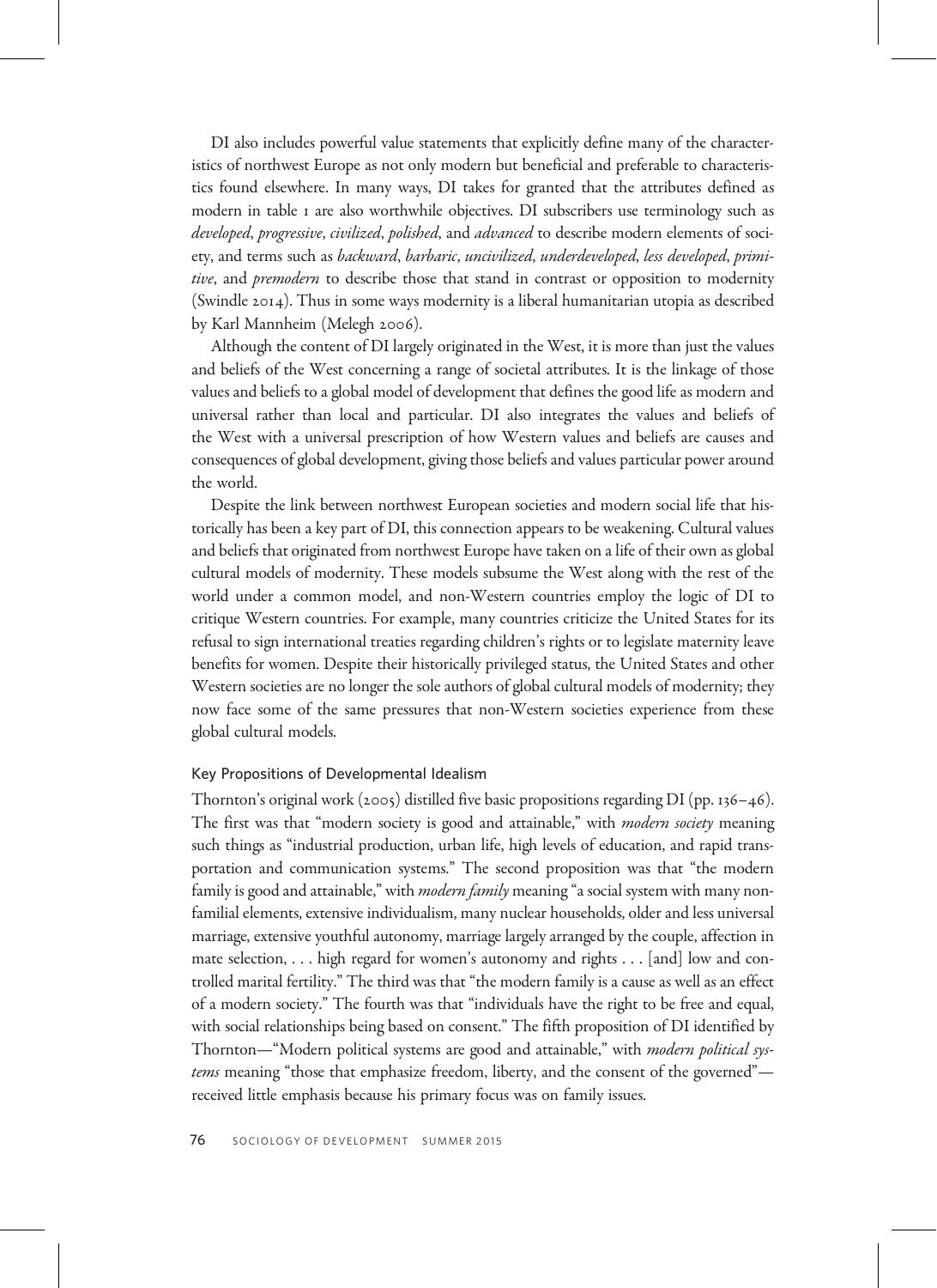DI also includes powerful value statements that explicitly define many of the characteristics of northwest Europe as not only modern but beneficial and preferable to characteristics found elsewhere. In many ways, DI takes for granted that the attributes defined as modern in table 1 are also worthwhile objectives. DI subscribers use terminology such as *developed*, *progressive*, *civilized*, *polished*, and *advanced* to describe modern elements of society, and terms such as *backward*, *barbaric*, *uncivilized*, *underdeveloped*, *less developed*, *primitive*, and *premodern* to describe those that stand in contrast or opposition to modernity (Swindle 2014). Thus in some ways modernity is a liberal humanitarian utopia as described by Karl Mannheim (Melegh 2006).

Although the content of DI largely originated in the West, it is more than just the values and beliefs of the West concerning a range of societal attributes. It is the linkage of those values and beliefs to a global model of development that defines the good life as modern and universal rather than local and particular. DI also integrates the values and beliefs of the West with a universal prescription of how Western values and beliefs are causes and consequences of global development, giving those beliefs and values particular power around the world.

Despite the link between northwest European societies and modern social life that historically has been a key part of DI, this connection appears to be weakening. Cultural values and beliefs that originated from northwest Europe have taken on a life of their own as global cultural models of modernity. These models subsume the West along with the rest of the world under a common model, and non-Western countries employ the logic of DI to critique Western countries. For example, many countries criticize the United States for its refusal to sign international treaties regarding children's rights or to legislate maternity leave benefits for women. Despite their historically privileged status, the United States and other Western societies are no longer the sole authors of global cultural models of modernity; they now face some of the same pressures that non-Western societies experience from these global cultural models.

### Key Propositions of Developmental Idealism

Thornton's original work (2005) distilled five basic propositions regarding DI (pp. 136–46). The first was that "modern society is good and attainable," with *modern society* meaning such things as "industrial production, urban life, high levels of education, and rapid transportation and communication systems." The second proposition was that "the modern family is good and attainable," with *modern family* meaning "a social system with many nonfamilial elements, extensive individualism, many nuclear households, older and less universal marriage, extensive youthful autonomy, marriage largely arranged by the couple, affection in mate selection, . . . high regard for women's autonomy and rights . . . [and] low and controlled marital fertility." The third was that "the modern family is a cause as well as an effect of a modern society." The fourth was that "individuals have the right to be free and equal, with social relationships being based on consent." The fifth proposition of DI identified by Thornton—"Modern political systems are good and attainable," with *modern political systems* meaning "those that emphasize freedom, liberty, and the consent of the governed"—received little emphasis because his primary focus was on family issues.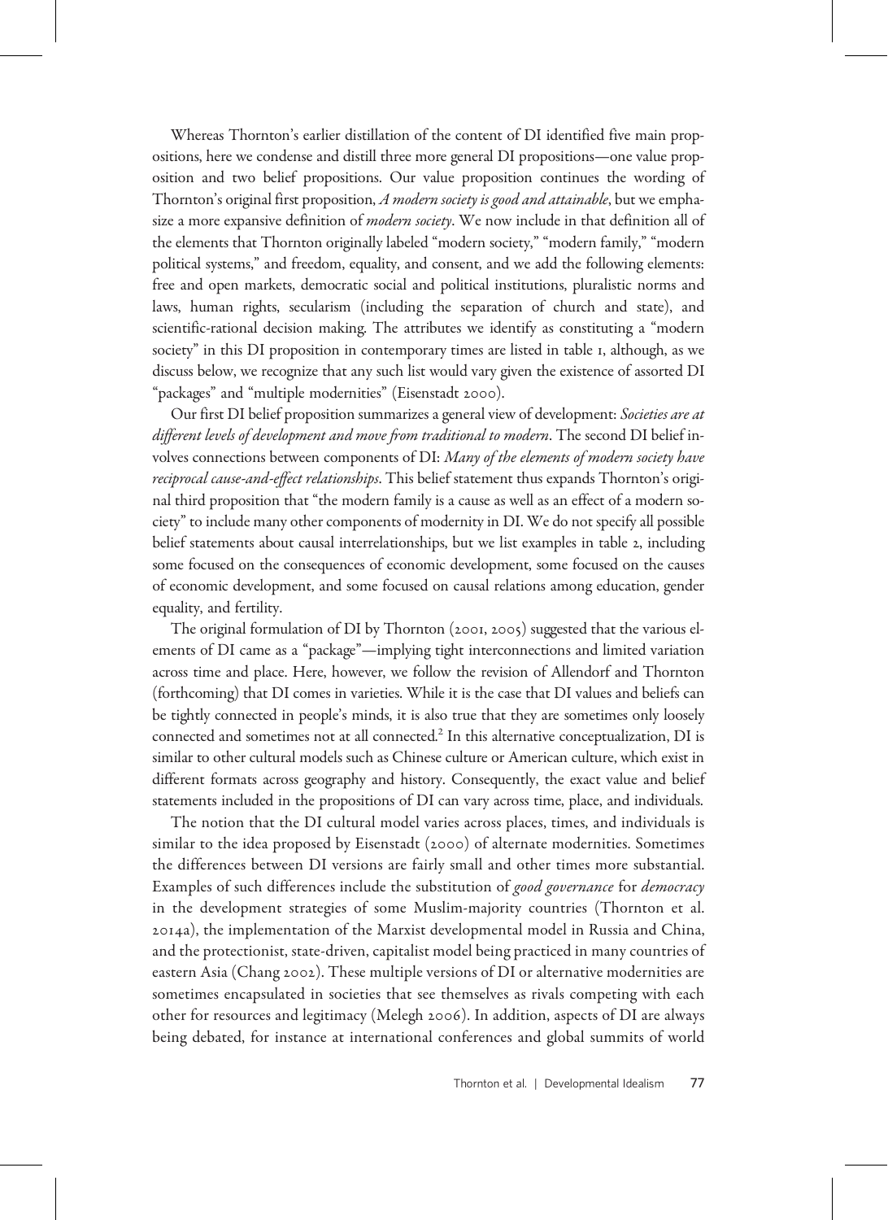Whereas Thornton's earlier distillation of the content of DI identified five main propositions, here we condense and distill three more general DI propositions—one value proposition and two belief propositions. Our value proposition continues the wording of Thornton's original first proposition, *A modern society is good and attainable*, but we emphasize a more expansive definition of *modern society*. We now include in that definition all of the elements that Thornton originally labeled "modern society," "modern family," "modern political systems," and freedom, equality, and consent, and we add the following elements: free and open markets, democratic social and political institutions, pluralistic norms and laws, human rights, secularism (including the separation of church and state), and scientific-rational decision making. The attributes we identify as constituting a "modern society" in this DI proposition in contemporary times are listed in table 1, although, as we discuss below, we recognize that any such list would vary given the existence of assorted DI "packages" and "multiple modernities" (Eisenstadt 2000).

Our first DI belief proposition summarizes a general view of development: *Societies are at different levels of development and move from traditional to modern*. The second DI belief involves connections between components of DI: *Many of the elements of modern society have reciprocal cause-and-effect relationships*. This belief statement thus expands Thornton's original third proposition that "the modern family is a cause as well as an effect of a modern society" to include many other components of modernity in DI. We do not specify all possible belief statements about causal interrelationships, but we list examples in table 2, including some focused on the consequences of economic development, some focused on the causes of economic development, and some focused on causal relations among education, gender equality, and fertility.

The original formulation of DI by Thornton (2001, 2005) suggested that the various elements of DI came as a "package"—implying tight interconnections and limited variation across time and place. Here, however, we follow the revision of Allendorf and Thornton (forthcoming) that DI comes in varieties. While it is the case that DI values and beliefs can be tightly connected in people's minds, it is also true that they are sometimes only loosely connected and sometimes not at all connected.[2] In this alternative conceptualization, DI is similar to other cultural models such as Chinese culture or American culture, which exist in different formats across geography and history. Consequently, the exact value and belief statements included in the propositions of DI can vary across time, place, and individuals.

The notion that the DI cultural model varies across places, times, and individuals is similar to the idea proposed by Eisenstadt (2000) of alternate modernities. Sometimes the differences between DI versions are fairly small and other times more substantial. Examples of such differences include the substitution of *good governance* for *democracy* in the development strategies of some Muslim-majority countries (Thornton et al. 2014a), the implementation of the Marxist developmental model in Russia and China, and the protectionist, state-driven, capitalist model being practiced in many countries of eastern Asia (Chang 2002). These multiple versions of DI or alternative modernities are sometimes encapsulated in societies that see themselves as rivals competing with each other for resources and legitimacy (Melegh 2006). In addition, aspects of DI are always being debated, for instance at international conferences and global summits of world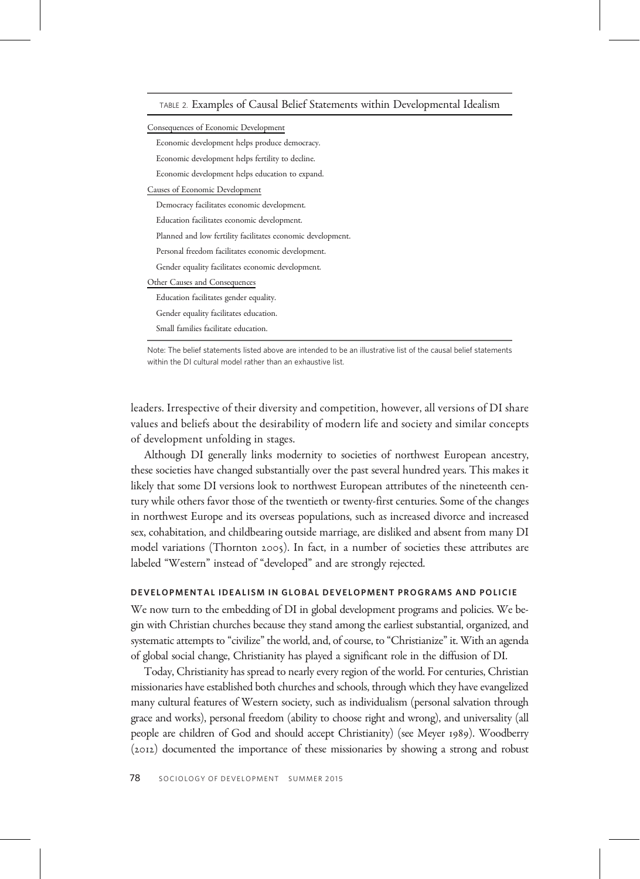TABLE 2. Examples of Causal Belief Statements within Developmental Idealism

| |
|---|
| Consequences of Economic Development |
| Economic development helps produce democracy. |
| Economic development helps fertility to decline. |
| Economic development helps education to expand. |
| Causes of Economic Development |
| Democracy facilitates economic development. |
| Education facilitates economic development. |
| Planned and low fertility facilitates economic development. |
| Personal freedom facilitates economic development. |
| Gender equality facilitates economic development. |
| Other Causes and Consequences |
| Education facilitates gender equality. |
| Gender equality facilitates education. |
| Small families facilitate education. |

Note: The belief statements listed above are intended to be an illustrative list of the causal belief statements within the DI cultural model rather than an exhaustive list.

leaders. Irrespective of their diversity and competition, however, all versions of DI share values and beliefs about the desirability of modern life and society and similar concepts of development unfolding in stages.

Although DI generally links modernity to societies of northwest European ancestry, these societies have changed substantially over the past several hundred years. This makes it likely that some DI versions look to northwest European attributes of the nineteenth century while others favor those of the twentieth or twenty-first centuries. Some of the changes in northwest Europe and its overseas populations, such as increased divorce and increased sex, cohabitation, and childbearing outside marriage, are disliked and absent from many DI model variations (Thornton 2005). In fact, in a number of societies these attributes are labeled "Western" instead of "developed" and are strongly rejected.

## DEVELOPMENTAL IDEALISM IN GLOBAL DEVELOPMENT PROGRAMS AND POLICIE

We now turn to the embedding of DI in global development programs and policies. We begin with Christian churches because they stand among the earliest substantial, organized, and systematic attempts to "civilize" the world, and, of course, to "Christianize" it. With an agenda of global social change, Christianity has played a significant role in the diffusion of DI.

Today, Christianity has spread to nearly every region of the world. For centuries, Christian missionaries have established both churches and schools, through which they have evangelized many cultural features of Western society, such as individualism (personal salvation through grace and works), personal freedom (ability to choose right and wrong), and universality (all people are children of God and should accept Christianity) (see Meyer 1989). Woodberry (2012) documented the importance of these missionaries by showing a strong and robust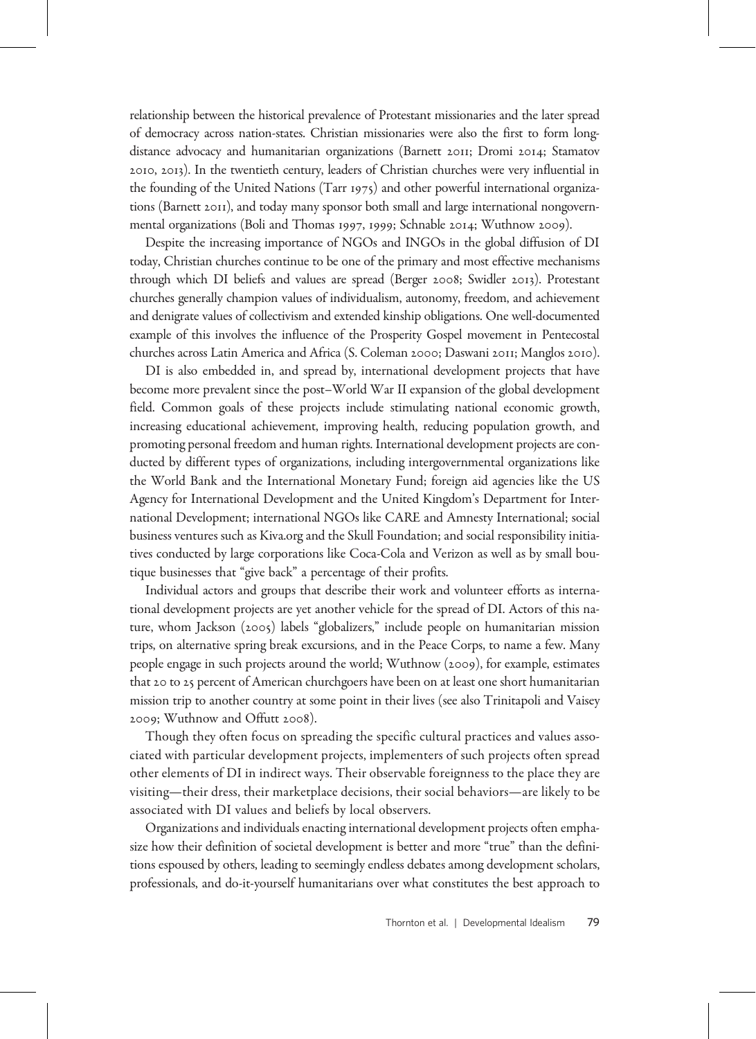relationship between the historical prevalence of Protestant missionaries and the later spread of democracy across nation-states. Christian missionaries were also the first to form long-distance advocacy and humanitarian organizations (Barnett 2011; Dromi 2014; Stamatov 2010, 2013). In the twentieth century, leaders of Christian churches were very influential in the founding of the United Nations (Tarr 1975) and other powerful international organizations (Barnett 2011), and today many sponsor both small and large international nongovernmental organizations (Boli and Thomas 1997, 1999; Schnable 2014; Wuthnow 2009).

Despite the increasing importance of NGOs and INGOs in the global diffusion of DI today, Christian churches continue to be one of the primary and most effective mechanisms through which DI beliefs and values are spread (Berger 2008; Swidler 2013). Protestant churches generally champion values of individualism, autonomy, freedom, and achievement and denigrate values of collectivism and extended kinship obligations. One well-documented example of this involves the influence of the Prosperity Gospel movement in Pentecostal churches across Latin America and Africa (S. Coleman 2000; Daswani 2011; Manglos 2010).

DI is also embedded in, and spread by, international development projects that have become more prevalent since the post–World War II expansion of the global development field. Common goals of these projects include stimulating national economic growth, increasing educational achievement, improving health, reducing population growth, and promoting personal freedom and human rights. International development projects are conducted by different types of organizations, including intergovernmental organizations like the World Bank and the International Monetary Fund; foreign aid agencies like the US Agency for International Development and the United Kingdom's Department for International Development; international NGOs like CARE and Amnesty International; social business ventures such as Kiva.org and the Skull Foundation; and social responsibility initiatives conducted by large corporations like Coca-Cola and Verizon as well as by small boutique businesses that "give back" a percentage of their profits.

Individual actors and groups that describe their work and volunteer efforts as international development projects are yet another vehicle for the spread of DI. Actors of this nature, whom Jackson (2005) labels "globalizers," include people on humanitarian mission trips, on alternative spring break excursions, and in the Peace Corps, to name a few. Many people engage in such projects around the world; Wuthnow (2009), for example, estimates that 20 to 25 percent of American churchgoers have been on at least one short humanitarian mission trip to another country at some point in their lives (see also Trinitapoli and Vaisey 2009; Wuthnow and Offutt 2008).

Though they often focus on spreading the specific cultural practices and values associated with particular development projects, implementers of such projects often spread other elements of DI in indirect ways. Their observable foreignness to the place they are visiting—their dress, their marketplace decisions, their social behaviors—are likely to be associated with DI values and beliefs by local observers.

Organizations and individuals enacting international development projects often emphasize how their definition of societal development is better and more "true" than the definitions espoused by others, leading to seemingly endless debates among development scholars, professionals, and do-it-yourself humanitarians over what constitutes the best approach to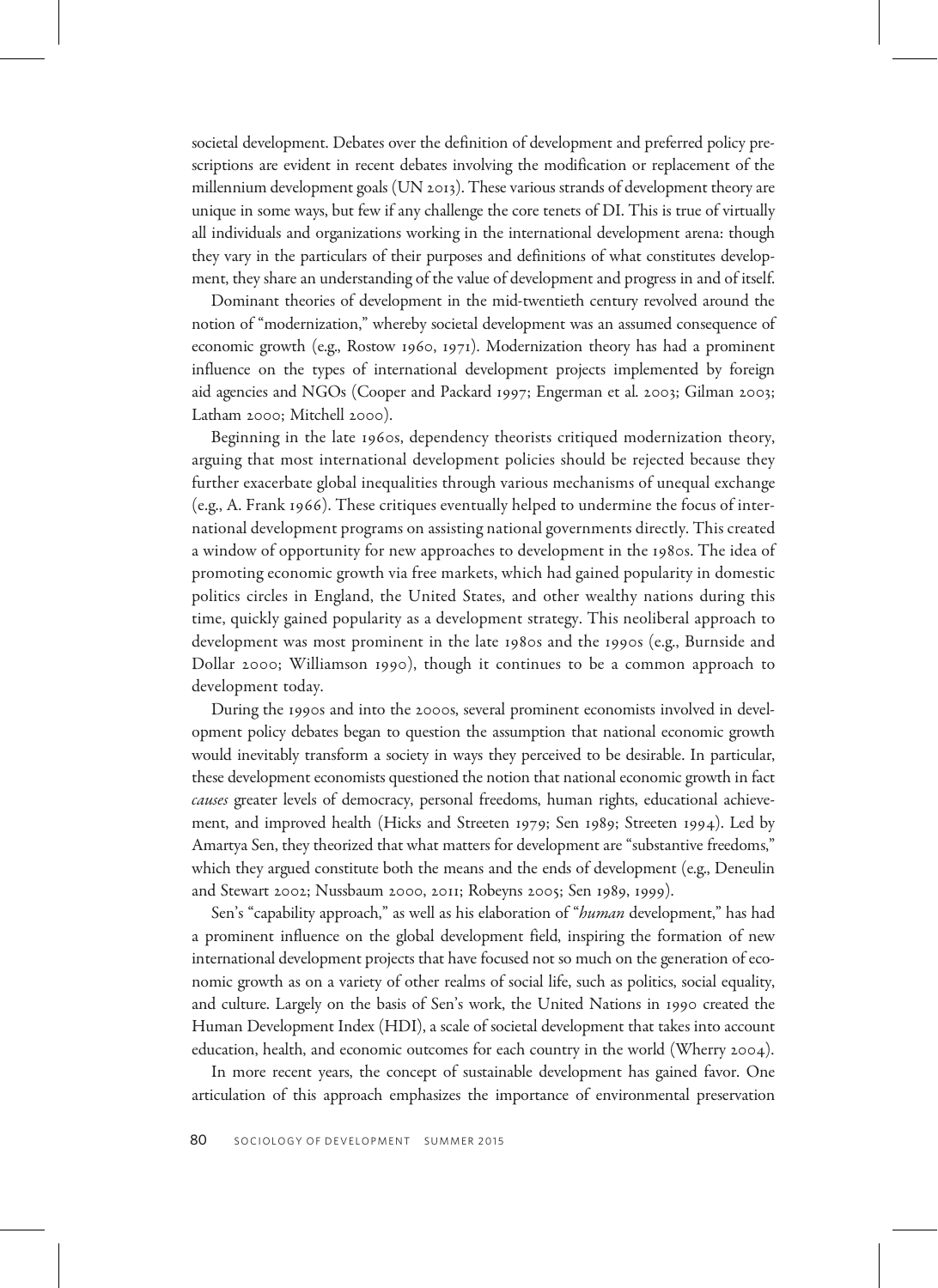societal development. Debates over the definition of development and preferred policy prescriptions are evident in recent debates involving the modification or replacement of the millennium development goals (UN 2013). These various strands of development theory are unique in some ways, but few if any challenge the core tenets of DI. This is true of virtually all individuals and organizations working in the international development arena: though they vary in the particulars of their purposes and definitions of what constitutes development, they share an understanding of the value of development and progress in and of itself.

Dominant theories of development in the mid-twentieth century revolved around the notion of "modernization," whereby societal development was an assumed consequence of economic growth (e.g., Rostow 1960, 1971). Modernization theory has had a prominent influence on the types of international development projects implemented by foreign aid agencies and NGOs (Cooper and Packard 1997; Engerman et al. 2003; Gilman 2003; Latham 2000; Mitchell 2000).

Beginning in the late 1960s, dependency theorists critiqued modernization theory, arguing that most international development policies should be rejected because they further exacerbate global inequalities through various mechanisms of unequal exchange (e.g., A. Frank 1966). These critiques eventually helped to undermine the focus of international development programs on assisting national governments directly. This created a window of opportunity for new approaches to development in the 1980s. The idea of promoting economic growth via free markets, which had gained popularity in domestic politics circles in England, the United States, and other wealthy nations during this time, quickly gained popularity as a development strategy. This neoliberal approach to development was most prominent in the late 1980s and the 1990s (e.g., Burnside and Dollar 2000; Williamson 1990), though it continues to be a common approach to development today.

During the 1990s and into the 2000s, several prominent economists involved in development policy debates began to question the assumption that national economic growth would inevitably transform a society in ways they perceived to be desirable. In particular, these development economists questioned the notion that national economic growth in fact *causes* greater levels of democracy, personal freedoms, human rights, educational achievement, and improved health (Hicks and Streeten 1979; Sen 1989; Streeten 1994). Led by Amartya Sen, they theorized that what matters for development are "substantive freedoms," which they argued constitute both the means and the ends of development (e.g., Deneulin and Stewart 2002; Nussbaum 2000, 2011; Robeyns 2005; Sen 1989, 1999).

Sen's "capability approach," as well as his elaboration of "*human* development," has had a prominent influence on the global development field, inspiring the formation of new international development projects that have focused not so much on the generation of economic growth as on a variety of other realms of social life, such as politics, social equality, and culture. Largely on the basis of Sen's work, the United Nations in 1990 created the Human Development Index (HDI), a scale of societal development that takes into account education, health, and economic outcomes for each country in the world (Wherry 2004).

In more recent years, the concept of sustainable development has gained favor. One articulation of this approach emphasizes the importance of environmental preservation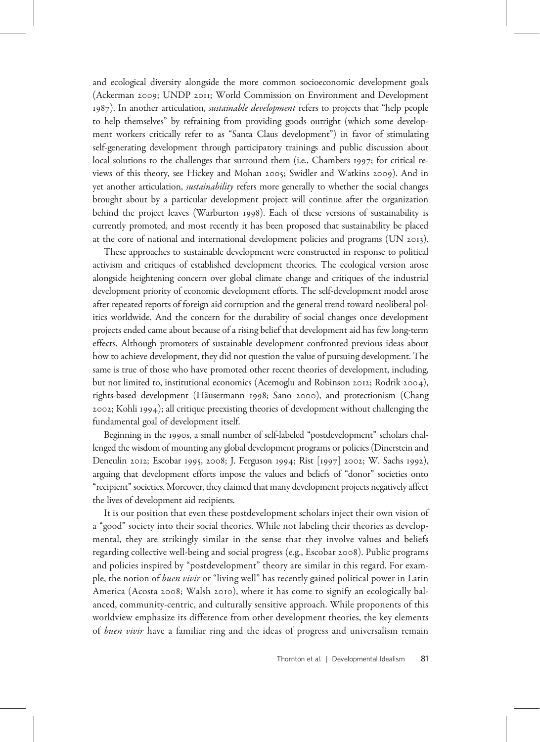and ecological diversity alongside the more common socioeconomic development goals (Ackerman 2009; UNDP 2011; World Commission on Environment and Development 1987). In another articulation, *sustainable development* refers to projects that "help people to help themselves" by refraining from providing goods outright (which some development workers critically refer to as "Santa Claus development") in favor of stimulating self-generating development through participatory trainings and public discussion about local solutions to the challenges that surround them (i.e., Chambers 1997; for critical reviews of this theory, see Hickey and Mohan 2005; Swidler and Watkins 2009). And in yet another articulation, *sustainability* refers more generally to whether the social changes brought about by a particular development project will continue after the organization behind the project leaves (Warburton 1998). Each of these versions of sustainability is currently promoted, and most recently it has been proposed that sustainability be placed at the core of national and international development policies and programs (UN 2013).

These approaches to sustainable development were constructed in response to political activism and critiques of established development theories. The ecological version arose alongside heightening concern over global climate change and critiques of the industrial development priority of economic development efforts. The self-development model arose after repeated reports of foreign aid corruption and the general trend toward neoliberal politics worldwide. And the concern for the durability of social changes once development projects ended came about because of a rising belief that development aid has few long-term effects. Although promoters of sustainable development confronted previous ideas about how to achieve development, they did not question the value of pursuing development. The same is true of those who have promoted other recent theories of development, including, but not limited to, institutional economics (Acemoglu and Robinson 2012; Rodrik 2004), rights-based development (Häusermann 1998; Sano 2000), and protectionism (Chang 2002; Kohli 1994); all critique preexisting theories of development without challenging the fundamental goal of development itself.

Beginning in the 1990s, a small number of self-labeled "postdevelopment" scholars challenged the wisdom of mounting any global development programs or policies (Dinerstein and Deneulin 2012; Escobar 1995, 2008; J. Ferguson 1994; Rist [1997] 2002; W. Sachs 1992), arguing that development efforts impose the values and beliefs of "donor" societies onto "recipient" societies. Moreover, they claimed that many development projects negatively affect the lives of development aid recipients.

It is our position that even these postdevelopment scholars inject their own vision of a "good" society into their social theories. While not labeling their theories as developmental, they are strikingly similar in the sense that they involve values and beliefs regarding collective well-being and social progress (e.g., Escobar 2008). Public programs and policies inspired by "postdevelopment" theory are similar in this regard. For example, the notion of *buen vivir* or "living well" has recently gained political power in Latin America (Acosta 2008; Walsh 2010), where it has come to signify an ecologically balanced, community-centric, and culturally sensitive approach. While proponents of this worldview emphasize its difference from other development theories, the key elements of *buen vivir* have a familiar ring and the ideas of progress and universalism remain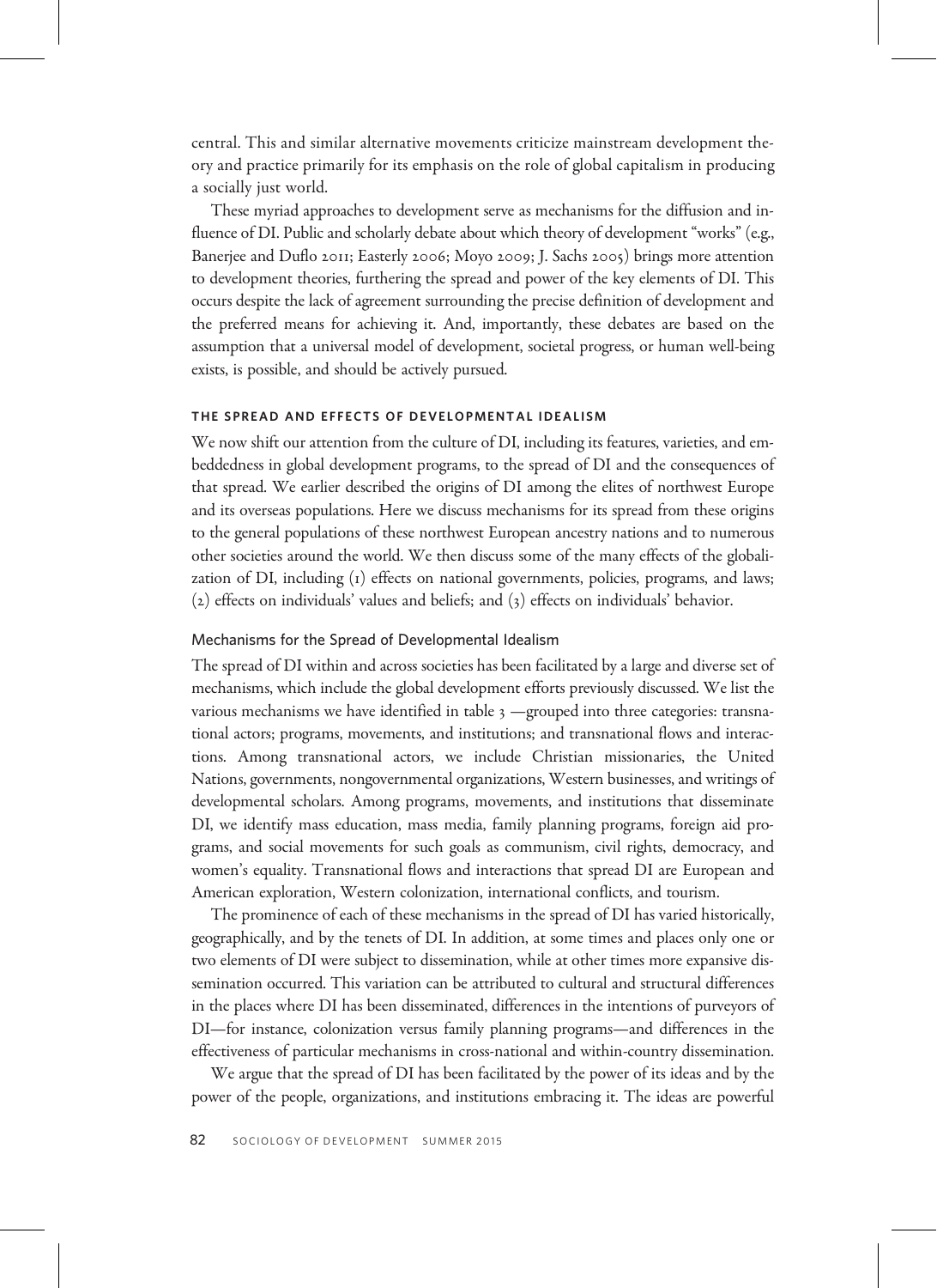central. This and similar alternative movements criticize mainstream development theory and practice primarily for its emphasis on the role of global capitalism in producing a socially just world.

These myriad approaches to development serve as mechanisms for the diffusion and influence of DI. Public and scholarly debate about which theory of development "works" (e.g., Banerjee and Duflo 2011; Easterly 2006; Moyo 2009; J. Sachs 2005) brings more attention to development theories, furthering the spread and power of the key elements of DI. This occurs despite the lack of agreement surrounding the precise definition of development and the preferred means for achieving it. And, importantly, these debates are based on the assumption that a universal model of development, societal progress, or human well-being exists, is possible, and should be actively pursued.

## THE SPREAD AND EFFECTS OF DEVELOPMENTAL IDEALISM

We now shift our attention from the culture of DI, including its features, varieties, and embeddedness in global development programs, to the spread of DI and the consequences of that spread. We earlier described the origins of DI among the elites of northwest Europe and its overseas populations. Here we discuss mechanisms for its spread from these origins to the general populations of these northwest European ancestry nations and to numerous other societies around the world. We then discuss some of the many effects of the globalization of DI, including (1) effects on national governments, policies, programs, and laws; (2) effects on individuals' values and beliefs; and (3) effects on individuals' behavior.

### Mechanisms for the Spread of Developmental Idealism

The spread of DI within and across societies has been facilitated by a large and diverse set of mechanisms, which include the global development efforts previously discussed. We list the various mechanisms we have identified in table 3 —grouped into three categories: transnational actors; programs, movements, and institutions; and transnational flows and interactions. Among transnational actors, we include Christian missionaries, the United Nations, governments, nongovernmental organizations, Western businesses, and writings of developmental scholars. Among programs, movements, and institutions that disseminate DI, we identify mass education, mass media, family planning programs, foreign aid programs, and social movements for such goals as communism, civil rights, democracy, and women's equality. Transnational flows and interactions that spread DI are European and American exploration, Western colonization, international conflicts, and tourism.

The prominence of each of these mechanisms in the spread of DI has varied historically, geographically, and by the tenets of DI. In addition, at some times and places only one or two elements of DI were subject to dissemination, while at other times more expansive dissemination occurred. This variation can be attributed to cultural and structural differences in the places where DI has been disseminated, differences in the intentions of purveyors of DI—for instance, colonization versus family planning programs—and differences in the effectiveness of particular mechanisms in cross-national and within-country dissemination.

We argue that the spread of DI has been facilitated by the power of its ideas and by the power of the people, organizations, and institutions embracing it. The ideas are powerful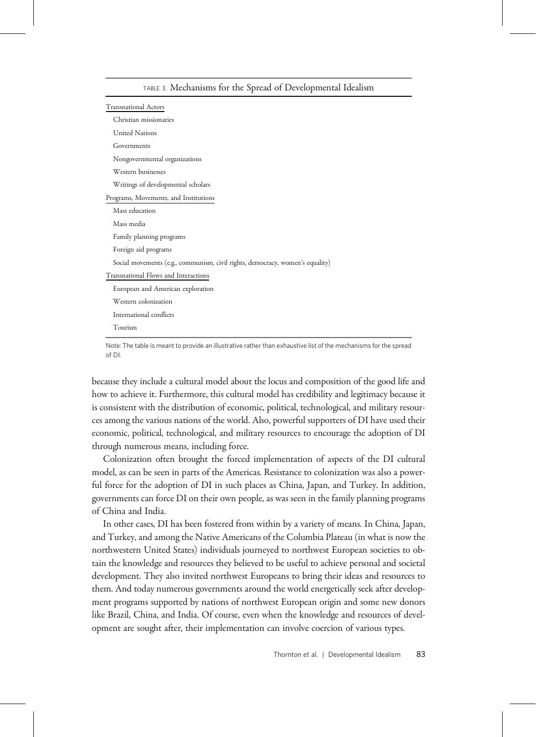TABLE 3. Mechanisms for the Spread of Developmental Idealism

| |
|---|
| Transnational Actors |
| Christian missionaries |
| United Nations |
| Governments |
| Nongovernmental organizations |
| Western businesses |
| Writings of developmental scholars |
| Programs, Movements, and Institutions |
| Mass education |
| Mass media |
| Family planning programs |
| Foreign aid programs |
| Social movements (e.g., communism, civil rights, democracy, women's equality) |
| Transnational Flows and Interactions |
| European and American exploration |
| Western colonization |
| International conflicts |
| Tourism |

Note: The table is meant to provide an illustrative rather than exhaustive list of the mechanisms for the spread of DI.

because they include a cultural model about the locus and composition of the good life and how to achieve it. Furthermore, this cultural model has credibility and legitimacy because it is consistent with the distribution of economic, political, technological, and military resources among the various nations of the world. Also, powerful supporters of DI have used their economic, political, technological, and military resources to encourage the adoption of DI through numerous means, including force.

Colonization often brought the forced implementation of aspects of the DI cultural model, as can be seen in parts of the Americas. Resistance to colonization was also a powerful force for the adoption of DI in such places as China, Japan, and Turkey. In addition, governments can force DI on their own people, as was seen in the family planning programs of China and India.

In other cases, DI has been fostered from within by a variety of means. In China, Japan, and Turkey, and among the Native Americans of the Columbia Plateau (in what is now the northwestern United States) individuals journeyed to northwest European societies to obtain the knowledge and resources they believed to be useful to achieve personal and societal development. They also invited northwest Europeans to bring their ideas and resources to them. And today numerous governments around the world energetically seek after development programs supported by nations of northwest European origin and some new donors like Brazil, China, and India. Of course, even when the knowledge and resources of development are sought after, their implementation can involve coercion of various types.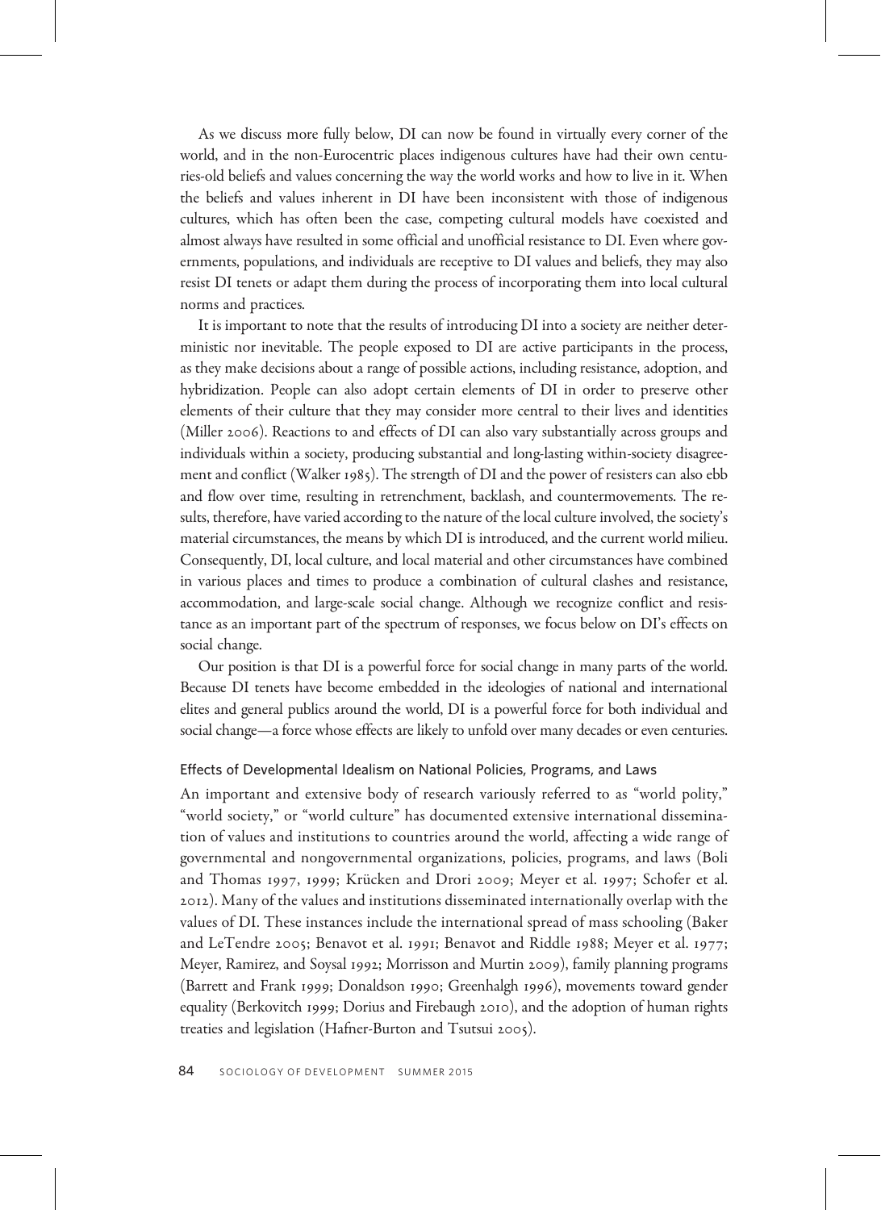As we discuss more fully below, DI can now be found in virtually every corner of the world, and in the non-Eurocentric places indigenous cultures have had their own centuries-old beliefs and values concerning the way the world works and how to live in it. When the beliefs and values inherent in DI have been inconsistent with those of indigenous cultures, which has often been the case, competing cultural models have coexisted and almost always have resulted in some official and unofficial resistance to DI. Even where governments, populations, and individuals are receptive to DI values and beliefs, they may also resist DI tenets or adapt them during the process of incorporating them into local cultural norms and practices.

It is important to note that the results of introducing DI into a society are neither deterministic nor inevitable. The people exposed to DI are active participants in the process, as they make decisions about a range of possible actions, including resistance, adoption, and hybridization. People can also adopt certain elements of DI in order to preserve other elements of their culture that they may consider more central to their lives and identities (Miller 2006). Reactions to and effects of DI can also vary substantially across groups and individuals within a society, producing substantial and long-lasting within-society disagreement and conflict (Walker 1985). The strength of DI and the power of resisters can also ebb and flow over time, resulting in retrenchment, backlash, and countermovements. The results, therefore, have varied according to the nature of the local culture involved, the society's material circumstances, the means by which DI is introduced, and the current world milieu. Consequently, DI, local culture, and local material and other circumstances have combined in various places and times to produce a combination of cultural clashes and resistance, accommodation, and large-scale social change. Although we recognize conflict and resistance as an important part of the spectrum of responses, we focus below on DI's effects on social change.

Our position is that DI is a powerful force for social change in many parts of the world. Because DI tenets have become embedded in the ideologies of national and international elites and general publics around the world, DI is a powerful force for both individual and social change—a force whose effects are likely to unfold over many decades or even centuries.

### Effects of Developmental Idealism on National Policies, Programs, and Laws

An important and extensive body of research variously referred to as "world polity," "world society," or "world culture" has documented extensive international dissemination of values and institutions to countries around the world, affecting a wide range of governmental and nongovernmental organizations, policies, programs, and laws (Boli and Thomas 1997, 1999; Krücken and Drori 2009; Meyer et al. 1997; Schofer et al. 2012). Many of the values and institutions disseminated internationally overlap with the values of DI. These instances include the international spread of mass schooling (Baker and LeTendre 2005; Benavot et al. 1991; Benavot and Riddle 1988; Meyer et al. 1977; Meyer, Ramirez, and Soysal 1992; Morrisson and Murtin 2009), family planning programs (Barrett and Frank 1999; Donaldson 1990; Greenhalgh 1996), movements toward gender equality (Berkovitch 1999; Dorius and Firebaugh 2010), and the adoption of human rights treaties and legislation (Hafner-Burton and Tsutsui 2005).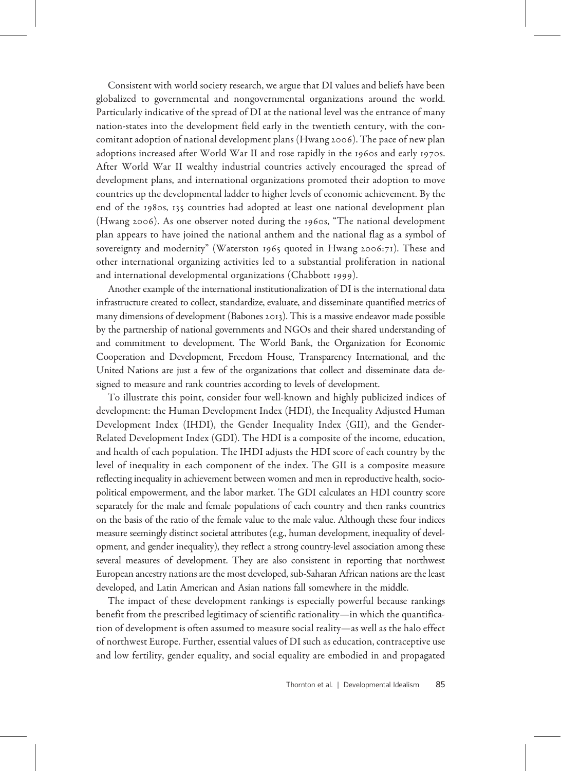Consistent with world society research, we argue that DI values and beliefs have been globalized to governmental and nongovernmental organizations around the world. Particularly indicative of the spread of DI at the national level was the entrance of many nation-states into the development field early in the twentieth century, with the concomitant adoption of national development plans (Hwang 2006). The pace of new plan adoptions increased after World War II and rose rapidly in the 1960s and early 1970s. After World War II wealthy industrial countries actively encouraged the spread of development plans, and international organizations promoted their adoption to move countries up the developmental ladder to higher levels of economic achievement. By the end of the 1980s, 135 countries had adopted at least one national development plan (Hwang 2006). As one observer noted during the 1960s, "The national development plan appears to have joined the national anthem and the national flag as a symbol of sovereignty and modernity" (Waterston 1965 quoted in Hwang 2006:71). These and other international organizing activities led to a substantial proliferation in national and international developmental organizations (Chabbott 1999).

Another example of the international institutionalization of DI is the international data infrastructure created to collect, standardize, evaluate, and disseminate quantified metrics of many dimensions of development (Babones 2013). This is a massive endeavor made possible by the partnership of national governments and NGOs and their shared understanding of and commitment to development. The World Bank, the Organization for Economic Cooperation and Development, Freedom House, Transparency International, and the United Nations are just a few of the organizations that collect and disseminate data designed to measure and rank countries according to levels of development.

To illustrate this point, consider four well-known and highly publicized indices of development: the Human Development Index (HDI), the Inequality Adjusted Human Development Index (IHDI), the Gender Inequality Index (GII), and the Gender-Related Development Index (GDI). The HDI is a composite of the income, education, and health of each population. The IHDI adjusts the HDI score of each country by the level of inequality in each component of the index. The GII is a composite measure reflecting inequality in achievement between women and men in reproductive health, sociopolitical empowerment, and the labor market. The GDI calculates an HDI country score separately for the male and female populations of each country and then ranks countries on the basis of the ratio of the female value to the male value. Although these four indices measure seemingly distinct societal attributes (e.g., human development, inequality of development, and gender inequality), they reflect a strong country-level association among these several measures of development. They are also consistent in reporting that northwest European ancestry nations are the most developed, sub-Saharan African nations are the least developed, and Latin American and Asian nations fall somewhere in the middle.

The impact of these development rankings is especially powerful because rankings benefit from the prescribed legitimacy of scientific rationality—in which the quantification of development is often assumed to measure social reality—as well as the halo effect of northwest Europe. Further, essential values of DI such as education, contraceptive use and low fertility, gender equality, and social equality are embodied in and propagated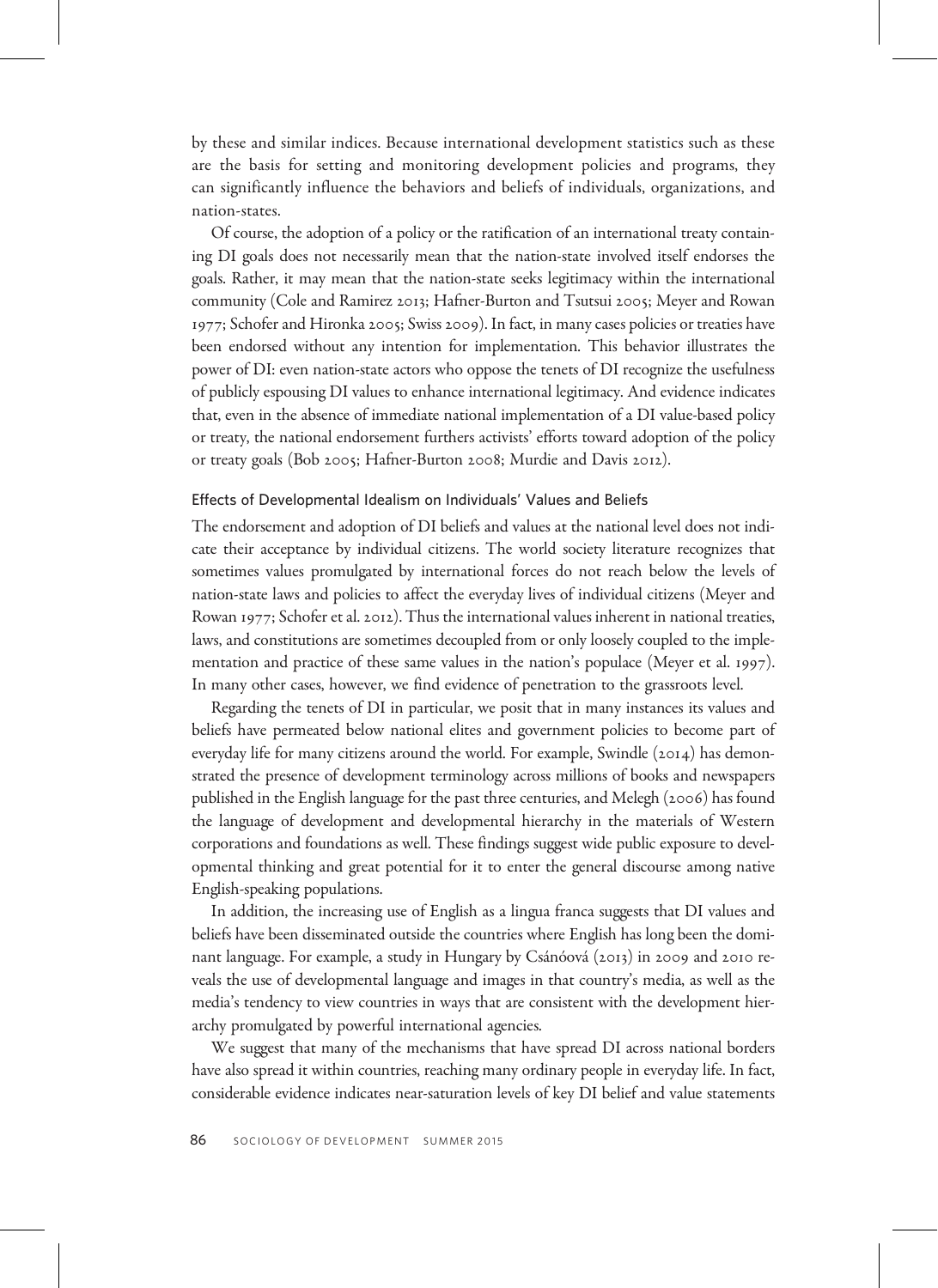by these and similar indices. Because international development statistics such as these are the basis for setting and monitoring development policies and programs, they can significantly influence the behaviors and beliefs of individuals, organizations, and nation-states.

Of course, the adoption of a policy or the ratification of an international treaty containing DI goals does not necessarily mean that the nation-state involved itself endorses the goals. Rather, it may mean that the nation-state seeks legitimacy within the international community (Cole and Ramirez 2013; Hafner-Burton and Tsutsui 2005; Meyer and Rowan 1977; Schofer and Hironka 2005; Swiss 2009). In fact, in many cases policies or treaties have been endorsed without any intention for implementation. This behavior illustrates the power of DI: even nation-state actors who oppose the tenets of DI recognize the usefulness of publicly espousing DI values to enhance international legitimacy. And evidence indicates that, even in the absence of immediate national implementation of a DI value-based policy or treaty, the national endorsement furthers activists' efforts toward adoption of the policy or treaty goals (Bob 2005; Hafner-Burton 2008; Murdie and Davis 2012).

### Effects of Developmental Idealism on Individuals' Values and Beliefs

The endorsement and adoption of DI beliefs and values at the national level does not indicate their acceptance by individual citizens. The world society literature recognizes that sometimes values promulgated by international forces do not reach below the levels of nation-state laws and policies to affect the everyday lives of individual citizens (Meyer and Rowan 1977; Schofer et al. 2012). Thus the international values inherent in national treaties, laws, and constitutions are sometimes decoupled from or only loosely coupled to the implementation and practice of these same values in the nation's populace (Meyer et al. 1997). In many other cases, however, we find evidence of penetration to the grassroots level.

Regarding the tenets of DI in particular, we posit that in many instances its values and beliefs have permeated below national elites and government policies to become part of everyday life for many citizens around the world. For example, Swindle (2014) has demonstrated the presence of development terminology across millions of books and newspapers published in the English language for the past three centuries, and Melegh (2006) has found the language of development and developmental hierarchy in the materials of Western corporations and foundations as well. These findings suggest wide public exposure to developmental thinking and great potential for it to enter the general discourse among native English-speaking populations.

In addition, the increasing use of English as a lingua franca suggests that DI values and beliefs have been disseminated outside the countries where English has long been the dominant language. For example, a study in Hungary by Csánóová (2013) in 2009 and 2010 reveals the use of developmental language and images in that country's media, as well as the media's tendency to view countries in ways that are consistent with the development hierarchy promulgated by powerful international agencies.

We suggest that many of the mechanisms that have spread DI across national borders have also spread it within countries, reaching many ordinary people in everyday life. In fact, considerable evidence indicates near-saturation levels of key DI belief and value statements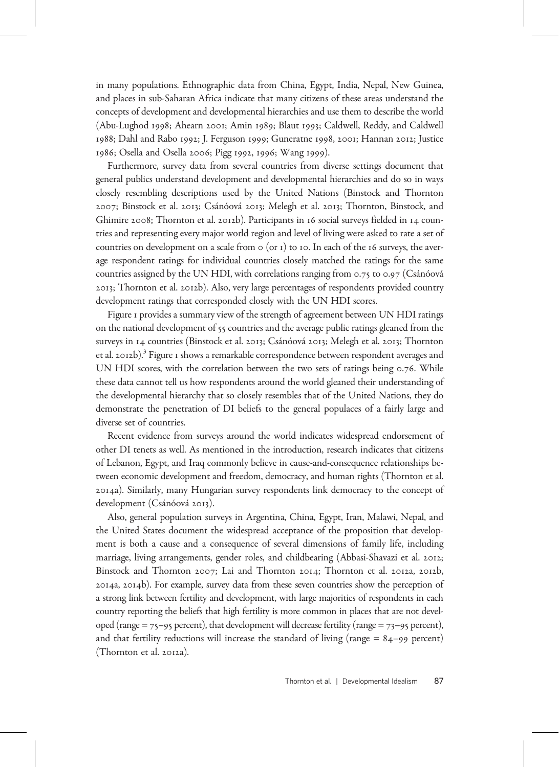in many populations. Ethnographic data from China, Egypt, India, Nepal, New Guinea, and places in sub-Saharan Africa indicate that many citizens of these areas understand the concepts of development and developmental hierarchies and use them to describe the world (Abu-Lughod 1998; Ahearn 2001; Amin 1989; Blaut 1993; Caldwell, Reddy, and Caldwell 1988; Dahl and Rabo 1992; J. Ferguson 1999; Guneratne 1998, 2001; Hannan 2012; Justice 1986; Osella and Osella 2006; Pigg 1992, 1996; Wang 1999).

Furthermore, survey data from several countries from diverse settings document that general publics understand development and developmental hierarchies and do so in ways closely resembling descriptions used by the United Nations (Binstock and Thornton 2007; Binstock et al. 2013; Csánóová 2013; Melegh et al. 2013; Thornton, Binstock, and Ghimire 2008; Thornton et al. 2012b). Participants in 16 social surveys fielded in 14 countries and representing every major world region and level of living were asked to rate a set of countries on development on a scale from 0 (or 1) to 10. In each of the 16 surveys, the average respondent ratings for individual countries closely matched the ratings for the same countries assigned by the UN HDI, with correlations ranging from 0.75 to 0.97 (Csánóová 2013; Thornton et al. 2012b). Also, very large percentages of respondents provided country development ratings that corresponded closely with the UN HDI scores.

Figure 1 provides a summary view of the strength of agreement between UN HDI ratings on the national development of 55 countries and the average public ratings gleaned from the surveys in 14 countries (Binstock et al. 2013; Csánóová 2013; Melegh et al. 2013; Thornton et al. 2012b).[3] Figure 1 shows a remarkable correspondence between respondent averages and UN HDI scores, with the correlation between the two sets of ratings being 0.76. While these data cannot tell us how respondents around the world gleaned their understanding of the developmental hierarchy that so closely resembles that of the United Nations, they do demonstrate the penetration of DI beliefs to the general populaces of a fairly large and diverse set of countries.

Recent evidence from surveys around the world indicates widespread endorsement of other DI tenets as well. As mentioned in the introduction, research indicates that citizens of Lebanon, Egypt, and Iraq commonly believe in cause-and-consequence relationships between economic development and freedom, democracy, and human rights (Thornton et al. 2014a). Similarly, many Hungarian survey respondents link democracy to the concept of development (Csánóová 2013).

Also, general population surveys in Argentina, China, Egypt, Iran, Malawi, Nepal, and the United States document the widespread acceptance of the proposition that development is both a cause and a consequence of several dimensions of family life, including marriage, living arrangements, gender roles, and childbearing (Abbasi-Shavazi et al. 2012; Binstock and Thornton 2007; Lai and Thornton 2014; Thornton et al. 2012a, 2012b, 2014a, 2014b). For example, survey data from these seven countries show the perception of a strong link between fertility and development, with large majorities of respondents in each country reporting the beliefs that high fertility is more common in places that are not developed (range = 75–95 percent), that development will decrease fertility (range = 73–95 percent), and that fertility reductions will increase the standard of living (range = 84–99 percent) (Thornton et al. 2012a).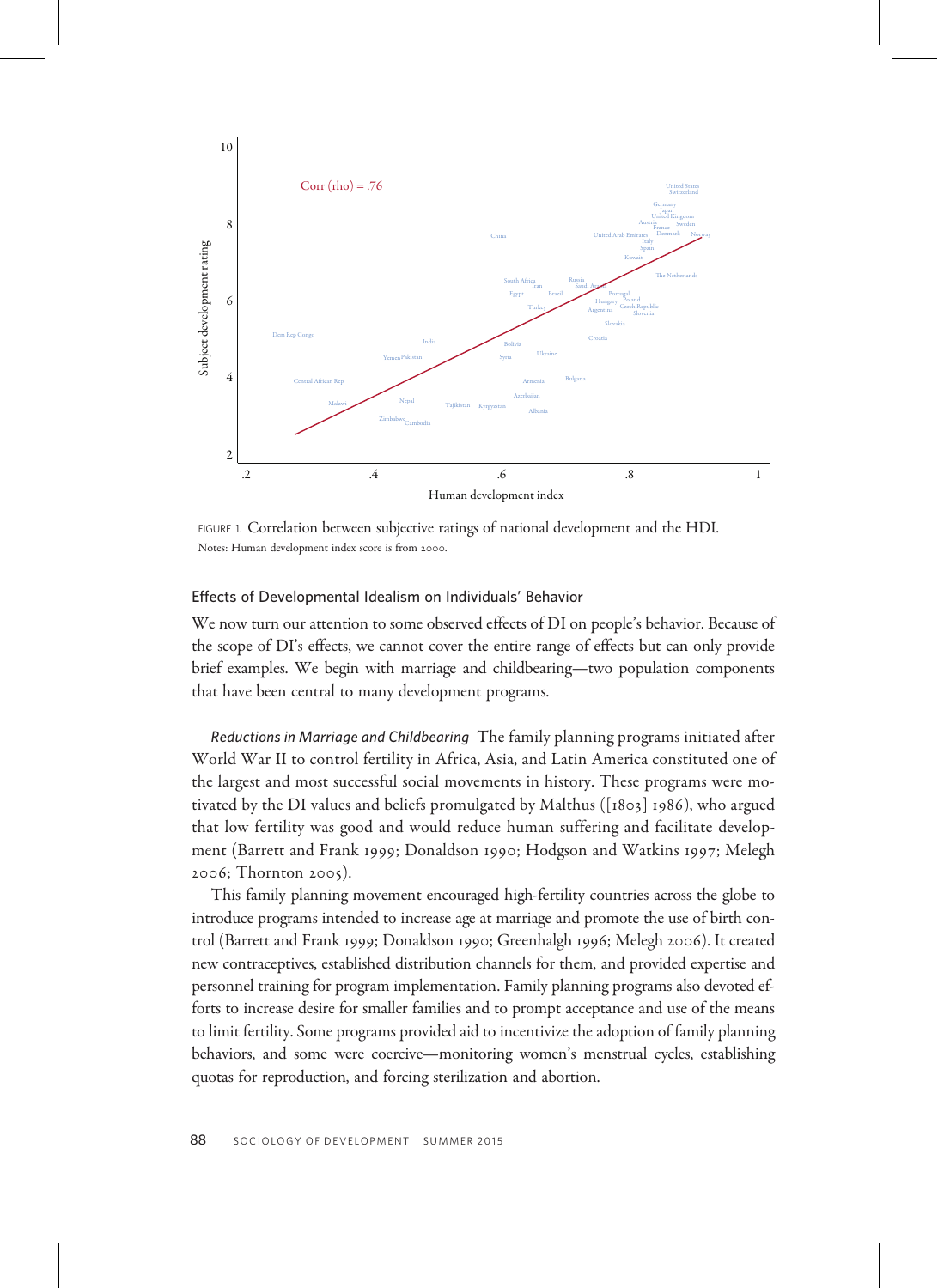FIGURE 1. Correlation between subjective ratings of national development and the HDI.
Notes: Human development index score is from 2000.

### Effects of Developmental Idealism on Individuals' Behavior

We now turn our attention to some observed effects of DI on people's behavior. Because of the scope of DI's effects, we cannot cover the entire range of effects but can only provide brief examples. We begin with marriage and childbearing—two population components that have been central to many development programs.

*Reductions in Marriage and Childbearing* The family planning programs initiated after World War II to control fertility in Africa, Asia, and Latin America constituted one of the largest and most successful social movements in history. These programs were motivated by the DI values and beliefs promulgated by Malthus ([1803] 1986), who argued that low fertility was good and would reduce human suffering and facilitate development (Barrett and Frank 1999; Donaldson 1990; Hodgson and Watkins 1997; Melegh 2006; Thornton 2005).

This family planning movement encouraged high-fertility countries across the globe to introduce programs intended to increase age at marriage and promote the use of birth control (Barrett and Frank 1999; Donaldson 1990; Greenhalgh 1996; Melegh 2006). It created new contraceptives, established distribution channels for them, and provided expertise and personnel training for program implementation. Family planning programs also devoted efforts to increase desire for smaller families and to prompt acceptance and use of the means to limit fertility. Some programs provided aid to incentivize the adoption of family planning behaviors, and some were coercive—monitoring women's menstrual cycles, establishing quotas for reproduction, and forcing sterilization and abortion.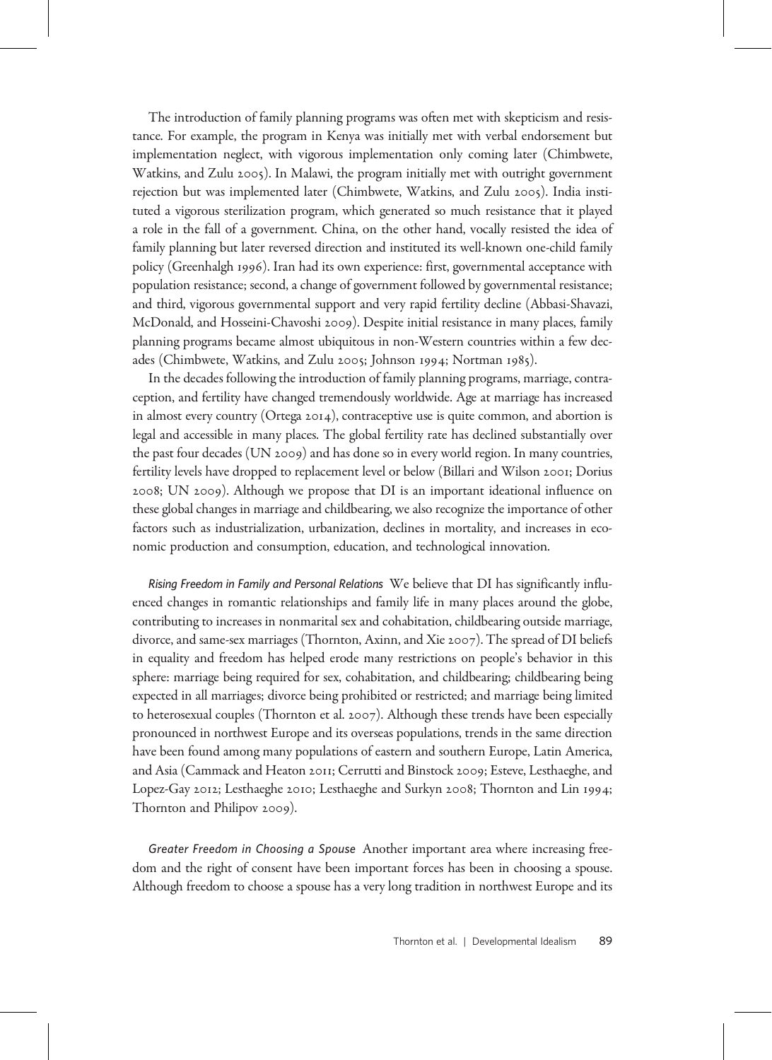The introduction of family planning programs was often met with skepticism and resistance. For example, the program in Kenya was initially met with verbal endorsement but implementation neglect, with vigorous implementation only coming later (Chimbwete, Watkins, and Zulu 2005). In Malawi, the program initially met with outright government rejection but was implemented later (Chimbwete, Watkins, and Zulu 2005). India instituted a vigorous sterilization program, which generated so much resistance that it played a role in the fall of a government. China, on the other hand, vocally resisted the idea of family planning but later reversed direction and instituted its well-known one-child family policy (Greenhalgh 1996). Iran had its own experience: first, governmental acceptance with population resistance; second, a change of government followed by governmental resistance; and third, vigorous governmental support and very rapid fertility decline (Abbasi-Shavazi, McDonald, and Hosseini-Chavoshi 2009). Despite initial resistance in many places, family planning programs became almost ubiquitous in non-Western countries within a few decades (Chimbwete, Watkins, and Zulu 2005; Johnson 1994; Nortman 1985).

In the decades following the introduction of family planning programs, marriage, contraception, and fertility have changed tremendously worldwide. Age at marriage has increased in almost every country (Ortega 2014), contraceptive use is quite common, and abortion is legal and accessible in many places. The global fertility rate has declined substantially over the past four decades (UN 2009) and has done so in every world region. In many countries, fertility levels have dropped to replacement level or below (Billari and Wilson 2001; Dorius 2008; UN 2009). Although we propose that DI is an important ideational influence on these global changes in marriage and childbearing, we also recognize the importance of other factors such as industrialization, urbanization, declines in mortality, and increases in economic production and consumption, education, and technological innovation.

*Rising Freedom in Family and Personal Relations* We believe that DI has significantly influenced changes in romantic relationships and family life in many places around the globe, contributing to increases in nonmarital sex and cohabitation, childbearing outside marriage, divorce, and same-sex marriages (Thornton, Axinn, and Xie 2007). The spread of DI beliefs in equality and freedom has helped erode many restrictions on people's behavior in this sphere: marriage being required for sex, cohabitation, and childbearing; childbearing being expected in all marriages; divorce being prohibited or restricted; and marriage being limited to heterosexual couples (Thornton et al. 2007). Although these trends have been especially pronounced in northwest Europe and its overseas populations, trends in the same direction have been found among many populations of eastern and southern Europe, Latin America, and Asia (Cammack and Heaton 2011; Cerrutti and Binstock 2009; Esteve, Lesthaeghe, and Lopez-Gay 2012; Lesthaeghe 2010; Lesthaeghe and Surkyn 2008; Thornton and Lin 1994; Thornton and Philipov 2009).

*Greater Freedom in Choosing a Spouse* Another important area where increasing freedom and the right of consent have been important forces has been in choosing a spouse. Although freedom to choose a spouse has a very long tradition in northwest Europe and its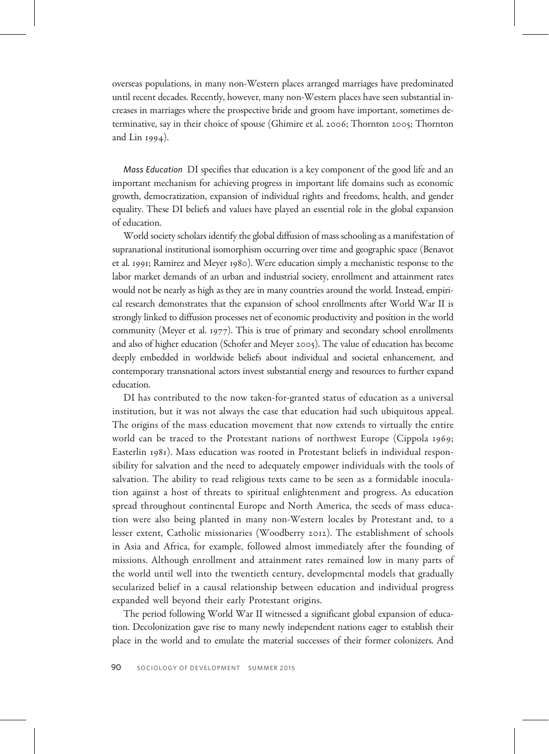overseas populations, in many non-Western places arranged marriages have predominated until recent decades. Recently, however, many non-Western places have seen substantial increases in marriages where the prospective bride and groom have important, sometimes determinative, say in their choice of spouse (Ghimire et al. 2006; Thornton 2005; Thornton and Lin 1994).

*Mass Education* DI specifies that education is a key component of the good life and an important mechanism for achieving progress in important life domains such as economic growth, democratization, expansion of individual rights and freedoms, health, and gender equality. These DI beliefs and values have played an essential role in the global expansion of education.

World society scholars identify the global diffusion of mass schooling as a manifestation of supranational institutional isomorphism occurring over time and geographic space (Benavot et al. 1991; Ramirez and Meyer 1980). Were education simply a mechanistic response to the labor market demands of an urban and industrial society, enrollment and attainment rates would not be nearly as high as they are in many countries around the world. Instead, empirical research demonstrates that the expansion of school enrollments after World War II is strongly linked to diffusion processes net of economic productivity and position in the world community (Meyer et al. 1977). This is true of primary and secondary school enrollments and also of higher education (Schofer and Meyer 2005). The value of education has become deeply embedded in worldwide beliefs about individual and societal enhancement, and contemporary transnational actors invest substantial energy and resources to further expand education.

DI has contributed to the now taken-for-granted status of education as a universal institution, but it was not always the case that education had such ubiquitous appeal. The origins of the mass education movement that now extends to virtually the entire world can be traced to the Protestant nations of northwest Europe (Cippola 1969; Easterlin 1981). Mass education was rooted in Protestant beliefs in individual responsibility for salvation and the need to adequately empower individuals with the tools of salvation. The ability to read religious texts came to be seen as a formidable inoculation against a host of threats to spiritual enlightenment and progress. As education spread throughout continental Europe and North America, the seeds of mass education were also being planted in many non-Western locales by Protestant and, to a lesser extent, Catholic missionaries (Woodberry 2012). The establishment of schools in Asia and Africa, for example, followed almost immediately after the founding of missions. Although enrollment and attainment rates remained low in many parts of the world until well into the twentieth century, developmental models that gradually secularized belief in a causal relationship between education and individual progress expanded well beyond their early Protestant origins.

The period following World War II witnessed a significant global expansion of education. Decolonization gave rise to many newly independent nations eager to establish their place in the world and to emulate the material successes of their former colonizers. And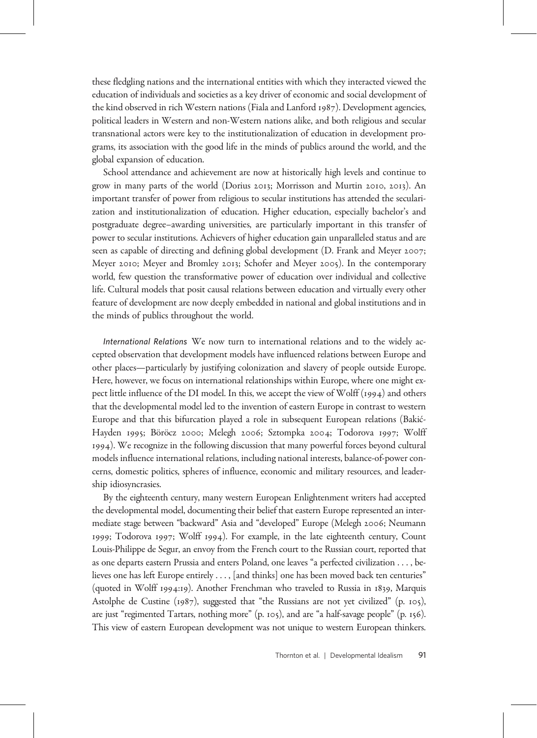these fledgling nations and the international entities with which they interacted viewed the education of individuals and societies as a key driver of economic and social development of the kind observed in rich Western nations (Fiala and Lanford 1987). Development agencies, political leaders in Western and non-Western nations alike, and both religious and secular transnational actors were key to the institutionalization of education in development programs, its association with the good life in the minds of publics around the world, and the global expansion of education.

School attendance and achievement are now at historically high levels and continue to grow in many parts of the world (Dorius 2013; Morrisson and Murtin 2010, 2013). An important transfer of power from religious to secular institutions has attended the secularization and institutionalization of education. Higher education, especially bachelor's and postgraduate degree–awarding universities, are particularly important in this transfer of power to secular institutions. Achievers of higher education gain unparalleled status and are seen as capable of directing and defining global development (D. Frank and Meyer 2007; Meyer 2010; Meyer and Bromley 2013; Schofer and Meyer 2005). In the contemporary world, few question the transformative power of education over individual and collective life. Cultural models that posit causal relations between education and virtually every other feature of development are now deeply embedded in national and global institutions and in the minds of publics throughout the world.

*International Relations* We now turn to international relations and to the widely accepted observation that development models have influenced relations between Europe and other places—particularly by justifying colonization and slavery of people outside Europe. Here, however, we focus on international relationships within Europe, where one might expect little influence of the DI model. In this, we accept the view of Wolff (1994) and others that the developmental model led to the invention of eastern Europe in contrast to western Europe and that this bifurcation played a role in subsequent European relations (Bakić-Hayden 1995; Böröcz 2000; Melegh 2006; Sztompka 2004; Todorova 1997; Wolff 1994). We recognize in the following discussion that many powerful forces beyond cultural models influence international relations, including national interests, balance-of-power concerns, domestic politics, spheres of influence, economic and military resources, and leadership idiosyncrasies.

By the eighteenth century, many western European Enlightenment writers had accepted the developmental model, documenting their belief that eastern Europe represented an intermediate stage between "backward" Asia and "developed" Europe (Melegh 2006; Neumann 1999; Todorova 1997; Wolff 1994). For example, in the late eighteenth century, Count Louis-Philippe de Segur, an envoy from the French court to the Russian court, reported that as one departs eastern Prussia and enters Poland, one leaves "a perfected civilization . . . , believes one has left Europe entirely . . . , [and thinks] one has been moved back ten centuries" (quoted in Wolff 1994:19). Another Frenchman who traveled to Russia in 1839, Marquis Astolphe de Custine (1987), suggested that "the Russians are not yet civilized" (p. 105), are just "regimented Tartars, nothing more" (p. 105), and are "a half-savage people" (p. 156). This view of eastern European development was not unique to western European thinkers.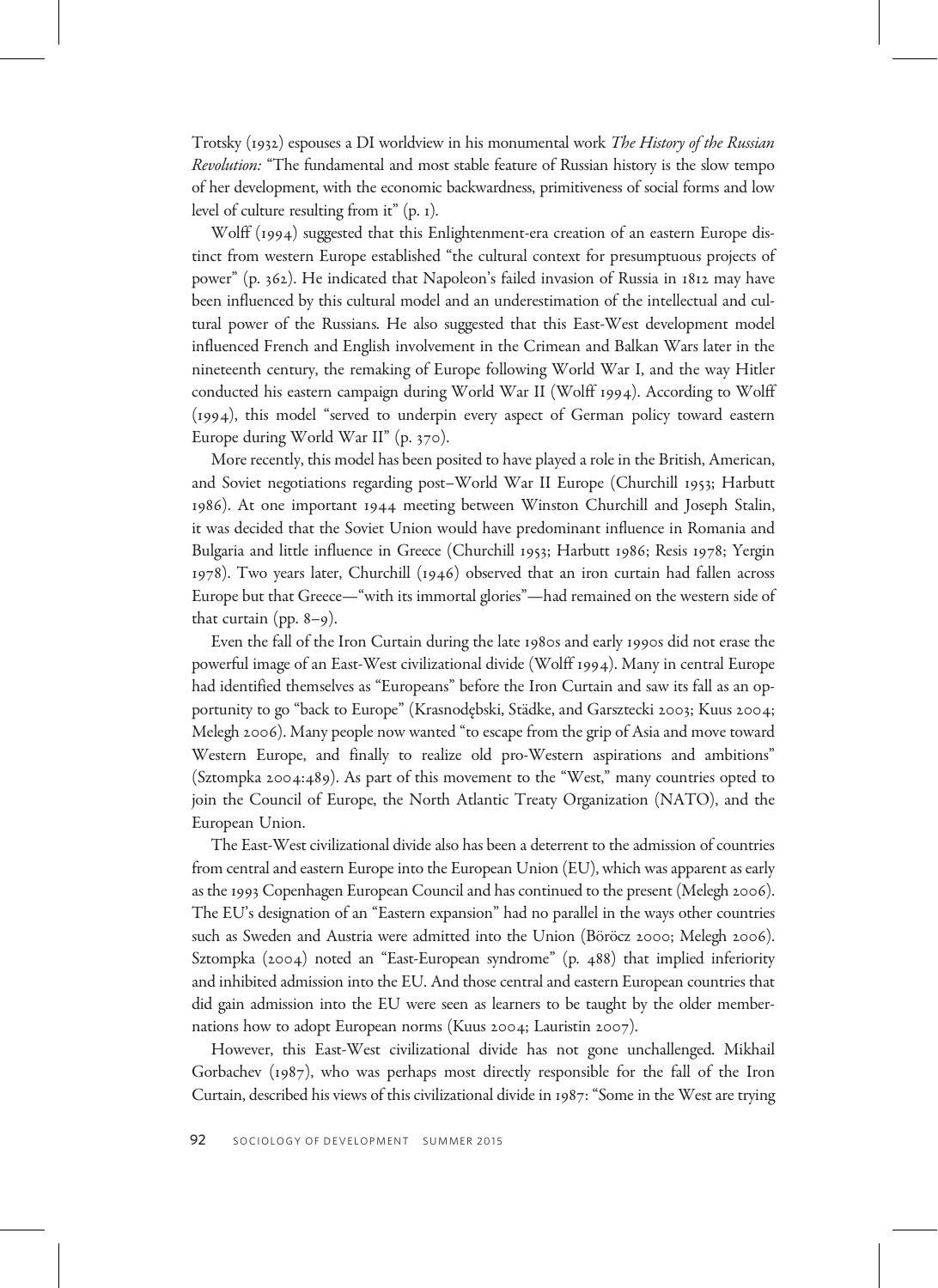Trotsky (1932) espouses a DI worldview in his monumental work *The History of the Russian Revolution:* "The fundamental and most stable feature of Russian history is the slow tempo of her development, with the economic backwardness, primitiveness of social forms and low level of culture resulting from it" (p. 1).

Wolff (1994) suggested that this Enlightenment-era creation of an eastern Europe distinct from western Europe established "the cultural context for presumptuous projects of power" (p. 362). He indicated that Napoleon's failed invasion of Russia in 1812 may have been influenced by this cultural model and an underestimation of the intellectual and cultural power of the Russians. He also suggested that this East-West development model influenced French and English involvement in the Crimean and Balkan Wars later in the nineteenth century, the remaking of Europe following World War I, and the way Hitler conducted his eastern campaign during World War II (Wolff 1994). According to Wolff (1994), this model "served to underpin every aspect of German policy toward eastern Europe during World War II" (p. 370).

More recently, this model has been posited to have played a role in the British, American, and Soviet negotiations regarding post–World War II Europe (Churchill 1953; Harbutt 1986). At one important 1944 meeting between Winston Churchill and Joseph Stalin, it was decided that the Soviet Union would have predominant influence in Romania and Bulgaria and little influence in Greece (Churchill 1953; Harbutt 1986; Resis 1978; Yergin 1978). Two years later, Churchill (1946) observed that an iron curtain had fallen across Europe but that Greece—"with its immortal glories"—had remained on the western side of that curtain (pp. 8–9).

Even the fall of the Iron Curtain during the late 1980s and early 1990s did not erase the powerful image of an East-West civilizational divide (Wolff 1994). Many in central Europe had identified themselves as "Europeans" before the Iron Curtain and saw its fall as an opportunity to go "back to Europe" (Krasnodębski, Städke, and Garsztecki 2003; Kuus 2004; Melegh 2006). Many people now wanted "to escape from the grip of Asia and move toward Western Europe, and finally to realize old pro-Western aspirations and ambitions" (Sztompka 2004:489). As part of this movement to the "West," many countries opted to join the Council of Europe, the North Atlantic Treaty Organization (NATO), and the European Union.

The East-West civilizational divide also has been a deterrent to the admission of countries from central and eastern Europe into the European Union (EU), which was apparent as early as the 1993 Copenhagen European Council and has continued to the present (Melegh 2006). The EU's designation of an "Eastern expansion" had no parallel in the ways other countries such as Sweden and Austria were admitted into the Union (Böröcz 2000; Melegh 2006). Sztompka (2004) noted an "East-European syndrome" (p. 488) that implied inferiority and inhibited admission into the EU. And those central and eastern European countries that did gain admission into the EU were seen as learners to be taught by the older member-nations how to adopt European norms (Kuus 2004; Lauristin 2007).

However, this East-West civilizational divide has not gone unchallenged. Mikhail Gorbachev (1987), who was perhaps most directly responsible for the fall of the Iron Curtain, described his views of this civilizational divide in 1987: "Some in the West are trying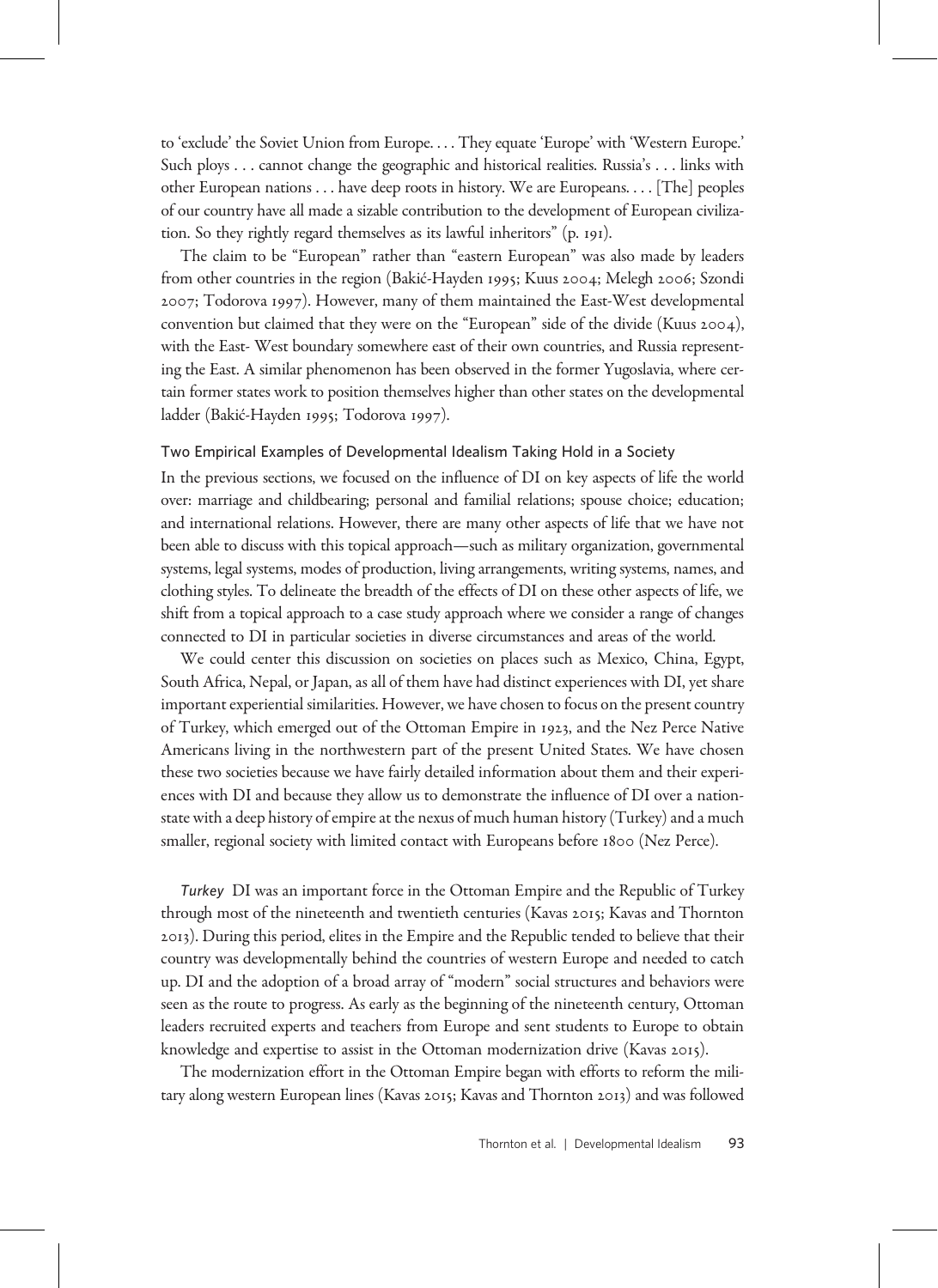to 'exclude' the Soviet Union from Europe. . . . They equate 'Europe' with 'Western Europe.' Such ploys . . . cannot change the geographic and historical realities. Russia's . . . links with other European nations . . . have deep roots in history. We are Europeans. . . . [The] peoples of our country have all made a sizable contribution to the development of European civilization. So they rightly regard themselves as its lawful inheritors" (p. 191).

The claim to be "European" rather than "eastern European" was also made by leaders from other countries in the region (Bakić-Hayden 1995; Kuus 2004; Melegh 2006; Szondi 2007; Todorova 1997). However, many of them maintained the East-West developmental convention but claimed that they were on the "European" side of the divide (Kuus 2004), with the East- West boundary somewhere east of their own countries, and Russia representing the East. A similar phenomenon has been observed in the former Yugoslavia, where certain former states work to position themselves higher than other states on the developmental ladder (Bakić-Hayden 1995; Todorova 1997).

### Two Empirical Examples of Developmental Idealism Taking Hold in a Society

In the previous sections, we focused on the influence of DI on key aspects of life the world over: marriage and childbearing; personal and familial relations; spouse choice; education; and international relations. However, there are many other aspects of life that we have not been able to discuss with this topical approach—such as military organization, governmental systems, legal systems, modes of production, living arrangements, writing systems, names, and clothing styles. To delineate the breadth of the effects of DI on these other aspects of life, we shift from a topical approach to a case study approach where we consider a range of changes connected to DI in particular societies in diverse circumstances and areas of the world.

We could center this discussion on societies on places such as Mexico, China, Egypt, South Africa, Nepal, or Japan, as all of them have had distinct experiences with DI, yet share important experiential similarities. However, we have chosen to focus on the present country of Turkey, which emerged out of the Ottoman Empire in 1923, and the Nez Perce Native Americans living in the northwestern part of the present United States. We have chosen these two societies because we have fairly detailed information about them and their experiences with DI and because they allow us to demonstrate the influence of DI over a nation-state with a deep history of empire at the nexus of much human history (Turkey) and a much smaller, regional society with limited contact with Europeans before 1800 (Nez Perce).

*Turkey* DI was an important force in the Ottoman Empire and the Republic of Turkey through most of the nineteenth and twentieth centuries (Kavas 2015; Kavas and Thornton 2013). During this period, elites in the Empire and the Republic tended to believe that their country was developmentally behind the countries of western Europe and needed to catch up. DI and the adoption of a broad array of "modern" social structures and behaviors were seen as the route to progress. As early as the beginning of the nineteenth century, Ottoman leaders recruited experts and teachers from Europe and sent students to Europe to obtain knowledge and expertise to assist in the Ottoman modernization drive (Kavas 2015).

The modernization effort in the Ottoman Empire began with efforts to reform the military along western European lines (Kavas 2015; Kavas and Thornton 2013) and was followed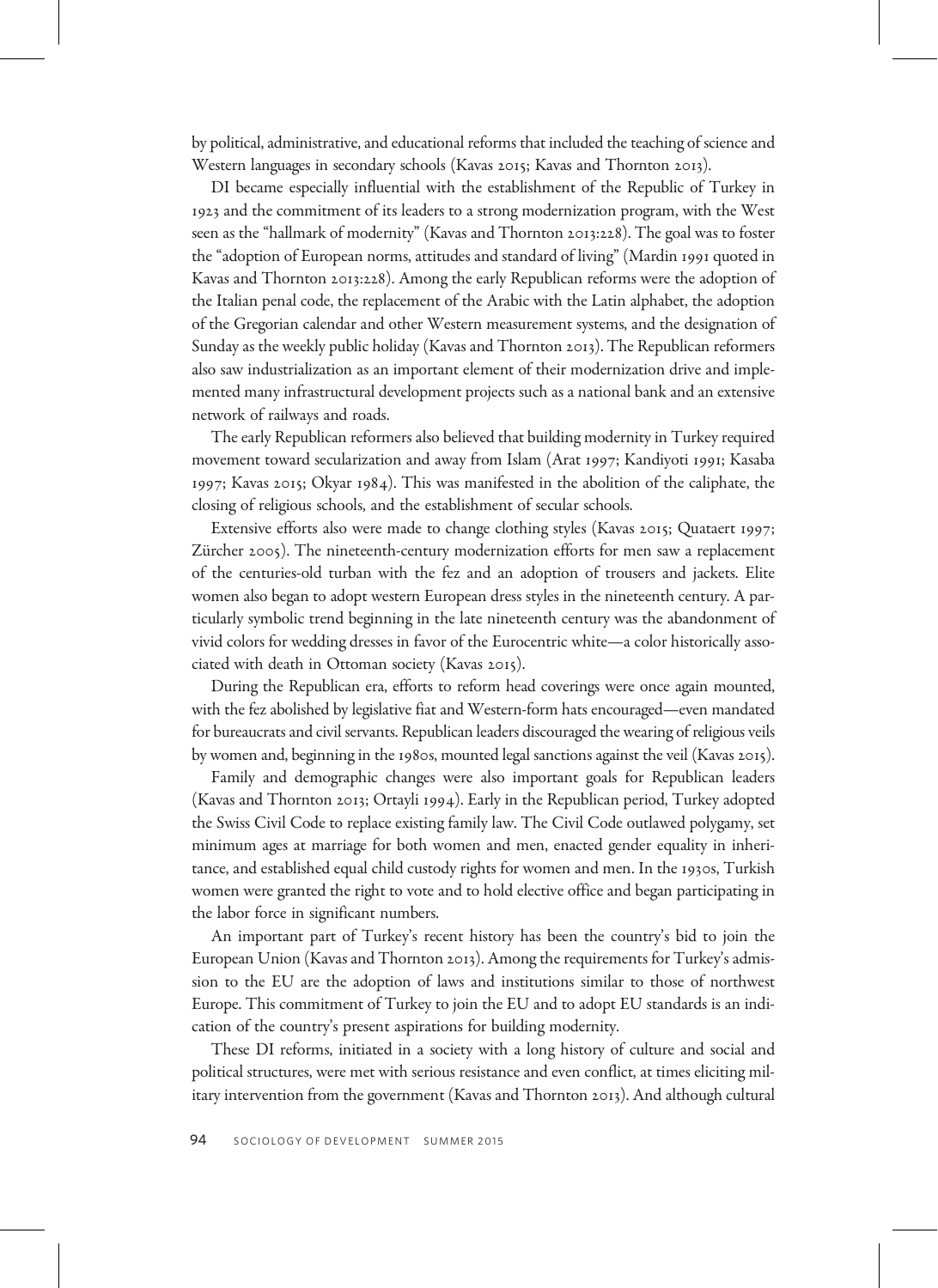by political, administrative, and educational reforms that included the teaching of science and Western languages in secondary schools (Kavas 2015; Kavas and Thornton 2013).

DI became especially influential with the establishment of the Republic of Turkey in 1923 and the commitment of its leaders to a strong modernization program, with the West seen as the "hallmark of modernity" (Kavas and Thornton 2013:228). The goal was to foster the "adoption of European norms, attitudes and standard of living" (Mardin 1991 quoted in Kavas and Thornton 2013:228). Among the early Republican reforms were the adoption of the Italian penal code, the replacement of the Arabic with the Latin alphabet, the adoption of the Gregorian calendar and other Western measurement systems, and the designation of Sunday as the weekly public holiday (Kavas and Thornton 2013). The Republican reformers also saw industrialization as an important element of their modernization drive and implemented many infrastructural development projects such as a national bank and an extensive network of railways and roads.

The early Republican reformers also believed that building modernity in Turkey required movement toward secularization and away from Islam (Arat 1997; Kandiyoti 1991; Kasaba 1997; Kavas 2015; Okyar 1984). This was manifested in the abolition of the caliphate, the closing of religious schools, and the establishment of secular schools.

Extensive efforts also were made to change clothing styles (Kavas 2015; Quataert 1997; Zürcher 2005). The nineteenth-century modernization efforts for men saw a replacement of the centuries-old turban with the fez and an adoption of trousers and jackets. Elite women also began to adopt western European dress styles in the nineteenth century. A particularly symbolic trend beginning in the late nineteenth century was the abandonment of vivid colors for wedding dresses in favor of the Eurocentric white—a color historically associated with death in Ottoman society (Kavas 2015).

During the Republican era, efforts to reform head coverings were once again mounted, with the fez abolished by legislative fiat and Western-form hats encouraged—even mandated for bureaucrats and civil servants. Republican leaders discouraged the wearing of religious veils by women and, beginning in the 1980s, mounted legal sanctions against the veil (Kavas 2015).

Family and demographic changes were also important goals for Republican leaders (Kavas and Thornton 2013; Ortayli 1994). Early in the Republican period, Turkey adopted the Swiss Civil Code to replace existing family law. The Civil Code outlawed polygamy, set minimum ages at marriage for both women and men, enacted gender equality in inheritance, and established equal child custody rights for women and men. In the 1930s, Turkish women were granted the right to vote and to hold elective office and began participating in the labor force in significant numbers.

An important part of Turkey's recent history has been the country's bid to join the European Union (Kavas and Thornton 2013). Among the requirements for Turkey's admission to the EU are the adoption of laws and institutions similar to those of northwest Europe. This commitment of Turkey to join the EU and to adopt EU standards is an indication of the country's present aspirations for building modernity.

These DI reforms, initiated in a society with a long history of culture and social and political structures, were met with serious resistance and even conflict, at times eliciting military intervention from the government (Kavas and Thornton 2013). And although cultural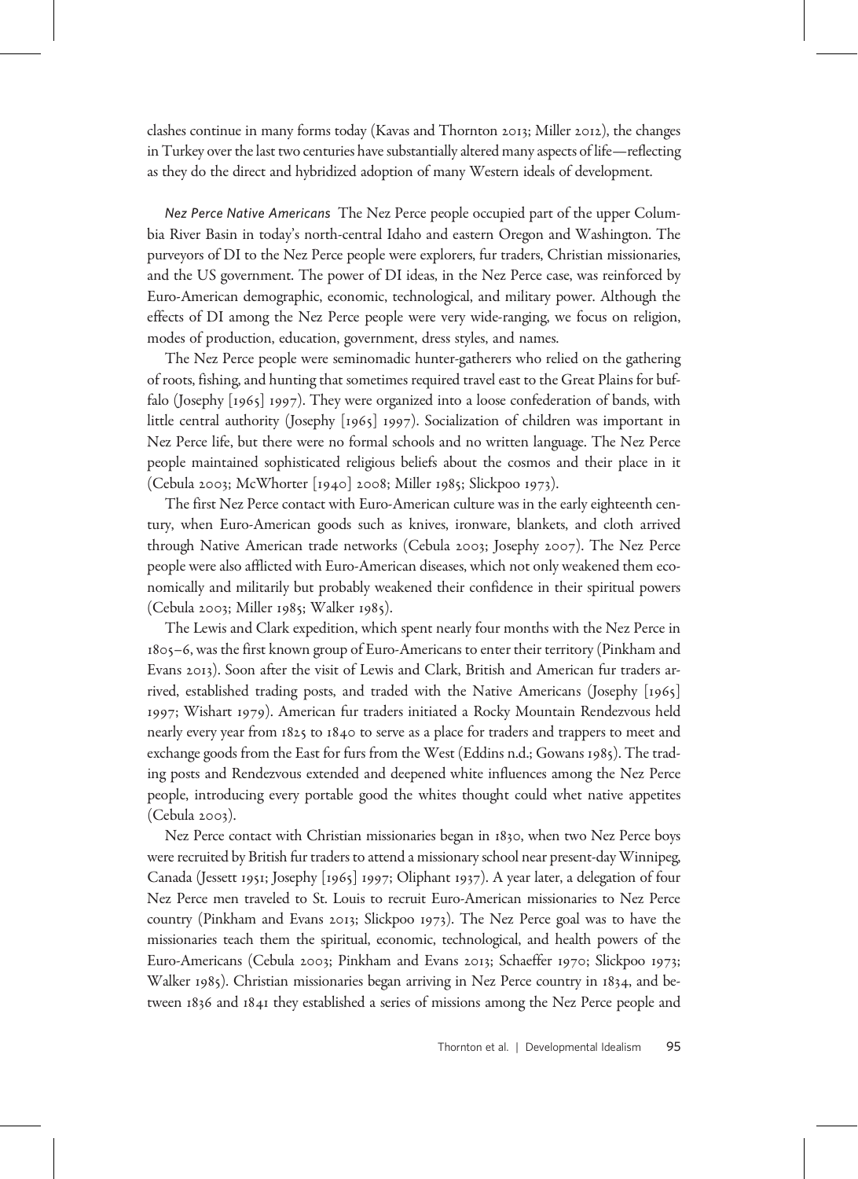clashes continue in many forms today (Kavas and Thornton 2013; Miller 2012), the changes in Turkey over the last two centuries have substantially altered many aspects of life—reflecting as they do the direct and hybridized adoption of many Western ideals of development.

*Nez Perce Native Americans* The Nez Perce people occupied part of the upper Columbia River Basin in today's north-central Idaho and eastern Oregon and Washington. The purveyors of DI to the Nez Perce people were explorers, fur traders, Christian missionaries, and the US government. The power of DI ideas, in the Nez Perce case, was reinforced by Euro-American demographic, economic, technological, and military power. Although the effects of DI among the Nez Perce people were very wide-ranging, we focus on religion, modes of production, education, government, dress styles, and names.

The Nez Perce people were seminomadic hunter-gatherers who relied on the gathering of roots, fishing, and hunting that sometimes required travel east to the Great Plains for buffalo (Josephy [1965] 1997). They were organized into a loose confederation of bands, with little central authority (Josephy [1965] 1997). Socialization of children was important in Nez Perce life, but there were no formal schools and no written language. The Nez Perce people maintained sophisticated religious beliefs about the cosmos and their place in it (Cebula 2003; McWhorter [1940] 2008; Miller 1985; Slickpoo 1973).

The first Nez Perce contact with Euro-American culture was in the early eighteenth century, when Euro-American goods such as knives, ironware, blankets, and cloth arrived through Native American trade networks (Cebula 2003; Josephy 2007). The Nez Perce people were also afflicted with Euro-American diseases, which not only weakened them economically and militarily but probably weakened their confidence in their spiritual powers (Cebula 2003; Miller 1985; Walker 1985).

The Lewis and Clark expedition, which spent nearly four months with the Nez Perce in 1805–6, was the first known group of Euro-Americans to enter their territory (Pinkham and Evans 2013). Soon after the visit of Lewis and Clark, British and American fur traders arrived, established trading posts, and traded with the Native Americans (Josephy [1965] 1997; Wishart 1979). American fur traders initiated a Rocky Mountain Rendezvous held nearly every year from 1825 to 1840 to serve as a place for traders and trappers to meet and exchange goods from the East for furs from the West (Eddins n.d.; Gowans 1985). The trading posts and Rendezvous extended and deepened white influences among the Nez Perce people, introducing every portable good the whites thought could whet native appetites (Cebula 2003).

Nez Perce contact with Christian missionaries began in 1830, when two Nez Perce boys were recruited by British fur traders to attend a missionary school near present-day Winnipeg, Canada (Jessett 1951; Josephy [1965] 1997; Oliphant 1937). A year later, a delegation of four Nez Perce men traveled to St. Louis to recruit Euro-American missionaries to Nez Perce country (Pinkham and Evans 2013; Slickpoo 1973). The Nez Perce goal was to have the missionaries teach them the spiritual, economic, technological, and health powers of the Euro-Americans (Cebula 2003; Pinkham and Evans 2013; Schaeffer 1970; Slickpoo 1973; Walker 1985). Christian missionaries began arriving in Nez Perce country in 1834, and between 1836 and 1841 they established a series of missions among the Nez Perce people and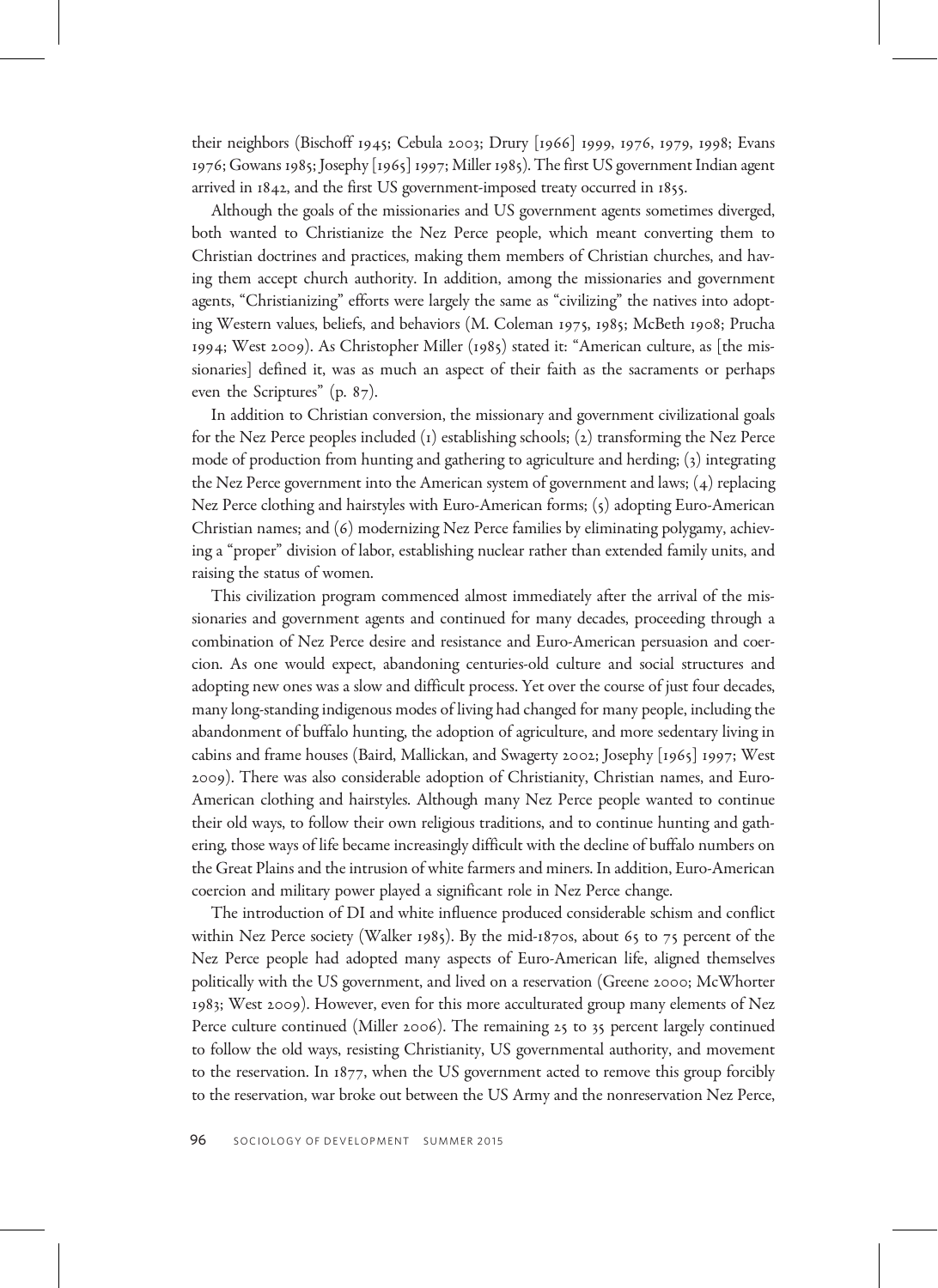their neighbors (Bischoff 1945; Cebula 2003; Drury [1966] 1999, 1976, 1979, 1998; Evans 1976; Gowans 1985; Josephy [1965] 1997; Miller 1985). The first US government Indian agent arrived in 1842, and the first US government-imposed treaty occurred in 1855.

Although the goals of the missionaries and US government agents sometimes diverged, both wanted to Christianize the Nez Perce people, which meant converting them to Christian doctrines and practices, making them members of Christian churches, and having them accept church authority. In addition, among the missionaries and government agents, "Christianizing" efforts were largely the same as "civilizing" the natives into adopting Western values, beliefs, and behaviors (M. Coleman 1975, 1985; McBeth 1908; Prucha 1994; West 2009). As Christopher Miller (1985) stated it: "American culture, as [the missionaries] defined it, was as much an aspect of their faith as the sacraments or perhaps even the Scriptures" (p. 87).

In addition to Christian conversion, the missionary and government civilizational goals for the Nez Perce peoples included (1) establishing schools; (2) transforming the Nez Perce mode of production from hunting and gathering to agriculture and herding; (3) integrating the Nez Perce government into the American system of government and laws; (4) replacing Nez Perce clothing and hairstyles with Euro-American forms; (5) adopting Euro-American Christian names; and (6) modernizing Nez Perce families by eliminating polygamy, achieving a "proper" division of labor, establishing nuclear rather than extended family units, and raising the status of women.

This civilization program commenced almost immediately after the arrival of the missionaries and government agents and continued for many decades, proceeding through a combination of Nez Perce desire and resistance and Euro-American persuasion and coercion. As one would expect, abandoning centuries-old culture and social structures and adopting new ones was a slow and difficult process. Yet over the course of just four decades, many long-standing indigenous modes of living had changed for many people, including the abandonment of buffalo hunting, the adoption of agriculture, and more sedentary living in cabins and frame houses (Baird, Mallickan, and Swagerty 2002; Josephy [1965] 1997; West 2009). There was also considerable adoption of Christianity, Christian names, and Euro-American clothing and hairstyles. Although many Nez Perce people wanted to continue their old ways, to follow their own religious traditions, and to continue hunting and gathering, those ways of life became increasingly difficult with the decline of buffalo numbers on the Great Plains and the intrusion of white farmers and miners. In addition, Euro-American coercion and military power played a significant role in Nez Perce change.

The introduction of DI and white influence produced considerable schism and conflict within Nez Perce society (Walker 1985). By the mid-1870s, about 65 to 75 percent of the Nez Perce people had adopted many aspects of Euro-American life, aligned themselves politically with the US government, and lived on a reservation (Greene 2000; McWhorter 1983; West 2009). However, even for this more acculturated group many elements of Nez Perce culture continued (Miller 2006). The remaining 25 to 35 percent largely continued to follow the old ways, resisting Christianity, US governmental authority, and movement to the reservation. In 1877, when the US government acted to remove this group forcibly to the reservation, war broke out between the US Army and the nonreservation Nez Perce,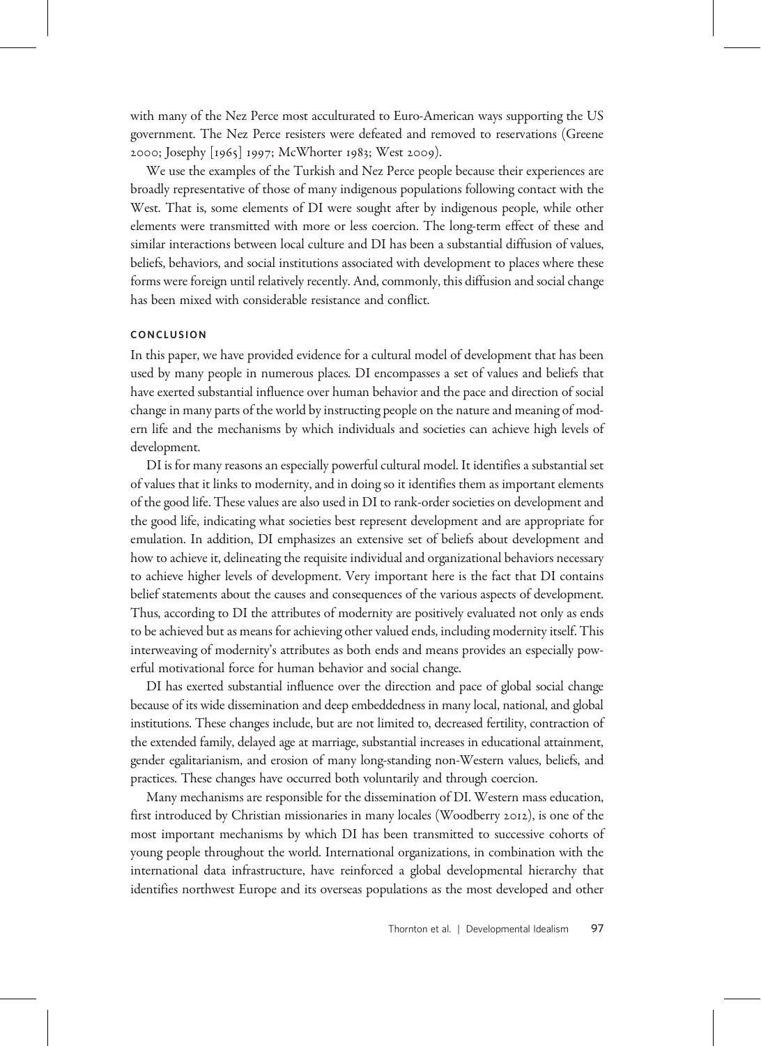with many of the Nez Perce most acculturated to Euro-American ways supporting the US government. The Nez Perce resisters were defeated and removed to reservations (Greene 2000; Josephy [1965] 1997; McWhorter 1983; West 2009).

We use the examples of the Turkish and Nez Perce people because their experiences are broadly representative of those of many indigenous populations following contact with the West. That is, some elements of DI were sought after by indigenous people, while other elements were transmitted with more or less coercion. The long-term effect of these and similar interactions between local culture and DI has been a substantial diffusion of values, beliefs, behaviors, and social institutions associated with development to places where these forms were foreign until relatively recently. And, commonly, this diffusion and social change has been mixed with considerable resistance and conflict.

## CONCLUSION

In this paper, we have provided evidence for a cultural model of development that has been used by many people in numerous places. DI encompasses a set of values and beliefs that have exerted substantial influence over human behavior and the pace and direction of social change in many parts of the world by instructing people on the nature and meaning of modern life and the mechanisms by which individuals and societies can achieve high levels of development.

DI is for many reasons an especially powerful cultural model. It identifies a substantial set of values that it links to modernity, and in doing so it identifies them as important elements of the good life. These values are also used in DI to rank-order societies on development and the good life, indicating what societies best represent development and are appropriate for emulation. In addition, DI emphasizes an extensive set of beliefs about development and how to achieve it, delineating the requisite individual and organizational behaviors necessary to achieve higher levels of development. Very important here is the fact that DI contains belief statements about the causes and consequences of the various aspects of development. Thus, according to DI the attributes of modernity are positively evaluated not only as ends to be achieved but as means for achieving other valued ends, including modernity itself. This interweaving of modernity's attributes as both ends and means provides an especially powerful motivational force for human behavior and social change.

DI has exerted substantial influence over the direction and pace of global social change because of its wide dissemination and deep embeddedness in many local, national, and global institutions. These changes include, but are not limited to, decreased fertility, contraction of the extended family, delayed age at marriage, substantial increases in educational attainment, gender egalitarianism, and erosion of many long-standing non-Western values, beliefs, and practices. These changes have occurred both voluntarily and through coercion.

Many mechanisms are responsible for the dissemination of DI. Western mass education, first introduced by Christian missionaries in many locales (Woodberry 2012), is one of the most important mechanisms by which DI has been transmitted to successive cohorts of young people throughout the world. International organizations, in combination with the international data infrastructure, have reinforced a global developmental hierarchy that identifies northwest Europe and its overseas populations as the most developed and other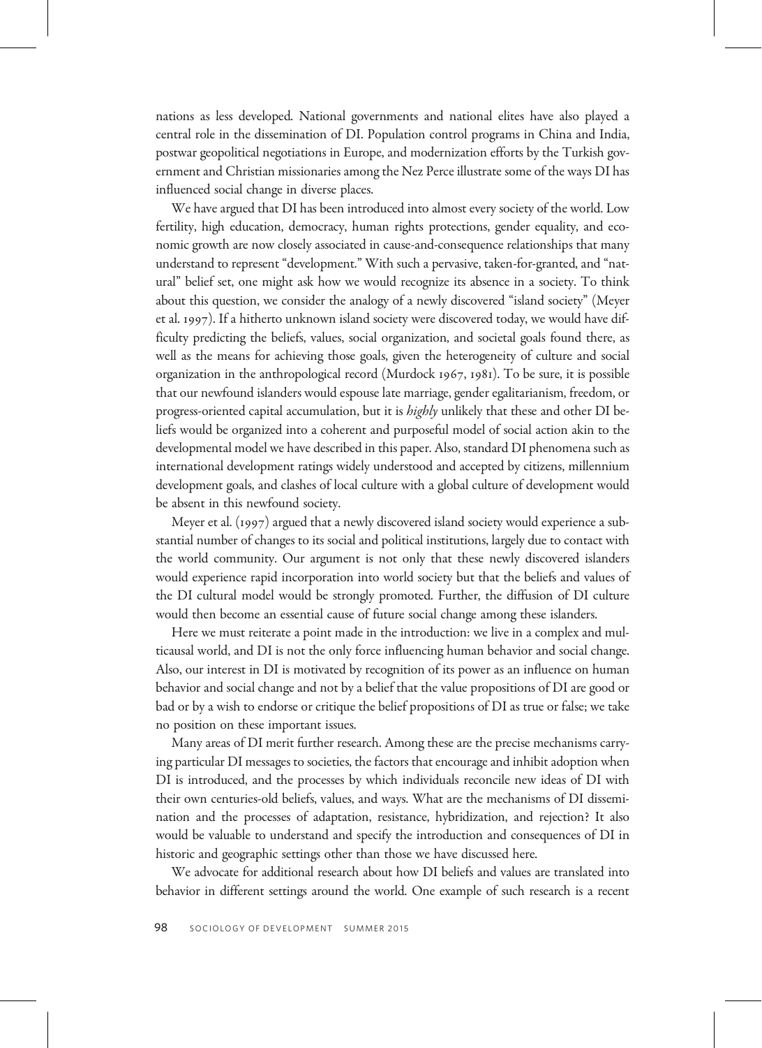nations as less developed. National governments and national elites have also played a central role in the dissemination of DI. Population control programs in China and India, postwar geopolitical negotiations in Europe, and modernization efforts by the Turkish government and Christian missionaries among the Nez Perce illustrate some of the ways DI has influenced social change in diverse places.

We have argued that DI has been introduced into almost every society of the world. Low fertility, high education, democracy, human rights protections, gender equality, and economic growth are now closely associated in cause-and-consequence relationships that many understand to represent "development." With such a pervasive, taken-for-granted, and "natural" belief set, one might ask how we would recognize its absence in a society. To think about this question, we consider the analogy of a newly discovered "island society" (Meyer et al. 1997). If a hitherto unknown island society were discovered today, we would have difficulty predicting the beliefs, values, social organization, and societal goals found there, as well as the means for achieving those goals, given the heterogeneity of culture and social organization in the anthropological record (Murdock 1967, 1981). To be sure, it is possible that our newfound islanders would espouse late marriage, gender egalitarianism, freedom, or progress-oriented capital accumulation, but it is *highly* unlikely that these and other DI beliefs would be organized into a coherent and purposeful model of social action akin to the developmental model we have described in this paper. Also, standard DI phenomena such as international development ratings widely understood and accepted by citizens, millennium development goals, and clashes of local culture with a global culture of development would be absent in this newfound society.

Meyer et al. (1997) argued that a newly discovered island society would experience a substantial number of changes to its social and political institutions, largely due to contact with the world community. Our argument is not only that these newly discovered islanders would experience rapid incorporation into world society but that the beliefs and values of the DI cultural model would be strongly promoted. Further, the diffusion of DI culture would then become an essential cause of future social change among these islanders.

Here we must reiterate a point made in the introduction: we live in a complex and multicausal world, and DI is not the only force influencing human behavior and social change. Also, our interest in DI is motivated by recognition of its power as an influence on human behavior and social change and not by a belief that the value propositions of DI are good or bad or by a wish to endorse or critique the belief propositions of DI as true or false; we take no position on these important issues.

Many areas of DI merit further research. Among these are the precise mechanisms carrying particular DI messages to societies, the factors that encourage and inhibit adoption when DI is introduced, and the processes by which individuals reconcile new ideas of DI with their own centuries-old beliefs, values, and ways. What are the mechanisms of DI dissemination and the processes of adaptation, resistance, hybridization, and rejection? It also would be valuable to understand and specify the introduction and consequences of DI in historic and geographic settings other than those we have discussed here.

We advocate for additional research about how DI beliefs and values are translated into behavior in different settings around the world. One example of such research is a recent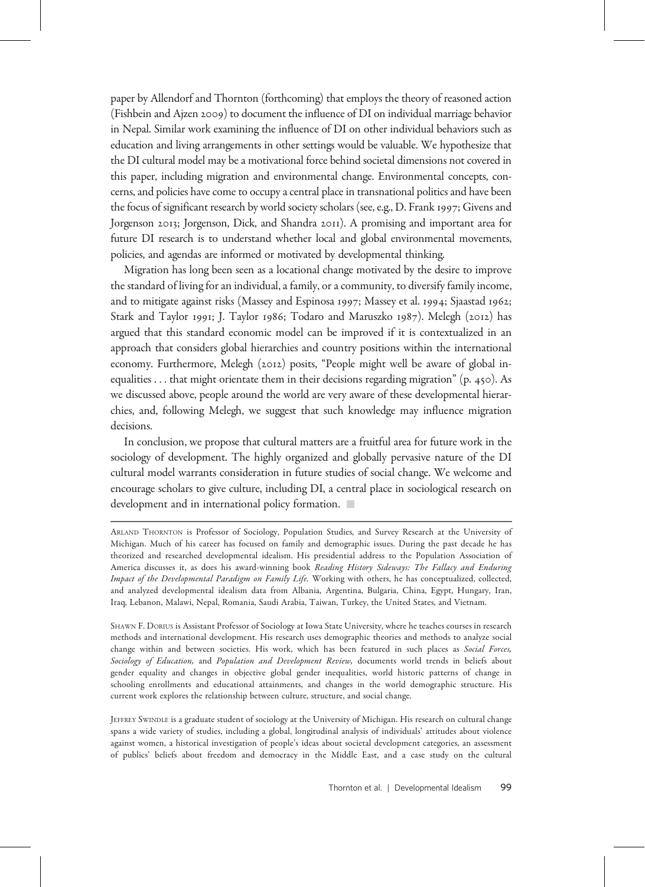paper by Allendorf and Thornton (forthcoming) that employs the theory of reasoned action (Fishbein and Ajzen 2009) to document the influence of DI on individual marriage behavior in Nepal. Similar work examining the influence of DI on other individual behaviors such as education and living arrangements in other settings would be valuable. We hypothesize that the DI cultural model may be a motivational force behind societal dimensions not covered in this paper, including migration and environmental change. Environmental concepts, concerns, and policies have come to occupy a central place in transnational politics and have been the focus of significant research by world society scholars (see, e.g., D. Frank 1997; Givens and Jorgenson 2013; Jorgenson, Dick, and Shandra 2011). A promising and important area for future DI research is to understand whether local and global environmental movements, policies, and agendas are informed or motivated by developmental thinking.

Migration has long been seen as a locational change motivated by the desire to improve the standard of living for an individual, a family, or a community, to diversify family income, and to mitigate against risks (Massey and Espinosa 1997; Massey et al. 1994; Sjaastad 1962; Stark and Taylor 1991; J. Taylor 1986; Todaro and Maruszko 1987). Melegh (2012) has argued that this standard economic model can be improved if it is contextualized in an approach that considers global hierarchies and country positions within the international economy. Furthermore, Melegh (2012) posits, "People might well be aware of global inequalities . . . that might orientate them in their decisions regarding migration" (p. 450). As we discussed above, people around the world are very aware of these developmental hierarchies, and, following Melegh, we suggest that such knowledge may influence migration decisions.

In conclusion, we propose that cultural matters are a fruitful area for future work in the sociology of development. The highly organized and globally pervasive nature of the DI cultural model warrants consideration in future studies of social change. We welcome and encourage scholars to give culture, including DI, a central place in sociological research on development and in international policy formation. ■

---

Arland Thornton is Professor of Sociology, Population Studies, and Survey Research at the University of Michigan. Much of his career has focused on family and demographic issues. During the past decade he has theorized and researched developmental idealism. His presidential address to the Population Association of America discusses it, as does his award-winning book *Reading History Sideways: The Fallacy and Enduring Impact of the Developmental Paradigm on Family Life.* Working with others, he has conceptualized, collected, and analyzed developmental idealism data from Albania, Argentina, Bulgaria, China, Egypt, Hungary, Iran, Iraq, Lebanon, Malawi, Nepal, Romania, Saudi Arabia, Taiwan, Turkey, the United States, and Vietnam.

Shawn F. Dorius is Assistant Professor of Sociology at Iowa State University, where he teaches courses in research methods and international development. His research uses demographic theories and methods to analyze social change within and between societies. His work, which has been featured in such places as *Social Forces, Sociology of Education,* and *Population and Development Review,* documents world trends in beliefs about gender equality and changes in objective global gender inequalities, world historic patterns of change in schooling enrollments and educational attainments, and changes in the world demographic structure. His current work explores the relationship between culture, structure, and social change.

Jeffrey Swindle is a graduate student of sociology at the University of Michigan. His research on cultural change spans a wide variety of studies, including a global, longitudinal analysis of individuals' attitudes about violence against women, a historical investigation of people's ideas about societal development categories, an assessment of publics' beliefs about freedom and democracy in the Middle East, and a case study on the cultural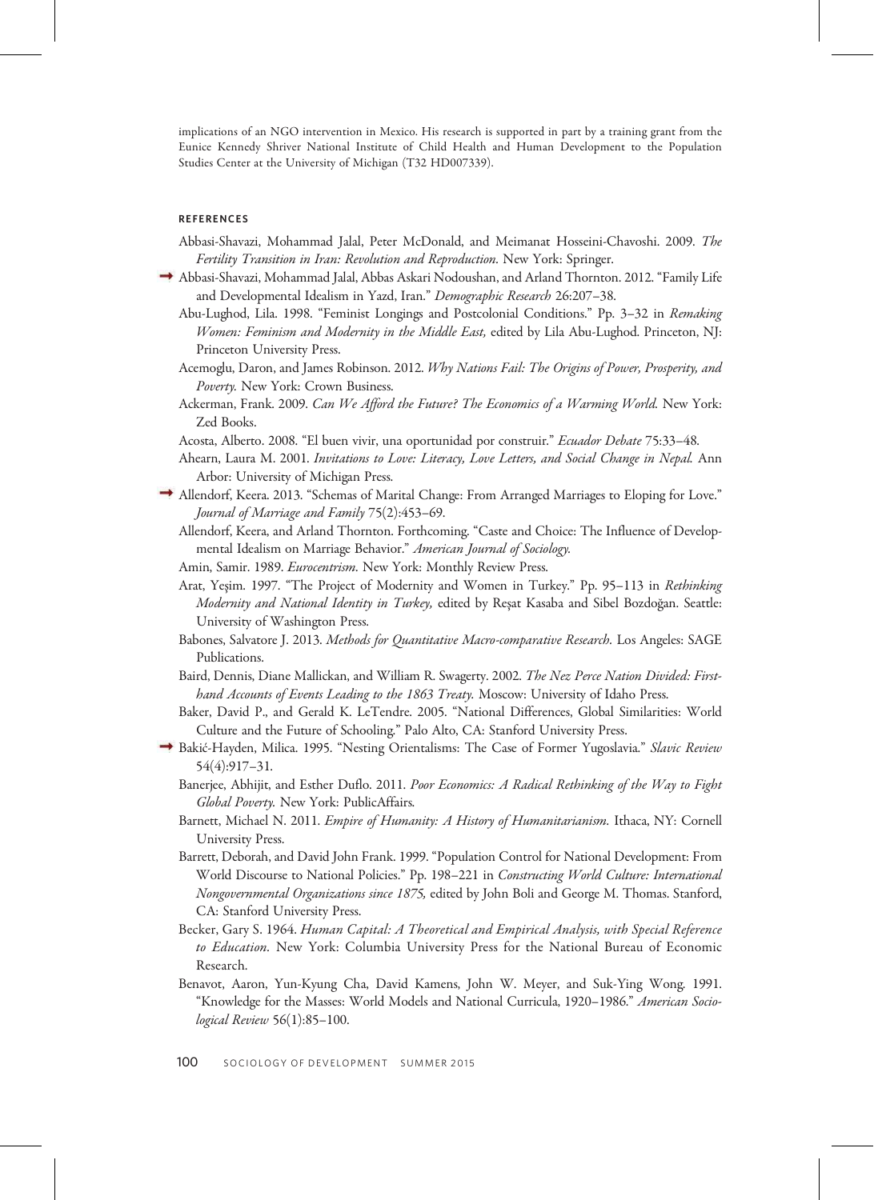implications of an NGO intervention in Mexico. His research is supported in part by a training grant from the Eunice Kennedy Shriver National Institute of Child Health and Human Development to the Population Studies Center at the University of Michigan (T32 HD007339).

## REFERENCES

Abbasi-Shavazi, Mohammad Jalal, Peter McDonald, and Meimanat Hosseini-Chavoshi. 2009. *The Fertility Transition in Iran: Revolution and Reproduction*. New York: Springer.

Abbasi-Shavazi, Mohammad Jalal, Abbas Askari Nodoushan, and Arland Thornton. 2012. "Family Life and Developmental Idealism in Yazd, Iran." *Demographic Research* 26:207–38.

Abu-Lughod, Lila. 1998. "Feminist Longings and Postcolonial Conditions." Pp. 3–32 in *Remaking Women: Feminism and Modernity in the Middle East,* edited by Lila Abu-Lughod. Princeton, NJ: Princeton University Press.

Acemoglu, Daron, and James Robinson. 2012. *Why Nations Fail: The Origins of Power, Prosperity, and Poverty.* New York: Crown Business.

Ackerman, Frank. 2009. *Can We Afford the Future? The Economics of a Warming World.* New York: Zed Books.

Acosta, Alberto. 2008. "El buen vivir, una oportunidad por construir." *Ecuador Debate* 75:33–48.

Ahearn, Laura M. 2001. *Invitations to Love: Literacy, Love Letters, and Social Change in Nepal.* Ann Arbor: University of Michigan Press.

Allendorf, Keera. 2013. "Schemas of Marital Change: From Arranged Marriages to Eloping for Love." *Journal of Marriage and Family* 75(2):453–69.

Allendorf, Keera, and Arland Thornton. Forthcoming. "Caste and Choice: The Influence of Developmental Idealism on Marriage Behavior." *American Journal of Sociology*.

Amin, Samir. 1989. *Eurocentrism*. New York: Monthly Review Press.

Arat, Yeşim. 1997. "The Project of Modernity and Women in Turkey." Pp. 95–113 in *Rethinking Modernity and National Identity in Turkey,* edited by Reşat Kasaba and Sibel Bozdoğan. Seattle: University of Washington Press.

Babones, Salvatore J. 2013. *Methods for Quantitative Macro-comparative Research*. Los Angeles: SAGE Publications.

Baird, Dennis, Diane Mallickan, and William R. Swagerty. 2002. *The Nez Perce Nation Divided: Firsthand Accounts of Events Leading to the 1863 Treaty.* Moscow: University of Idaho Press.

Baker, David P., and Gerald K. LeTendre. 2005. "National Differences, Global Similarities: World Culture and the Future of Schooling." Palo Alto, CA: Stanford University Press.

Bakić-Hayden, Milica. 1995. "Nesting Orientalisms: The Case of Former Yugoslavia." *Slavic Review* 54(4):917–31.

Banerjee, Abhijit, and Esther Duflo. 2011. *Poor Economics: A Radical Rethinking of the Way to Fight Global Poverty.* New York: PublicAffairs.

Barnett, Michael N. 2011. *Empire of Humanity: A History of Humanitarianism*. Ithaca, NY: Cornell University Press.

Barrett, Deborah, and David John Frank. 1999. "Population Control for National Development: From World Discourse to National Policies." Pp. 198–221 in *Constructing World Culture: International Nongovernmental Organizations since 1875,* edited by John Boli and George M. Thomas. Stanford, CA: Stanford University Press.

Becker, Gary S. 1964. *Human Capital: A Theoretical and Empirical Analysis, with Special Reference to Education*. New York: Columbia University Press for the National Bureau of Economic Research.

Benavot, Aaron, Yun-Kyung Cha, David Kamens, John W. Meyer, and Suk-Ying Wong. 1991. "Knowledge for the Masses: World Models and National Curricula, 1920–1986." *American Sociological Review* 56(1):85–100.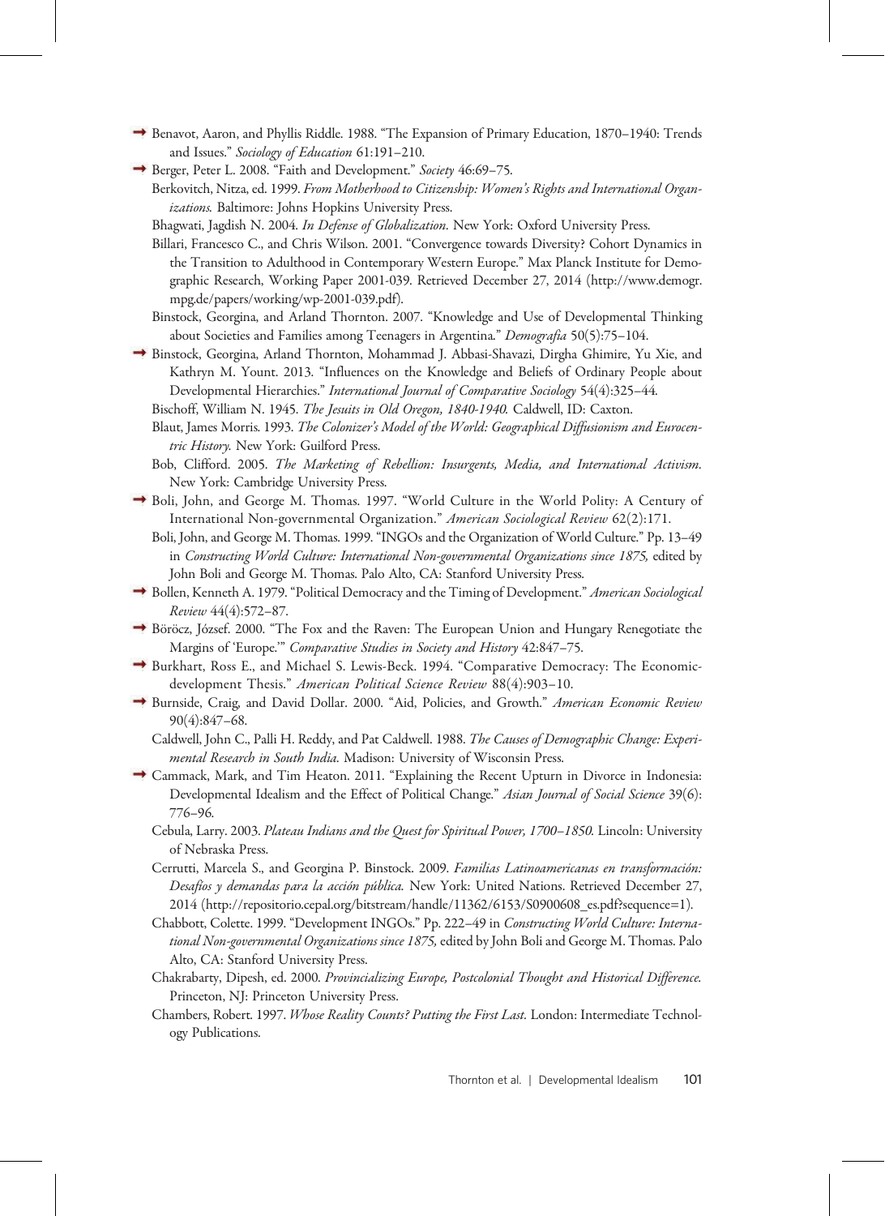Benavot, Aaron, and Phyllis Riddle. 1988. "The Expansion of Primary Education, 1870–1940: Trends and Issues." *Sociology of Education* 61:191–210.

Berger, Peter L. 2008. "Faith and Development." *Society* 46:69–75.

Berkovitch, Nitza, ed. 1999. *From Motherhood to Citizenship: Women's Rights and International Organizations.* Baltimore: Johns Hopkins University Press.

Bhagwati, Jagdish N. 2004. *In Defense of Globalization*. New York: Oxford University Press.

Billari, Francesco C., and Chris Wilson. 2001. "Convergence towards Diversity? Cohort Dynamics in the Transition to Adulthood in Contemporary Western Europe." Max Planck Institute for Demographic Research, Working Paper 2001-039. Retrieved December 27, 2014 (http://www.demogr.mpg.de/papers/working/wp-2001-039.pdf).

Binstock, Georgina, and Arland Thornton. 2007. "Knowledge and Use of Developmental Thinking about Societies and Families among Teenagers in Argentina." *Demografia* 50(5):75–104.

Binstock, Georgina, Arland Thornton, Mohammad J. Abbasi-Shavazi, Dirgha Ghimire, Yu Xie, and Kathryn M. Yount. 2013. "Influences on the Knowledge and Beliefs of Ordinary People about Developmental Hierarchies." *International Journal of Comparative Sociology* 54(4):325–44.

Bischoff, William N. 1945. *The Jesuits in Old Oregon, 1840-1940.* Caldwell, ID: Caxton.

Blaut, James Morris. 1993. *The Colonizer's Model of the World: Geographical Diffusionism and Eurocentric History.* New York: Guilford Press.

Bob, Clifford. 2005. *The Marketing of Rebellion: Insurgents, Media, and International Activism.* New York: Cambridge University Press.

Boli, John, and George M. Thomas. 1997. "World Culture in the World Polity: A Century of International Non-governmental Organization." *American Sociological Review* 62(2):171.

Boli, John, and George M. Thomas. 1999. "INGOs and the Organization of World Culture." Pp. 13–49 in *Constructing World Culture: International Non-governmental Organizations since 1875,* edited by John Boli and George M. Thomas. Palo Alto, CA: Stanford University Press.

Bollen, Kenneth A. 1979. "Political Democracy and the Timing of Development." *American Sociological Review* 44(4):572–87.

Böröcz, József. 2000. "The Fox and the Raven: The European Union and Hungary Renegotiate the Margins of 'Europe.'" *Comparative Studies in Society and History* 42:847–75.

Burkhart, Ross E., and Michael S. Lewis-Beck. 1994. "Comparative Democracy: The Economic-development Thesis." *American Political Science Review* 88(4):903–10.

Burnside, Craig, and David Dollar. 2000. "Aid, Policies, and Growth." *American Economic Review* 90(4):847–68.

Caldwell, John C., Palli H. Reddy, and Pat Caldwell. 1988. *The Causes of Demographic Change: Experimental Research in South India.* Madison: University of Wisconsin Press.

Cammack, Mark, and Tim Heaton. 2011. "Explaining the Recent Upturn in Divorce in Indonesia: Developmental Idealism and the Effect of Political Change." *Asian Journal of Social Science* 39(6): 776–96.

Cebula, Larry. 2003. *Plateau Indians and the Quest for Spiritual Power, 1700–1850.* Lincoln: University of Nebraska Press.

Cerrutti, Marcela S., and Georgina P. Binstock. 2009. *Familias Latinoamericanas en transformación: Desafíos y demandas para la acción pública.* New York: United Nations. Retrieved December 27, 2014 (http://repositorio.cepal.org/bitstream/handle/11362/6153/S0900608_es.pdf?sequence=1).

Chabbott, Colette. 1999. "Development INGOs." Pp. 222–49 in *Constructing World Culture: International Non-governmental Organizations since 1875,* edited by John Boli and George M. Thomas. Palo Alto, CA: Stanford University Press.

Chakrabarty, Dipesh, ed. 2000. *Provincializing Europe, Postcolonial Thought and Historical Difference.* Princeton, NJ: Princeton University Press.

Chambers, Robert. 1997. *Whose Reality Counts? Putting the First Last.* London: Intermediate Technology Publications.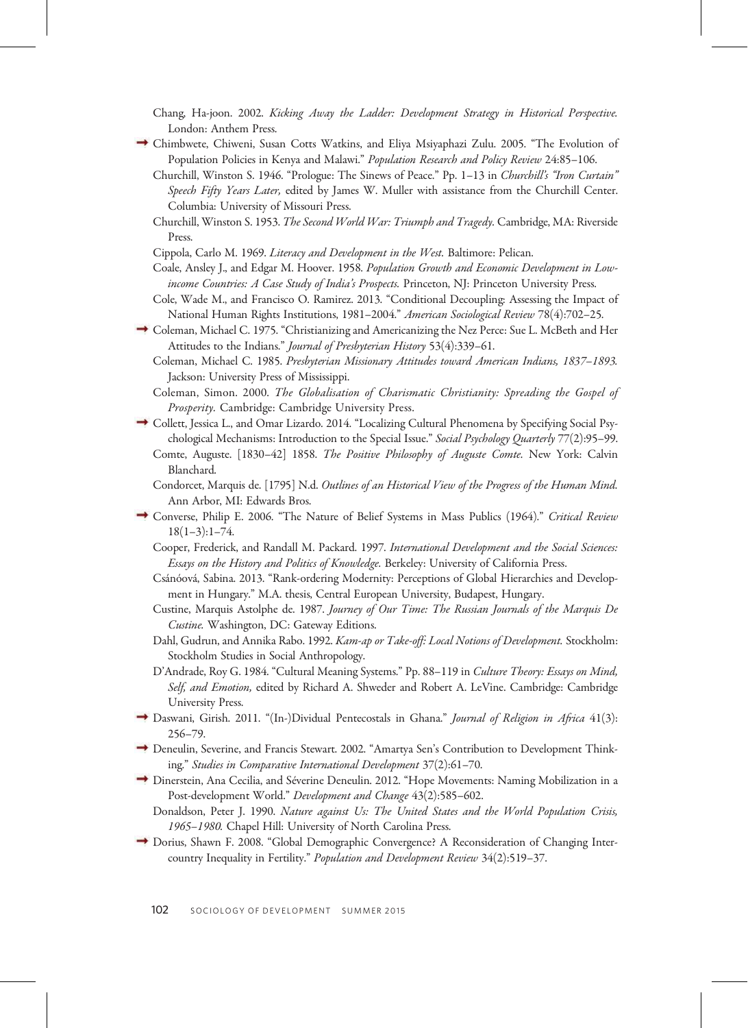Chang, Ha-joon. 2002. *Kicking Away the Ladder: Development Strategy in Historical Perspective.* London: Anthem Press.

Chimbwete, Chiweni, Susan Cotts Watkins, and Eliya Msiyaphazi Zulu. 2005. "The Evolution of Population Policies in Kenya and Malawi." *Population Research and Policy Review* 24:85–106.

Churchill, Winston S. 1946. "Prologue: The Sinews of Peace." Pp. 1–13 in *Churchill's "Iron Curtain" Speech Fifty Years Later,* edited by James W. Muller with assistance from the Churchill Center. Columbia: University of Missouri Press.

Churchill, Winston S. 1953. *The Second World War: Triumph and Tragedy*. Cambridge, MA: Riverside Press.

Cippola, Carlo M. 1969. *Literacy and Development in the West.* Baltimore: Pelican.

Coale, Ansley J., and Edgar M. Hoover. 1958. *Population Growth and Economic Development in Low-income Countries: A Case Study of India's Prospects.* Princeton, NJ: Princeton University Press.

Cole, Wade M., and Francisco O. Ramirez. 2013. "Conditional Decoupling: Assessing the Impact of National Human Rights Institutions, 1981–2004." *American Sociological Review* 78(4):702–25.

Coleman, Michael C. 1975. "Christianizing and Americanizing the Nez Perce: Sue L. McBeth and Her Attitudes to the Indians." *Journal of Presbyterian History* 53(4):339–61.

Coleman, Michael C. 1985. *Presbyterian Missionary Attitudes toward American Indians, 1837–1893.* Jackson: University Press of Mississippi.

Coleman, Simon. 2000. *The Globalisation of Charismatic Christianity: Spreading the Gospel of Prosperity*. Cambridge: Cambridge University Press.

Collett, Jessica L., and Omar Lizardo. 2014. "Localizing Cultural Phenomena by Specifying Social Psychological Mechanisms: Introduction to the Special Issue." *Social Psychology Quarterly* 77(2):95–99.

Comte, Auguste. [1830–42] 1858. *The Positive Philosophy of Auguste Comte.* New York: Calvin Blanchard.

Condorcet, Marquis de. [1795] N.d. *Outlines of an Historical View of the Progress of the Human Mind.* Ann Arbor, MI: Edwards Bros.

Converse, Philip E. 2006. "The Nature of Belief Systems in Mass Publics (1964)." *Critical Review* 18(1–3):1–74.

Cooper, Frederick, and Randall M. Packard. 1997. *International Development and the Social Sciences: Essays on the History and Politics of Knowledge.* Berkeley: University of California Press.

Csánóová, Sabina. 2013. "Rank-ordering Modernity: Perceptions of Global Hierarchies and Development in Hungary." M.A. thesis, Central European University, Budapest, Hungary.

Custine, Marquis Astolphe de. 1987. *Journey of Our Time: The Russian Journals of the Marquis De Custine.* Washington, DC: Gateway Editions.

Dahl, Gudrun, and Annika Rabo. 1992. *Kam-ap or Take-off: Local Notions of Development.* Stockholm: Stockholm Studies in Social Anthropology.

D'Andrade, Roy G. 1984. "Cultural Meaning Systems." Pp. 88–119 in *Culture Theory: Essays on Mind, Self, and Emotion,* edited by Richard A. Shweder and Robert A. LeVine. Cambridge: Cambridge University Press.

Daswani, Girish. 2011. "(In-)Dividual Pentecostals in Ghana." *Journal of Religion in Africa* 41(3): 256–79.

Deneulin, Severine, and Francis Stewart. 2002. "Amartya Sen's Contribution to Development Thinking." *Studies in Comparative International Development* 37(2):61–70.

Dinerstein, Ana Cecilia, and Séverine Deneulin. 2012. "Hope Movements: Naming Mobilization in a Post-development World." *Development and Change* 43(2):585–602.

Donaldson, Peter J. 1990. *Nature against Us: The United States and the World Population Crisis, 1965–1980.* Chapel Hill: University of North Carolina Press.

Dorius, Shawn F. 2008. "Global Demographic Convergence? A Reconsideration of Changing Intercountry Inequality in Fertility." *Population and Development Review* 34(2):519–37.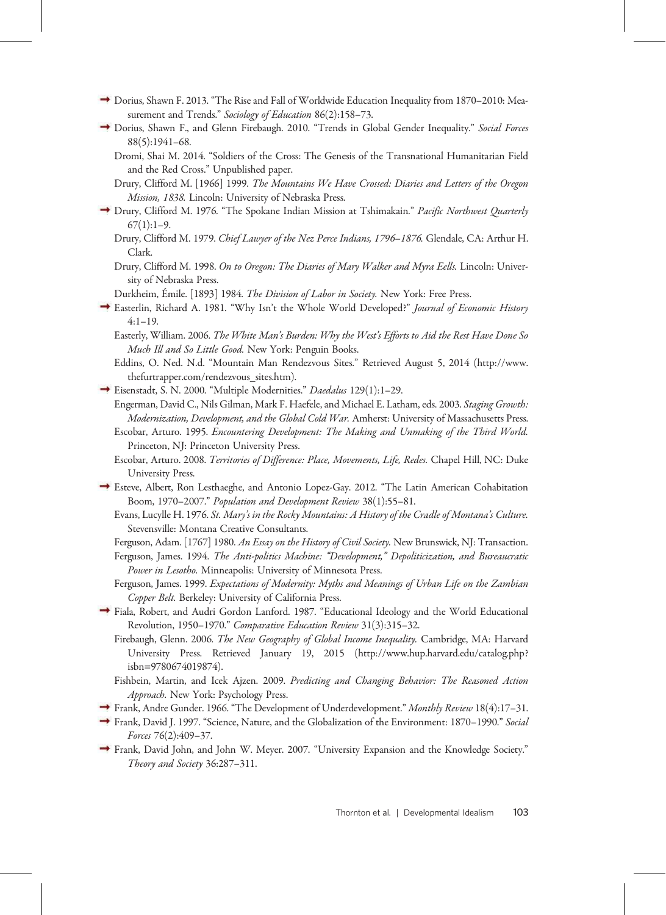Dorius, Shawn F. 2013. "The Rise and Fall of Worldwide Education Inequality from 1870–2010: Measurement and Trends." *Sociology of Education* 86(2):158–73.

Dorius, Shawn F., and Glenn Firebaugh. 2010. "Trends in Global Gender Inequality." *Social Forces* 88(5):1941–68.

Dromi, Shai M. 2014. "Soldiers of the Cross: The Genesis of the Transnational Humanitarian Field and the Red Cross." Unpublished paper.

Drury, Clifford M. [1966] 1999. *The Mountains We Have Crossed: Diaries and Letters of the Oregon Mission, 1838.* Lincoln: University of Nebraska Press.

Drury, Clifford M. 1976. "The Spokane Indian Mission at Tshimakain." *Pacific Northwest Quarterly* 67(1):1–9.

Drury, Clifford M. 1979. *Chief Lawyer of the Nez Perce Indians, 1796–1876.* Glendale, CA: Arthur H. Clark.

Drury, Clifford M. 1998. *On to Oregon: The Diaries of Mary Walker and Myra Eells.* Lincoln: University of Nebraska Press.

Durkheim, Émile. [1893] 1984. *The Division of Labor in Society.* New York: Free Press.

Easterlin, Richard A. 1981. "Why Isn't the Whole World Developed?" *Journal of Economic History* 4:1–19.

Easterly, William. 2006. *The White Man's Burden: Why the West's Efforts to Aid the Rest Have Done So Much Ill and So Little Good.* New York: Penguin Books.

Eddins, O. Ned. N.d. "Mountain Man Rendezvous Sites." Retrieved August 5, 2014 (http://www.thefurtrapper.com/rendezvous_sites.htm).

Eisenstadt, S. N. 2000. "Multiple Modernities." *Daedalus* 129(1):1–29.

Engerman, David C., Nils Gilman, Mark F. Haefele, and Michael E. Latham, eds. 2003. *Staging Growth: Modernization, Development, and the Global Cold War.* Amherst: University of Massachusetts Press.

Escobar, Arturo. 1995. *Encountering Development: The Making and Unmaking of the Third World.* Princeton, NJ: Princeton University Press.

Escobar, Arturo. 2008. *Territories of Difference: Place, Movements, Life, Redes.* Chapel Hill, NC: Duke University Press.

Esteve, Albert, Ron Lesthaeghe, and Antonio Lopez-Gay. 2012. "The Latin American Cohabitation Boom, 1970–2007." *Population and Development Review* 38(1):55–81.

Evans, Lucylle H. 1976. *St. Mary's in the Rocky Mountains: A History of the Cradle of Montana's Culture.* Stevensville: Montana Creative Consultants.

Ferguson, Adam. [1767] 1980. *An Essay on the History of Civil Society.* New Brunswick, NJ: Transaction.

Ferguson, James. 1994. *The Anti-politics Machine: "Development," Depoliticization, and Bureaucratic Power in Lesotho.* Minneapolis: University of Minnesota Press.

Ferguson, James. 1999. *Expectations of Modernity: Myths and Meanings of Urban Life on the Zambian Copper Belt.* Berkeley: University of California Press.

Fiala, Robert, and Audri Gordon Lanford. 1987. "Educational Ideology and the World Educational Revolution, 1950–1970." *Comparative Education Review* 31(3):315–32.

Firebaugh, Glenn. 2006. *The New Geography of Global Income Inequality.* Cambridge, MA: Harvard University Press. Retrieved January 19, 2015 (http://www.hup.harvard.edu/catalog.php?isbn=9780674019874).

Fishbein, Martin, and Icek Ajzen. 2009. *Predicting and Changing Behavior: The Reasoned Action Approach.* New York: Psychology Press.

Frank, Andre Gunder. 1966. "The Development of Underdevelopment." *Monthly Review* 18(4):17–31.

Frank, David J. 1997. "Science, Nature, and the Globalization of the Environment: 1870–1990." *Social Forces* 76(2):409–37.

Frank, David John, and John W. Meyer. 2007. "University Expansion and the Knowledge Society." *Theory and Society* 36:287–311.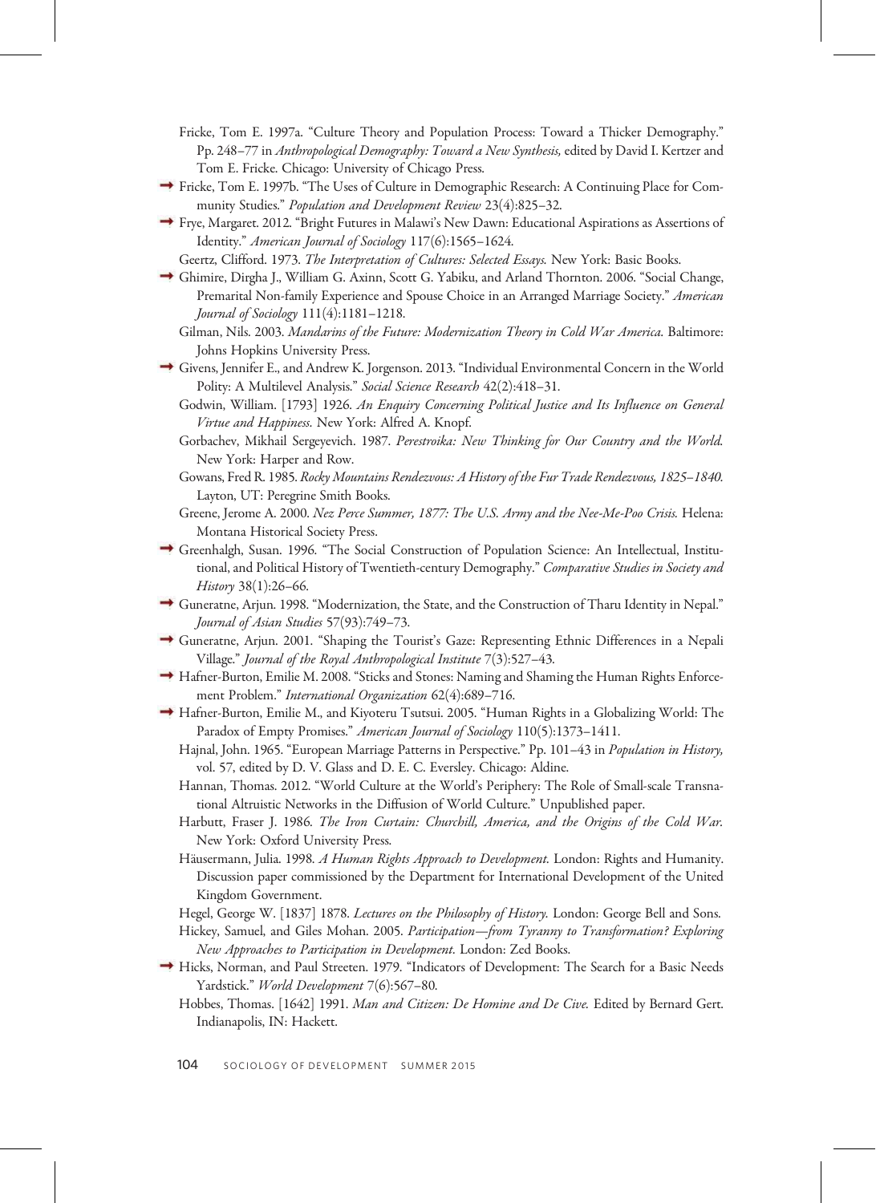Fricke, Tom E. 1997a. "Culture Theory and Population Process: Toward a Thicker Demography." Pp. 248–77 in *Anthropological Demography: Toward a New Synthesis,* edited by David I. Kertzer and Tom E. Fricke. Chicago: University of Chicago Press.

Fricke, Tom E. 1997b. "The Uses of Culture in Demographic Research: A Continuing Place for Community Studies." *Population and Development Review* 23(4):825–32.

Frye, Margaret. 2012. "Bright Futures in Malawi's New Dawn: Educational Aspirations as Assertions of Identity." *American Journal of Sociology* 117(6):1565–1624.

Geertz, Clifford. 1973. *The Interpretation of Cultures: Selected Essays.* New York: Basic Books.

Ghimire, Dirgha J., William G. Axinn, Scott G. Yabiku, and Arland Thornton. 2006. "Social Change, Premarital Non-family Experience and Spouse Choice in an Arranged Marriage Society." *American Journal of Sociology* 111(4):1181–1218.

Gilman, Nils. 2003. *Mandarins of the Future: Modernization Theory in Cold War America.* Baltimore: Johns Hopkins University Press.

Givens, Jennifer E., and Andrew K. Jorgenson. 2013. "Individual Environmental Concern in the World Polity: A Multilevel Analysis." *Social Science Research* 42(2):418–31.

Godwin, William. [1793] 1926. *An Enquiry Concerning Political Justice and Its Influence on General Virtue and Happiness.* New York: Alfred A. Knopf.

Gorbachev, Mikhail Sergeyevich. 1987. *Perestroika: New Thinking for Our Country and the World.* New York: Harper and Row.

Gowans, Fred R. 1985. *Rocky Mountains Rendezvous: A History of the Fur Trade Rendezvous, 1825–1840.* Layton, UT: Peregrine Smith Books.

Greene, Jerome A. 2000. *Nez Perce Summer, 1877: The U.S. Army and the Nee-Me-Poo Crisis.* Helena: Montana Historical Society Press.

Greenhalgh, Susan. 1996. "The Social Construction of Population Science: An Intellectual, Institutional, and Political History of Twentieth-century Demography." *Comparative Studies in Society and History* 38(1):26–66.

Guneratne, Arjun. 1998. "Modernization, the State, and the Construction of Tharu Identity in Nepal." *Journal of Asian Studies* 57(93):749–73.

Guneratne, Arjun. 2001. "Shaping the Tourist's Gaze: Representing Ethnic Differences in a Nepali Village." *Journal of the Royal Anthropological Institute* 7(3):527–43.

Hafner-Burton, Emilie M. 2008. "Sticks and Stones: Naming and Shaming the Human Rights Enforcement Problem." *International Organization* 62(4):689–716.

Hafner-Burton, Emilie M., and Kiyoteru Tsutsui. 2005. "Human Rights in a Globalizing World: The Paradox of Empty Promises." *American Journal of Sociology* 110(5):1373–1411.

Hajnal, John. 1965. "European Marriage Patterns in Perspective." Pp. 101–43 in *Population in History,* vol. 57, edited by D. V. Glass and D. E. C. Eversley. Chicago: Aldine.

Hannan, Thomas. 2012. "World Culture at the World's Periphery: The Role of Small-scale Transnational Altruistic Networks in the Diffusion of World Culture." Unpublished paper.

Harbutt, Fraser J. 1986. *The Iron Curtain: Churchill, America, and the Origins of the Cold War.* New York: Oxford University Press.

Häusermann, Julia. 1998. *A Human Rights Approach to Development.* London: Rights and Humanity. Discussion paper commissioned by the Department for International Development of the United Kingdom Government.

Hegel, George W. [1837] 1878. *Lectures on the Philosophy of History.* London: George Bell and Sons.

Hickey, Samuel, and Giles Mohan. 2005. *Participation—from Tyranny to Transformation? Exploring New Approaches to Participation in Development.* London: Zed Books.

Hicks, Norman, and Paul Streeten. 1979. "Indicators of Development: The Search for a Basic Needs Yardstick." *World Development* 7(6):567–80.

Hobbes, Thomas. [1642] 1991. *Man and Citizen: De Homine and De Cive.* Edited by Bernard Gert. Indianapolis, IN: Hackett.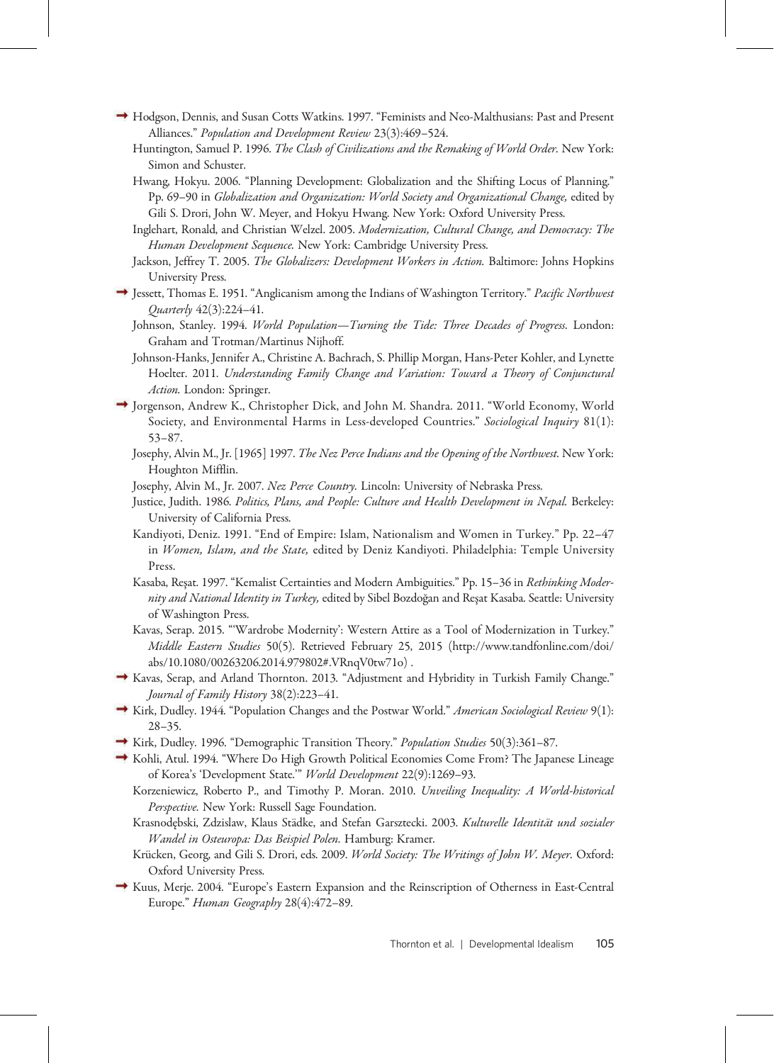Hodgson, Dennis, and Susan Cotts Watkins. 1997. "Feminists and Neo-Malthusians: Past and Present Alliances." *Population and Development Review* 23(3):469–524.

Huntington, Samuel P. 1996. *The Clash of Civilizations and the Remaking of World Order*. New York: Simon and Schuster.

Hwang, Hokyu. 2006. "Planning Development: Globalization and the Shifting Locus of Planning." Pp. 69–90 in *Globalization and Organization: World Society and Organizational Change,* edited by Gili S. Drori, John W. Meyer, and Hokyu Hwang. New York: Oxford University Press.

Inglehart, Ronald, and Christian Welzel. 2005. *Modernization, Cultural Change, and Democracy: The Human Development Sequence*. New York: Cambridge University Press.

Jackson, Jeffrey T. 2005. *The Globalizers: Development Workers in Action*. Baltimore: Johns Hopkins University Press.

Jessett, Thomas E. 1951. "Anglicanism among the Indians of Washington Territory." *Pacific Northwest Quarterly* 42(3):224–41.

Johnson, Stanley. 1994. *World Population—Turning the Tide: Three Decades of Progress*. London: Graham and Trotman/Martinus Nijhoff.

Johnson-Hanks, Jennifer A., Christine A. Bachrach, S. Phillip Morgan, Hans-Peter Kohler, and Lynette Hoelter. 2011. *Understanding Family Change and Variation: Toward a Theory of Conjunctural Action*. London: Springer.

Jorgenson, Andrew K., Christopher Dick, and John M. Shandra. 2011. "World Economy, World Society, and Environmental Harms in Less-developed Countries." *Sociological Inquiry* 81(1): 53–87.

Josephy, Alvin M., Jr. [1965] 1997. *The Nez Perce Indians and the Opening of the Northwest*. New York: Houghton Mifflin.

Josephy, Alvin M., Jr. 2007. *Nez Perce Country*. Lincoln: University of Nebraska Press.

Justice, Judith. 1986. *Politics, Plans, and People: Culture and Health Development in Nepal*. Berkeley: University of California Press.

Kandiyoti, Deniz. 1991. "End of Empire: Islam, Nationalism and Women in Turkey." Pp. 22–47 in *Women, Islam, and the State,* edited by Deniz Kandiyoti. Philadelphia: Temple University Press.

Kasaba, Reşat. 1997. "Kemalist Certainties and Modern Ambiguities." Pp. 15–36 in *Rethinking Modernity and National Identity in Turkey,* edited by Sibel Bozdoğan and Reşat Kasaba. Seattle: University of Washington Press.

Kavas, Serap. 2015. "'Wardrobe Modernity': Western Attire as a Tool of Modernization in Turkey." *Middle Eastern Studies* 50(5). Retrieved February 25, 2015 (http://www.tandfonline.com/doi/abs/10.1080/00263206.2014.979802#.VRnqV0tw71o) .

Kavas, Serap, and Arland Thornton. 2013. "Adjustment and Hybridity in Turkish Family Change." *Journal of Family History* 38(2):223–41.

Kirk, Dudley. 1944. "Population Changes and the Postwar World." *American Sociological Review* 9(1): 28–35.

Kirk, Dudley. 1996. "Demographic Transition Theory." *Population Studies* 50(3):361–87.

Kohli, Atul. 1994. "Where Do High Growth Political Economies Come From? The Japanese Lineage of Korea's 'Development State.'" *World Development* 22(9):1269–93.

Korzeniewicz, Roberto P., and Timothy P. Moran. 2010. *Unveiling Inequality: A World-historical Perspective*. New York: Russell Sage Foundation.

Krasnodębski, Zdzislaw, Klaus Städke, and Stefan Garsztecki. 2003. *Kulturelle Identität und sozialer Wandel in Osteuropa: Das Beispiel Polen*. Hamburg: Kramer.

Krücken, Georg, and Gili S. Drori, eds. 2009. *World Society: The Writings of John W. Meyer*. Oxford: Oxford University Press.

Kuus, Merje. 2004. "Europe's Eastern Expansion and the Reinscription of Otherness in East-Central Europe." *Human Geography* 28(4):472–89.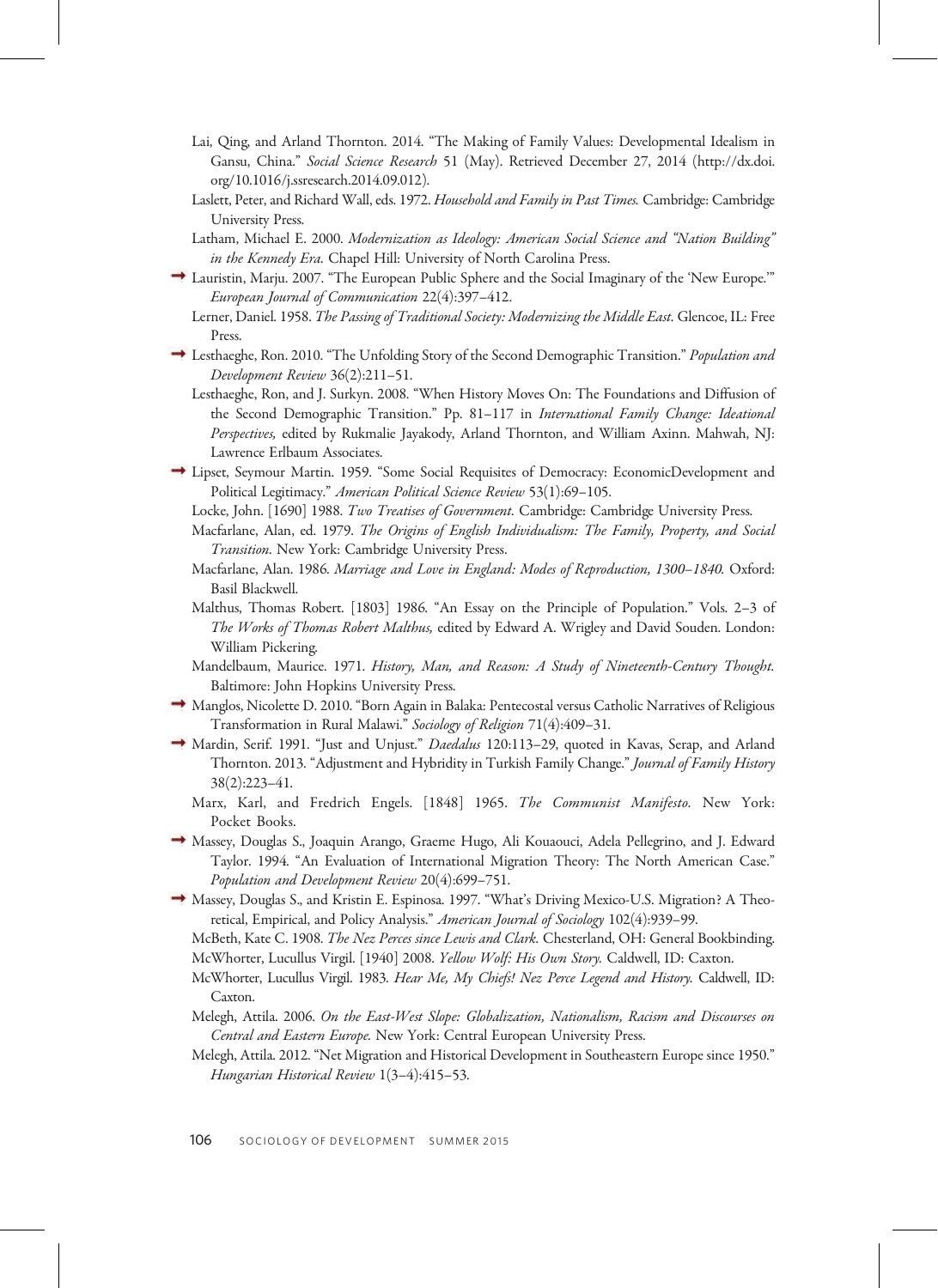Lai, Qing, and Arland Thornton. 2014. "The Making of Family Values: Developmental Idealism in Gansu, China." *Social Science Research* 51 (May). Retrieved December 27, 2014 (http://dx.doi.org/10.1016/j.ssresearch.2014.09.012).

Laslett, Peter, and Richard Wall, eds. 1972. *Household and Family in Past Times.* Cambridge: Cambridge University Press.

Latham, Michael E. 2000. *Modernization as Ideology: American Social Science and "Nation Building" in the Kennedy Era.* Chapel Hill: University of North Carolina Press.

Lauristin, Marju. 2007. "The European Public Sphere and the Social Imaginary of the 'New Europe.'" *European Journal of Communication* 22(4):397–412.

Lerner, Daniel. 1958. *The Passing of Traditional Society: Modernizing the Middle East.* Glencoe, IL: Free Press.

Lesthaeghe, Ron. 2010. "The Unfolding Story of the Second Demographic Transition." *Population and Development Review* 36(2):211–51.

Lesthaeghe, Ron, and J. Surkyn. 2008. "When History Moves On: The Foundations and Diffusion of the Second Demographic Transition." Pp. 81–117 in *International Family Change: Ideational Perspectives,* edited by Rukmalie Jayakody, Arland Thornton, and William Axinn. Mahwah, NJ: Lawrence Erlbaum Associates.

Lipset, Seymour Martin. 1959. "Some Social Requisites of Democracy: EconomicDevelopment and Political Legitimacy." *American Political Science Review* 53(1):69–105.

Locke, John. [1690] 1988. *Two Treatises of Government.* Cambridge: Cambridge University Press.

Macfarlane, Alan, ed. 1979. *The Origins of English Individualism: The Family, Property, and Social Transition.* New York: Cambridge University Press.

Macfarlane, Alan. 1986. *Marriage and Love in England: Modes of Reproduction, 1300–1840.* Oxford: Basil Blackwell.

Malthus, Thomas Robert. [1803] 1986. "An Essay on the Principle of Population." Vols. 2–3 of *The Works of Thomas Robert Malthus,* edited by Edward A. Wrigley and David Souden. London: William Pickering.

Mandelbaum, Maurice. 1971. *History, Man, and Reason: A Study of Nineteenth-Century Thought.* Baltimore: John Hopkins University Press.

Manglos, Nicolette D. 2010. "Born Again in Balaka: Pentecostal versus Catholic Narratives of Religious Transformation in Rural Malawi." *Sociology of Religion* 71(4):409–31.

Mardin, Serif. 1991. "Just and Unjust." *Daedalus* 120:113–29, quoted in Kavas, Serap, and Arland Thornton. 2013. "Adjustment and Hybridity in Turkish Family Change." *Journal of Family History* 38(2):223–41.

Marx, Karl, and Fredrich Engels. [1848] 1965. *The Communist Manifesto.* New York: Pocket Books.

Massey, Douglas S., Joaquin Arango, Graeme Hugo, Ali Kouaouci, Adela Pellegrino, and J. Edward Taylor. 1994. "An Evaluation of International Migration Theory: The North American Case." *Population and Development Review* 20(4):699–751.

Massey, Douglas S., and Kristin E. Espinosa. 1997. "What's Driving Mexico-U.S. Migration? A Theoretical, Empirical, and Policy Analysis." *American Journal of Sociology* 102(4):939–99.

McBeth, Kate C. 1908. *The Nez Perces since Lewis and Clark.* Chesterland, OH: General Bookbinding.

McWhorter, Lucullus Virgil. [1940] 2008. *Yellow Wolf: His Own Story.* Caldwell, ID: Caxton.

McWhorter, Lucullus Virgil. 1983. *Hear Me, My Chiefs! Nez Perce Legend and History.* Caldwell, ID: Caxton.

Melegh, Attila. 2006. *On the East-West Slope: Globalization, Nationalism, Racism and Discourses on Central and Eastern Europe.* New York: Central European University Press.

Melegh, Attila. 2012. "Net Migration and Historical Development in Southeastern Europe since 1950." *Hungarian Historical Review* 1(3–4):415–53.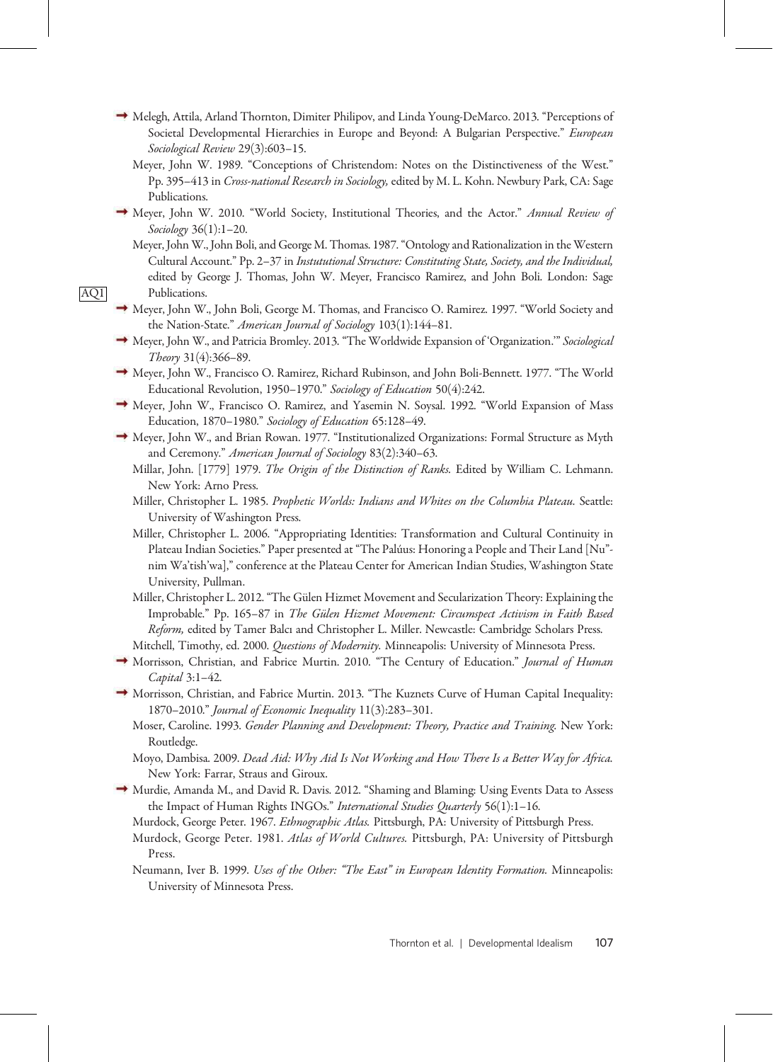Melegh, Attila, Arland Thornton, Dimiter Philipov, and Linda Young-DeMarco. 2013. "Perceptions of Societal Developmental Hierarchies in Europe and Beyond: A Bulgarian Perspective." *European Sociological Review* 29(3):603–15.

Meyer, John W. 1989. "Conceptions of Christendom: Notes on the Distinctiveness of the West." Pp. 395–413 in *Cross-national Research in Sociology,* edited by M. L. Kohn. Newbury Park, CA: Sage Publications.

Meyer, John W. 2010. "World Society, Institutional Theories, and the Actor." *Annual Review of Sociology* 36(1):1–20.

Meyer, John W., John Boli, and George M. Thomas. 1987. "Ontology and Rationalization in the Western Cultural Account." Pp. 2–37 in *Instutitutional Structure: Constituting State, Society, and the Individual,* edited by George J. Thomas, John W. Meyer, Francisco Ramirez, and John Boli. London: Sage Publications.

Meyer, John W., John Boli, George M. Thomas, and Francisco O. Ramirez. 1997. "World Society and the Nation-State." *American Journal of Sociology* 103(1):144–81.

Meyer, John W., and Patricia Bromley. 2013. "The Worldwide Expansion of 'Organization.'" *Sociological Theory* 31(4):366–89.

Meyer, John W., Francisco O. Ramirez, Richard Rubinson, and John Boli-Bennett. 1977. "The World Educational Revolution, 1950–1970." *Sociology of Education* 50(4):242.

Meyer, John W., Francisco O. Ramirez, and Yasemin N. Soysal. 1992. "World Expansion of Mass Education, 1870–1980." *Sociology of Education* 65:128–49.

Meyer, John W., and Brian Rowan. 1977. "Institutionalized Organizations: Formal Structure as Myth and Ceremony." *American Journal of Sociology* 83(2):340–63.

Millar, John. [1779] 1979. *The Origin of the Distinction of Ranks.* Edited by William C. Lehmann. New York: Arno Press.

Miller, Christopher L. 1985. *Prophetic Worlds: Indians and Whites on the Columbia Plateau.* Seattle: University of Washington Press.

Miller, Christopher L. 2006. "Appropriating Identities: Transformation and Cultural Continuity in Plateau Indian Societies." Paper presented at "The Palúus: Honoring a People and Their Land [Nu"-nim Wa'tish'wa]," conference at the Plateau Center for American Indian Studies, Washington State University, Pullman.

Miller, Christopher L. 2012. "The Gülen Hizmet Movement and Secularization Theory: Explaining the Improbable." Pp. 165–87 in *The Gülen Hizmet Movement: Circumspect Activism in Faith Based Reform,* edited by Tamer Balcı and Christopher L. Miller. Newcastle: Cambridge Scholars Press.

Mitchell, Timothy, ed. 2000. *Questions of Modernity.* Minneapolis: University of Minnesota Press.

Morrisson, Christian, and Fabrice Murtin. 2010. "The Century of Education." *Journal of Human Capital* 3:1–42.

Morrisson, Christian, and Fabrice Murtin. 2013. "The Kuznets Curve of Human Capital Inequality: 1870–2010." *Journal of Economic Inequality* 11(3):283–301.

Moser, Caroline. 1993. *Gender Planning and Development: Theory, Practice and Training.* New York: Routledge.

Moyo, Dambisa. 2009. *Dead Aid: Why Aid Is Not Working and How There Is a Better Way for Africa.* New York: Farrar, Straus and Giroux.

Murdie, Amanda M., and David R. Davis. 2012. "Shaming and Blaming: Using Events Data to Assess the Impact of Human Rights INGOs." *International Studies Quarterly* 56(1):1–16.

Murdock, George Peter. 1967. *Ethnographic Atlas.* Pittsburgh, PA: University of Pittsburgh Press.

Murdock, George Peter. 1981. *Atlas of World Cultures.* Pittsburgh, PA: University of Pittsburgh Press.

Neumann, Iver B. 1999. *Uses of the Other: "The East" in European Identity Formation.* Minneapolis: University of Minnesota Press.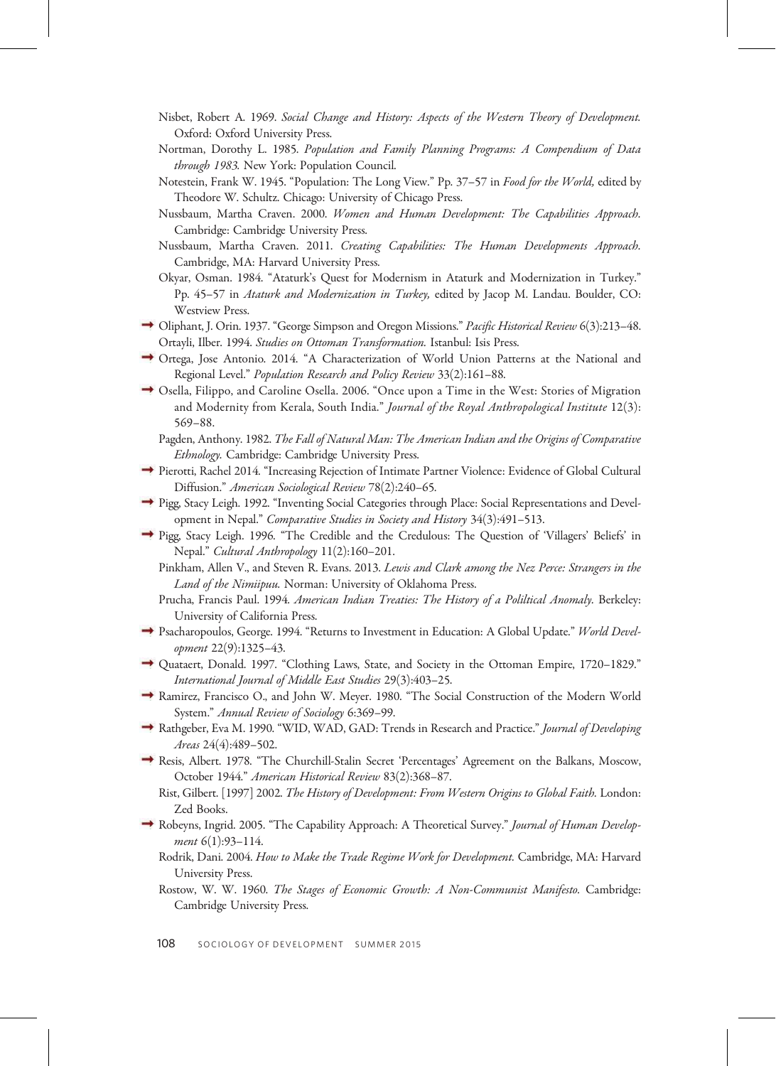Nisbet, Robert A. 1969. *Social Change and History: Aspects of the Western Theory of Development.* Oxford: Oxford University Press.

Nortman, Dorothy L. 1985. *Population and Family Planning Programs: A Compendium of Data through 1983.* New York: Population Council.

Notestein, Frank W. 1945. "Population: The Long View." Pp. 37–57 in *Food for the World,* edited by Theodore W. Schultz. Chicago: University of Chicago Press.

Nussbaum, Martha Craven. 2000. *Women and Human Development: The Capabilities Approach.* Cambridge: Cambridge University Press.

Nussbaum, Martha Craven. 2011. *Creating Capabilities: The Human Developments Approach.* Cambridge, MA: Harvard University Press.

Okyar, Osman. 1984. "Ataturk's Quest for Modernism in Ataturk and Modernization in Turkey." Pp. 45–57 in *Ataturk and Modernization in Turkey,* edited by Jacop M. Landau. Boulder, CO: Westview Press.

Oliphant, J. Orin. 1937. "George Simpson and Oregon Missions." *Pacific Historical Review* 6(3):213–48.

Ortayli, Ilber. 1994. *Studies on Ottoman Transformation.* Istanbul: Isis Press.

Ortega, Jose Antonio. 2014. "A Characterization of World Union Patterns at the National and Regional Level." *Population Research and Policy Review* 33(2):161–88.

Osella, Filippo, and Caroline Osella. 2006. "Once upon a Time in the West: Stories of Migration and Modernity from Kerala, South India." *Journal of the Royal Anthropological Institute* 12(3): 569–88.

Pagden, Anthony. 1982. *The Fall of Natural Man: The American Indian and the Origins of Comparative Ethnology.* Cambridge: Cambridge University Press.

Pierotti, Rachel 2014. "Increasing Rejection of Intimate Partner Violence: Evidence of Global Cultural Diffusion." *American Sociological Review* 78(2):240–65.

Pigg, Stacy Leigh. 1992. "Inventing Social Categories through Place: Social Representations and Development in Nepal." *Comparative Studies in Society and History* 34(3):491–513.

Pigg, Stacy Leigh. 1996. "The Credible and the Credulous: The Question of 'Villagers' Beliefs' in Nepal." *Cultural Anthropology* 11(2):160–201.

Pinkham, Allen V., and Steven R. Evans. 2013. *Lewis and Clark among the Nez Perce: Strangers in the Land of the Nimiipuu.* Norman: University of Oklahoma Press.

Prucha, Francis Paul. 1994. *American Indian Treaties: The History of a Poliltical Anomaly.* Berkeley: University of California Press.

Psacharopoulos, George. 1994. "Returns to Investment in Education: A Global Update." *World Development* 22(9):1325–43.

Quataert, Donald. 1997. "Clothing Laws, State, and Society in the Ottoman Empire, 1720–1829." *International Journal of Middle East Studies* 29(3):403–25.

Ramirez, Francisco O., and John W. Meyer. 1980. "The Social Construction of the Modern World System." *Annual Review of Sociology* 6:369–99.

Rathgeber, Eva M. 1990. "WID, WAD, GAD: Trends in Research and Practice." *Journal of Developing Areas* 24(4):489–502.

Resis, Albert. 1978. "The Churchill-Stalin Secret 'Percentages' Agreement on the Balkans, Moscow, October 1944." *American Historical Review* 83(2):368–87.

Rist, Gilbert. [1997] 2002. *The History of Development: From Western Origins to Global Faith.* London: Zed Books.

Robeyns, Ingrid. 2005. "The Capability Approach: A Theoretical Survey." *Journal of Human Development* 6(1):93–114.

Rodrik, Dani. 2004. *How to Make the Trade Regime Work for Development.* Cambridge, MA: Harvard University Press.

Rostow, W. W. 1960. *The Stages of Economic Growth: A Non-Communist Manifesto.* Cambridge: Cambridge University Press.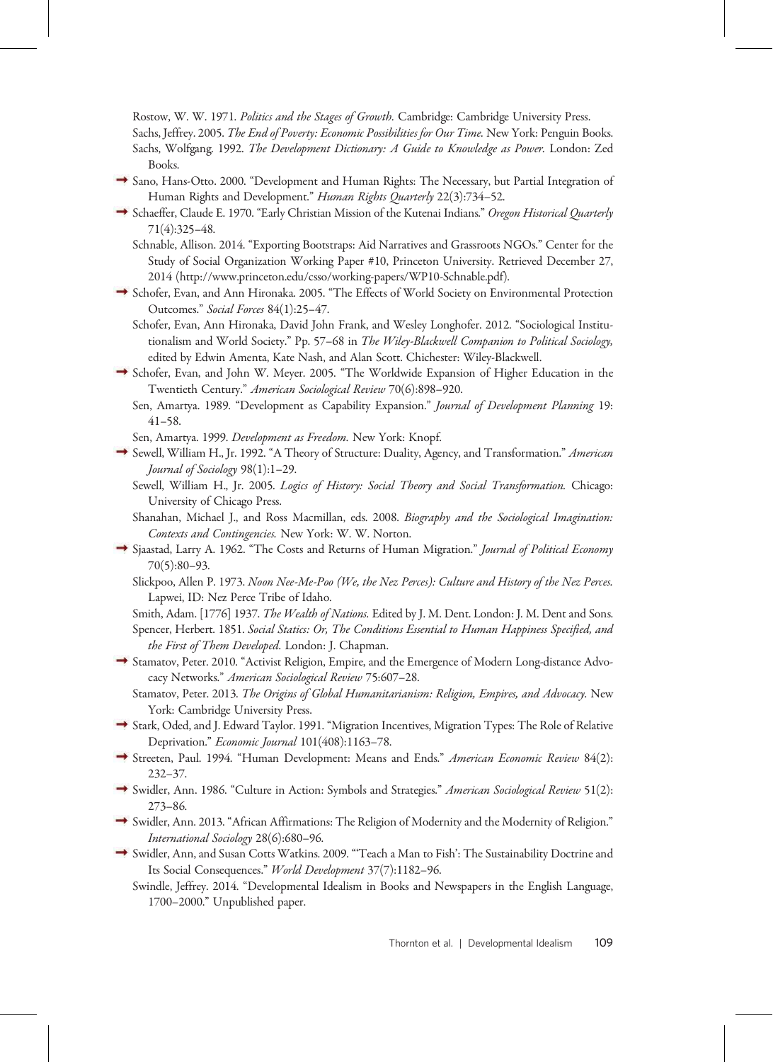Rostow, W. W. 1971. *Politics and the Stages of Growth*. Cambridge: Cambridge University Press.

Sachs, Jeffrey. 2005. *The End of Poverty: Economic Possibilities for Our Time*. New York: Penguin Books.

Sachs, Wolfgang. 1992. *The Development Dictionary: A Guide to Knowledge as Power*. London: Zed Books.

Sano, Hans-Otto. 2000. "Development and Human Rights: The Necessary, but Partial Integration of Human Rights and Development." *Human Rights Quarterly* 22(3):734–52.

Schaeffer, Claude E. 1970. "Early Christian Mission of the Kutenai Indians." *Oregon Historical Quarterly* 71(4):325–48.

Schnable, Allison. 2014. "Exporting Bootstraps: Aid Narratives and Grassroots NGOs." Center for the Study of Social Organization Working Paper #10, Princeton University. Retrieved December 27, 2014 (http://www.princeton.edu/csso/working-papers/WP10-Schnable.pdf).

Schofer, Evan, and Ann Hironaka. 2005. "The Effects of World Society on Environmental Protection Outcomes." *Social Forces* 84(1):25–47.

Schofer, Evan, Ann Hironaka, David John Frank, and Wesley Longhofer. 2012. "Sociological Institutionalism and World Society." Pp. 57–68 in *The Wiley-Blackwell Companion to Political Sociology*, edited by Edwin Amenta, Kate Nash, and Alan Scott. Chichester: Wiley-Blackwell.

Schofer, Evan, and John W. Meyer. 2005. "The Worldwide Expansion of Higher Education in the Twentieth Century." *American Sociological Review* 70(6):898–920.

Sen, Amartya. 1989. "Development as Capability Expansion." *Journal of Development Planning* 19: 41–58.

Sen, Amartya. 1999. *Development as Freedom*. New York: Knopf.

Sewell, William H., Jr. 1992. "A Theory of Structure: Duality, Agency, and Transformation." *American Journal of Sociology* 98(1):1–29.

Sewell, William H., Jr. 2005. *Logics of History: Social Theory and Social Transformation*. Chicago: University of Chicago Press.

Shanahan, Michael J., and Ross Macmillan, eds. 2008. *Biography and the Sociological Imagination: Contexts and Contingencies*. New York: W. W. Norton.

Sjaastad, Larry A. 1962. "The Costs and Returns of Human Migration." *Journal of Political Economy* 70(5):80–93.

Slickpoo, Allen P. 1973. *Noon Nee-Me-Poo (We, the Nez Perces): Culture and History of the Nez Perces*. Lapwei, ID: Nez Perce Tribe of Idaho.

Smith, Adam. [1776] 1937. *The Wealth of Nations*. Edited by J. M. Dent. London: J. M. Dent and Sons.

Spencer, Herbert. 1851. *Social Statics: Or, The Conditions Essential to Human Happiness Specified, and the First of Them Developed*. London: J. Chapman.

Stamatov, Peter. 2010. "Activist Religion, Empire, and the Emergence of Modern Long-distance Advocacy Networks." *American Sociological Review* 75:607–28.

Stamatov, Peter. 2013. *The Origins of Global Humanitarianism: Religion, Empires, and Advocacy*. New York: Cambridge University Press.

Stark, Oded, and J. Edward Taylor. 1991. "Migration Incentives, Migration Types: The Role of Relative Deprivation." *Economic Journal* 101(408):1163–78.

Streeten, Paul. 1994. "Human Development: Means and Ends." *American Economic Review* 84(2): 232–37.

Swidler, Ann. 1986. "Culture in Action: Symbols and Strategies." *American Sociological Review* 51(2): 273–86.

Swidler, Ann. 2013. "African Affirmations: The Religion of Modernity and the Modernity of Religion." *International Sociology* 28(6):680–96.

Swidler, Ann, and Susan Cotts Watkins. 2009. "'Teach a Man to Fish': The Sustainability Doctrine and Its Social Consequences." *World Development* 37(7):1182–96.

Swindle, Jeffrey. 2014. "Developmental Idealism in Books and Newspapers in the English Language, 1700–2000." Unpublished paper.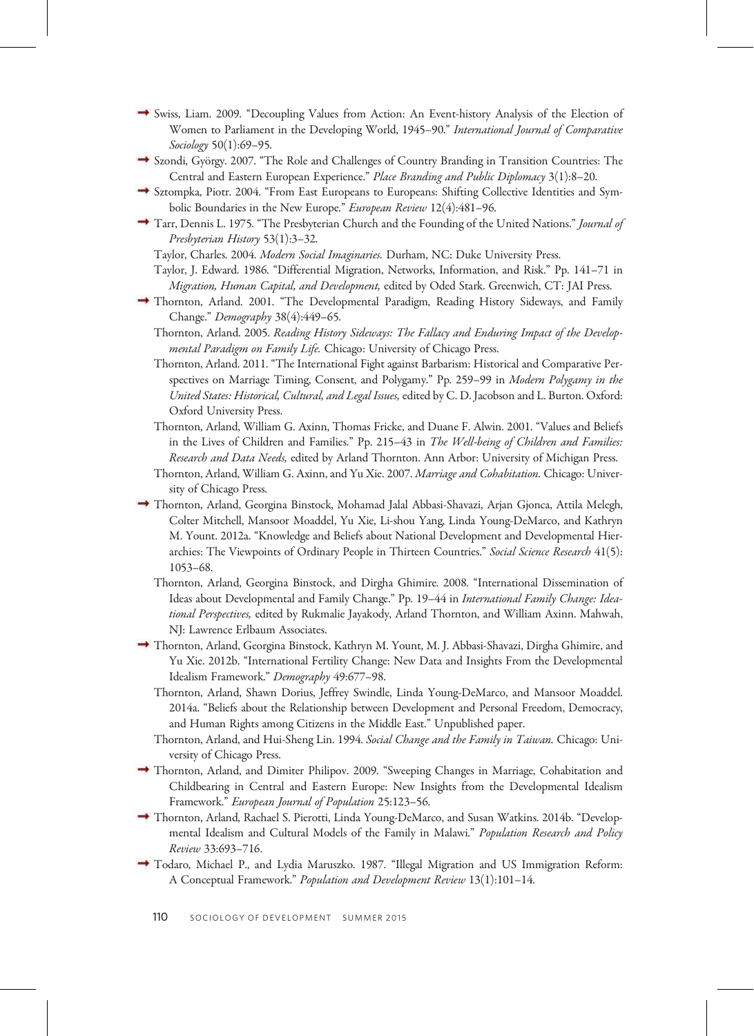Swiss, Liam. 2009. "Decoupling Values from Action: An Event-history Analysis of the Election of Women to Parliament in the Developing World, 1945–90." *International Journal of Comparative Sociology* 50(1):69–95.

Szondi, György. 2007. "The Role and Challenges of Country Branding in Transition Countries: The Central and Eastern European Experience." *Place Branding and Public Diplomacy* 3(1):8–20.

Sztompka, Piotr. 2004. "From East Europeans to Europeans: Shifting Collective Identities and Symbolic Boundaries in the New Europe." *European Review* 12(4):481–96.

Tarr, Dennis L. 1975. "The Presbyterian Church and the Founding of the United Nations." *Journal of Presbyterian History* 53(1):3–32.

Taylor, Charles. 2004. *Modern Social Imaginaries.* Durham, NC: Duke University Press.

Taylor, J. Edward. 1986. "Differential Migration, Networks, Information, and Risk." Pp. 141–71 in *Migration, Human Capital, and Development,* edited by Oded Stark. Greenwich, CT: JAI Press.

Thornton, Arland. 2001. "The Developmental Paradigm, Reading History Sideways, and Family Change." *Demography* 38(4):449–65.

Thornton, Arland. 2005. *Reading History Sideways: The Fallacy and Enduring Impact of the Developmental Paradigm on Family Life.* Chicago: University of Chicago Press.

Thornton, Arland. 2011. "The International Fight against Barbarism: Historical and Comparative Perspectives on Marriage Timing, Consent, and Polygamy." Pp. 259–99 in *Modern Polygamy in the United States: Historical, Cultural, and Legal Issues,* edited by C. D. Jacobson and L. Burton. Oxford: Oxford University Press.

Thornton, Arland, William G. Axinn, Thomas Fricke, and Duane F. Alwin. 2001. "Values and Beliefs in the Lives of Children and Families." Pp. 215–43 in *The Well-being of Children and Families: Research and Data Needs,* edited by Arland Thornton. Ann Arbor: University of Michigan Press.

Thornton, Arland, William G. Axinn, and Yu Xie. 2007. *Marriage and Cohabitation*. Chicago: University of Chicago Press.

Thornton, Arland, Georgina Binstock, Mohamad Jalal Abbasi-Shavazi, Arjan Gjonca, Attila Melegh, Colter Mitchell, Mansoor Moaddel, Yu Xie, Li-shou Yang, Linda Young-DeMarco, and Kathryn M. Yount. 2012a. "Knowledge and Beliefs about National Development and Developmental Hierarchies: The Viewpoints of Ordinary People in Thirteen Countries." *Social Science Research* 41(5): 1053–68.

Thornton, Arland, Georgina Binstock, and Dirgha Ghimire. 2008. "International Dissemination of Ideas about Developmental and Family Change." Pp. 19–44 in *International Family Change: Ideational Perspectives,* edited by Rukmalie Jayakody, Arland Thornton, and William Axinn. Mahwah, NJ: Lawrence Erlbaum Associates.

Thornton, Arland, Georgina Binstock, Kathryn M. Yount, M. J. Abbasi-Shavazi, Dirgha Ghimire, and Yu Xie. 2012b. "International Fertility Change: New Data and Insights From the Developmental Idealism Framework." *Demography* 49:677–98.

Thornton, Arland, Shawn Dorius, Jeffrey Swindle, Linda Young-DeMarco, and Mansoor Moaddel. 2014a. "Beliefs about the Relationship between Development and Personal Freedom, Democracy, and Human Rights among Citizens in the Middle East." Unpublished paper.

Thornton, Arland, and Hui-Sheng Lin. 1994. *Social Change and the Family in Taiwan.* Chicago: University of Chicago Press.

Thornton, Arland, and Dimiter Philipov. 2009. "Sweeping Changes in Marriage, Cohabitation and Childbearing in Central and Eastern Europe: New Insights from the Developmental Idealism Framework." *European Journal of Population* 25:123–56.

Thornton, Arland, Rachael S. Pierotti, Linda Young-DeMarco, and Susan Watkins. 2014b. "Developmental Idealism and Cultural Models of the Family in Malawi." *Population Research and Policy Review* 33:693–716.

Todaro, Michael P., and Lydia Maruszko. 1987. "Illegal Migration and US Immigration Reform: A Conceptual Framework." *Population and Development Review* 13(1):101–14.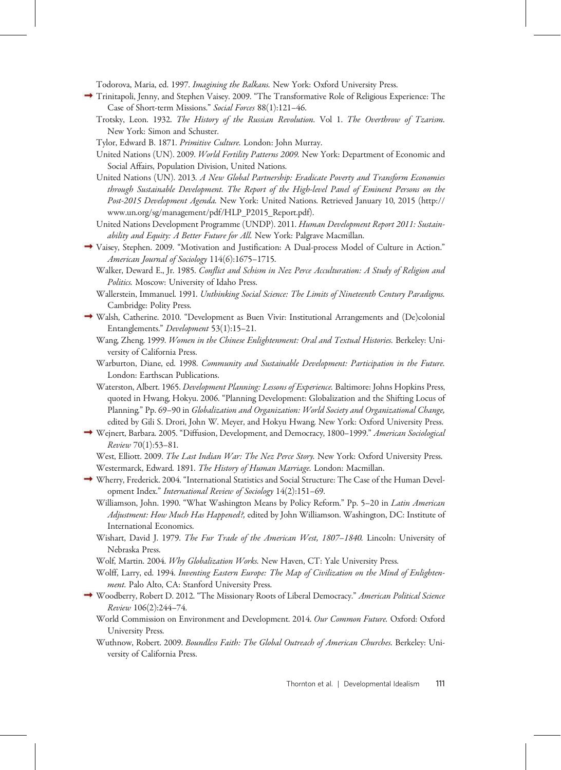Todorova, Maria, ed. 1997. *Imagining the Balkans.* New York: Oxford University Press.

→ Trinitapoli, Jenny, and Stephen Vaisey. 2009. "The Transformative Role of Religious Experience: The Case of Short-term Missions." *Social Forces* 88(1):121–46.

Trotsky, Leon. 1932. *The History of the Russian Revolution.* Vol 1. *The Overthrow of Tzarism.* New York: Simon and Schuster.

Tylor, Edward B. 1871. *Primitive Culture.* London: John Murray.

United Nations (UN). 2009. *World Fertility Patterns 2009.* New York: Department of Economic and Social Affairs, Population Division, United Nations.

United Nations (UN). 2013. *A New Global Partnership: Eradicate Poverty and Transform Economies through Sustainable Development. The Report of the High-level Panel of Eminent Persons on the Post-2015 Development Agenda.* New York: United Nations. Retrieved January 10, 2015 (http://www.un.org/sg/management/pdf/HLP_P2015_Report.pdf).

United Nations Development Programme (UNDP). 2011. *Human Development Report 2011: Sustainability and Equity: A Better Future for All.* New York: Palgrave Macmillan.

→ Vaisey, Stephen. 2009. "Motivation and Justification: A Dual-process Model of Culture in Action." *American Journal of Sociology* 114(6):1675–1715.

Walker, Deward E., Jr. 1985. *Conflict and Schism in Nez Perce Acculturation: A Study of Religion and Politics.* Moscow: University of Idaho Press.

Wallerstein, Immanuel. 1991. *Unthinking Social Science: The Limits of Nineteenth Century Paradigms.* Cambridge: Polity Press.

→ Walsh, Catherine. 2010. "Development as Buen Vivir: Institutional Arrangements and (De)colonial Entanglements." *Development* 53(1):15–21.

Wang, Zheng. 1999. *Women in the Chinese Enlightenment: Oral and Textual Histories.* Berkeley: University of California Press.

Warburton, Diane, ed. 1998. *Community and Sustainable Development: Participation in the Future.* London: Earthscan Publications.

Waterston, Albert. 1965. *Development Planning: Lessons of Experience.* Baltimore: Johns Hopkins Press, quoted in Hwang, Hokyu. 2006. "Planning Development: Globalization and the Shifting Locus of Planning." Pp. 69–90 in *Globalization and Organization: World Society and Organizational Change,* edited by Gili S. Drori, John W. Meyer, and Hokyu Hwang. New York: Oxford University Press.

→ Wejnert, Barbara. 2005. "Diffusion, Development, and Democracy, 1800–1999." *American Sociological Review* 70(1):53–81.

West, Elliott. 2009. *The Last Indian War: The Nez Perce Story.* New York: Oxford University Press.

Westermarck, Edward. 1891. *The History of Human Marriage.* London: Macmillan.

→ Wherry, Frederick. 2004. "International Statistics and Social Structure: The Case of the Human Development Index." *International Review of Sociology* 14(2):151–69.

Williamson, John. 1990. "What Washington Means by Policy Reform." Pp. 5–20 in *Latin American Adjustment: How Much Has Happened?,* edited by John Williamson. Washington, DC: Institute of International Economics.

Wishart, David J. 1979. *The Fur Trade of the American West, 1807–1840.* Lincoln: University of Nebraska Press.

Wolf, Martin. 2004. *Why Globalization Works.* New Haven, CT: Yale University Press.

Wolff, Larry, ed. 1994. *Inventing Eastern Europe: The Map of Civilization on the Mind of Enlightenment.* Palo Alto, CA: Stanford University Press.

→ Woodberry, Robert D. 2012. "The Missionary Roots of Liberal Democracy." *American Political Science Review* 106(2):244–74.

World Commission on Environment and Development. 2014. *Our Common Future.* Oxford: Oxford University Press.

Wuthnow, Robert. 2009. *Boundless Faith: The Global Outreach of American Churches.* Berkeley: University of California Press.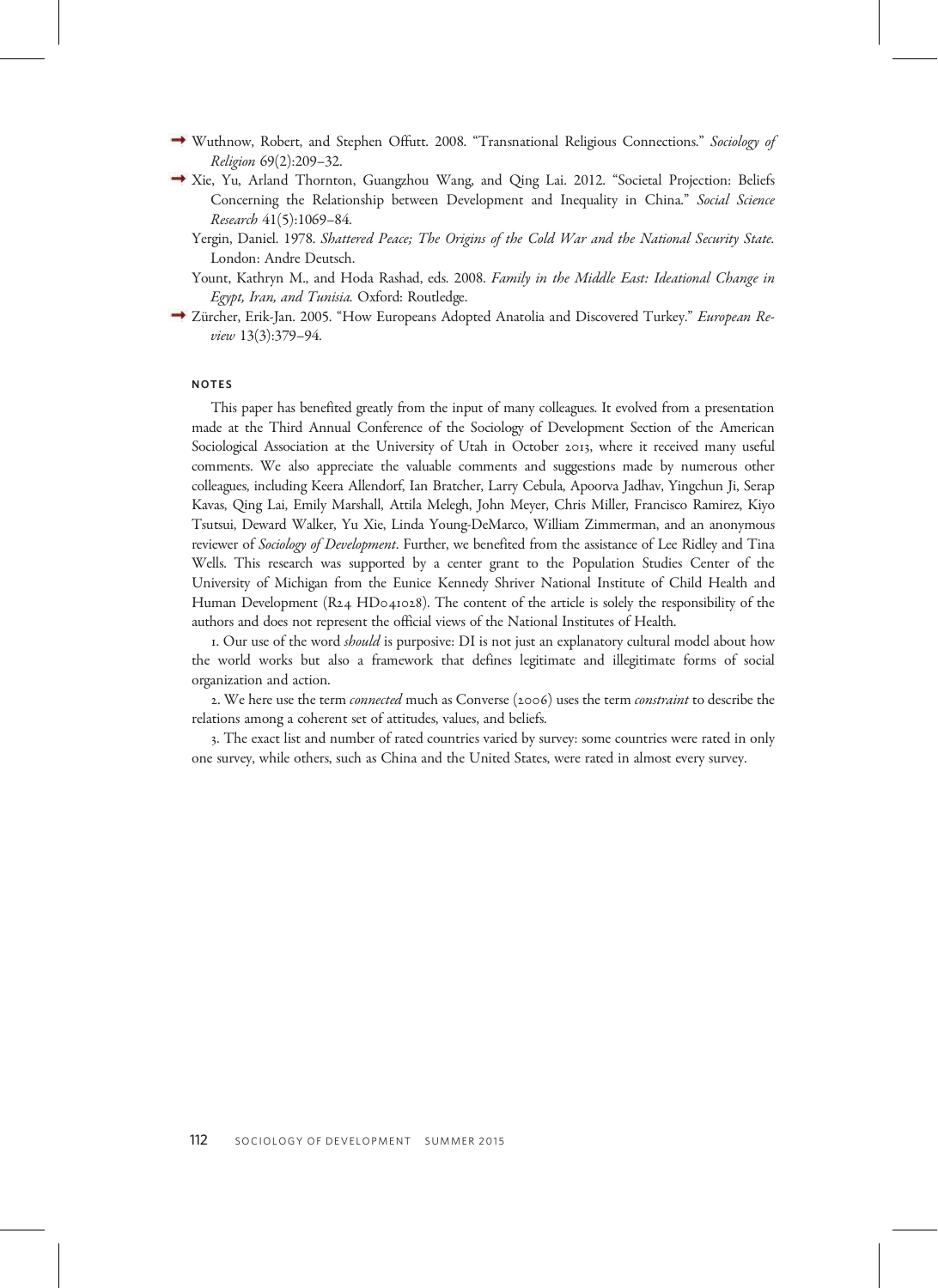Wuthnow, Robert, and Stephen Offutt. 2008. "Transnational Religious Connections." *Sociology of Religion* 69(2):209–32.

Xie, Yu, Arland Thornton, Guangzhou Wang, and Qing Lai. 2012. "Societal Projection: Beliefs Concerning the Relationship between Development and Inequality in China." *Social Science Research* 41(5):1069–84.

Yergin, Daniel. 1978. *Shattered Peace; The Origins of the Cold War and the National Security State.* London: Andre Deutsch.

Yount, Kathryn M., and Hoda Rashad, eds. 2008. *Family in the Middle East: Ideational Change in Egypt, Iran, and Tunisia.* Oxford: Routledge.

Zürcher, Erik-Jan. 2005. "How Europeans Adopted Anatolia and Discovered Turkey." *European Review* 13(3):379–94.

## NOTES

This paper has benefited greatly from the input of many colleagues. It evolved from a presentation made at the Third Annual Conference of the Sociology of Development Section of the American Sociological Association at the University of Utah in October 2013, where it received many useful comments. We also appreciate the valuable comments and suggestions made by numerous other colleagues, including Keera Allendorf, Ian Bratcher, Larry Cebula, Apoorva Jadhav, Yingchun Ji, Serap Kavas, Qing Lai, Emily Marshall, Attila Melegh, John Meyer, Chris Miller, Francisco Ramirez, Kiyo Tsutsui, Deward Walker, Yu Xie, Linda Young-DeMarco, William Zimmerman, and an anonymous reviewer of *Sociology of Development*. Further, we benefited from the assistance of Lee Ridley and Tina Wells. This research was supported by a center grant to the Population Studies Center of the University of Michigan from the Eunice Kennedy Shriver National Institute of Child Health and Human Development (R24 HD041028). The content of the article is solely the responsibility of the authors and does not represent the official views of the National Institutes of Health.

1. Our use of the word *should* is purposive: DI is not just an explanatory cultural model about how the world works but also a framework that defines legitimate and illegitimate forms of social organization and action.

2. We here use the term *connected* much as Converse (2006) uses the term *constraint* to describe the relations among a coherent set of attitudes, values, and beliefs.

3. The exact list and number of rated countries varied by survey: some countries were rated in only one survey, while others, such as China and the United States, were rated in almost every survey.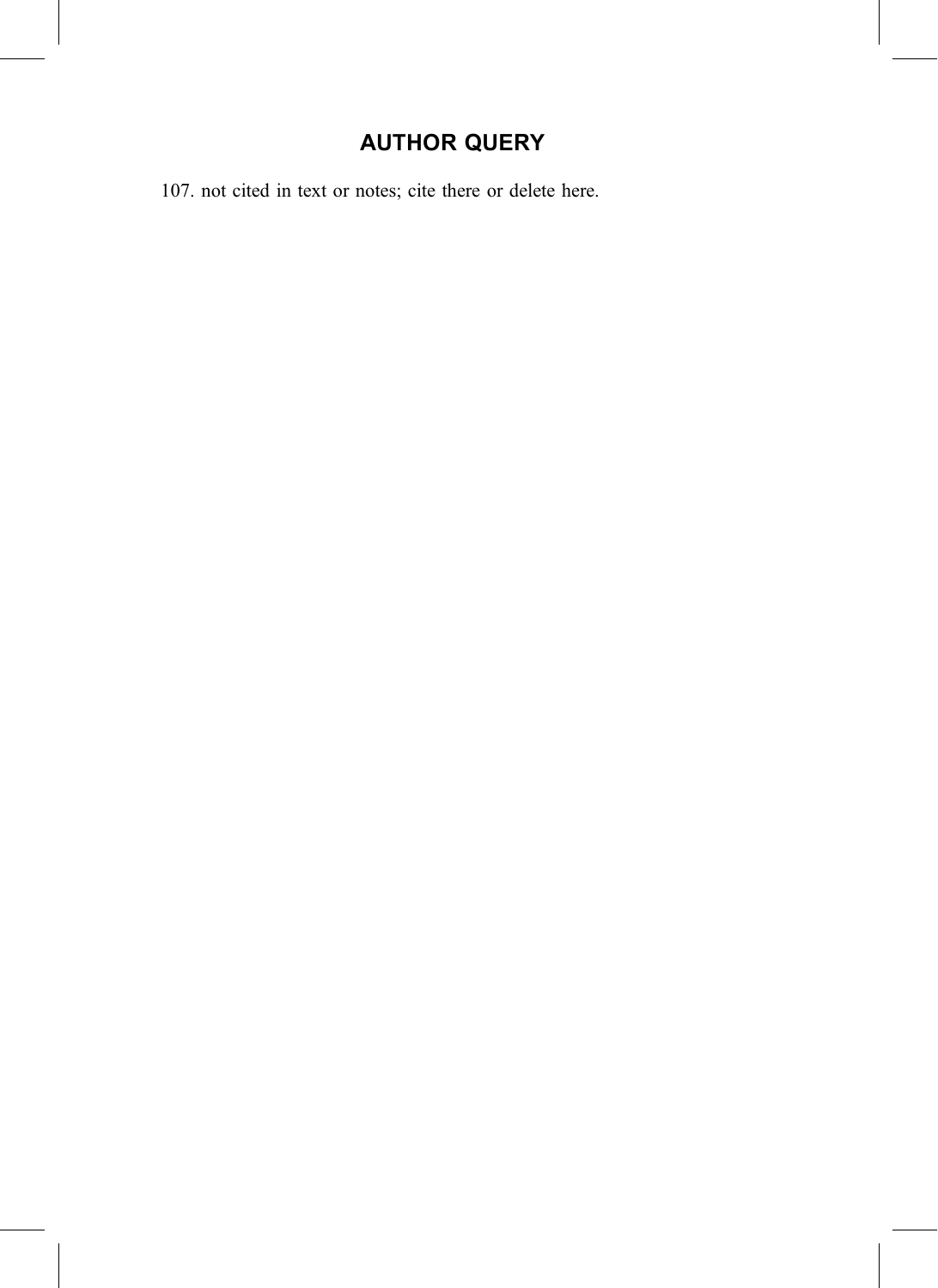## AUTHOR QUERY

107. not cited in text or notes; cite there or delete here.